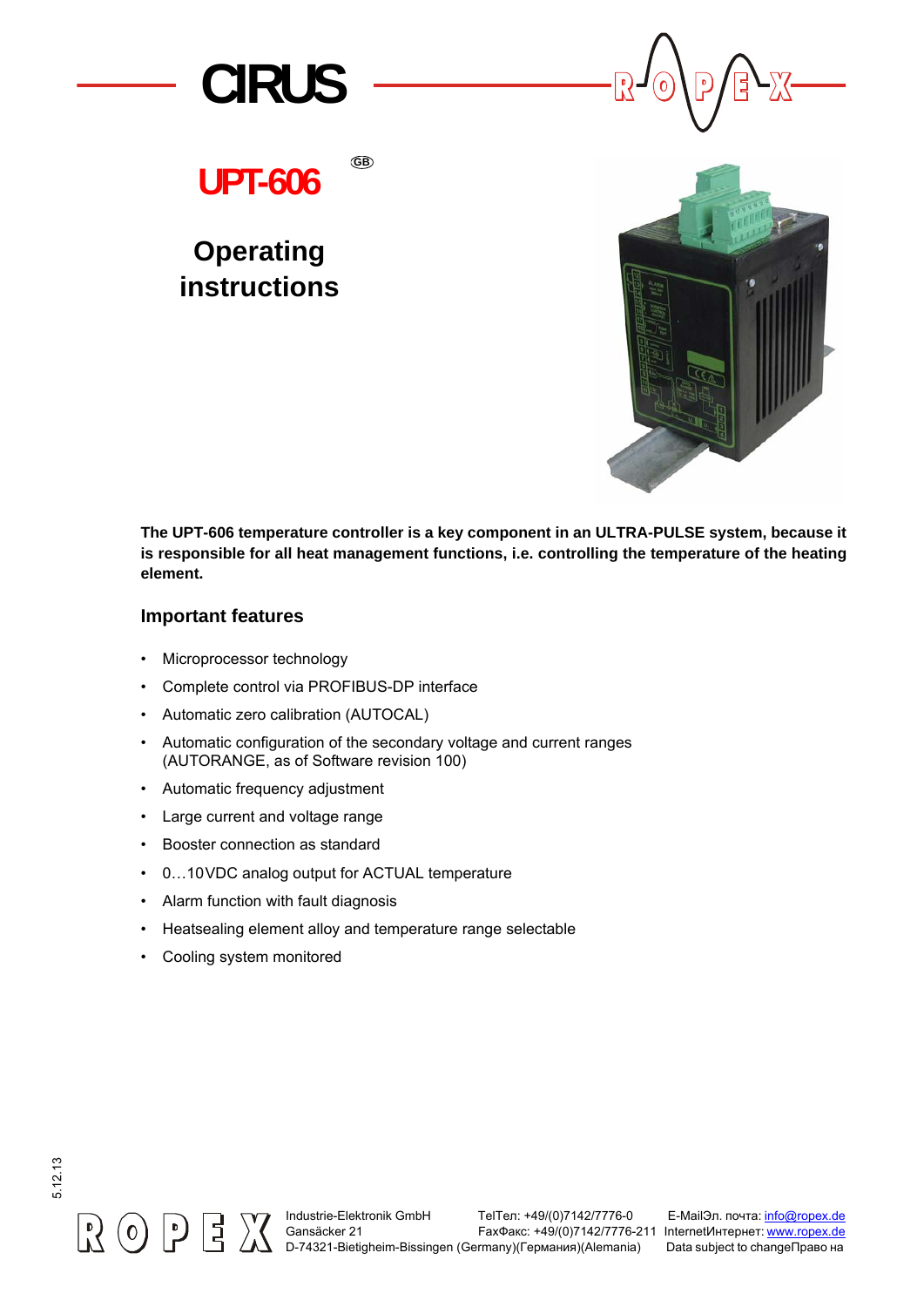# CIRUS

# UPT-606

GB

## Operating instructions

**The UPT-606 temperature controller is a key component in an ULTRA-PULSE system, because it is responsible for all heat management functions, i.e. controlling the temperature of the heating element.**

### Important features

- Microprocessor technology
- Complete control via PROFIBUS-DP interface
- Automatic zero calibration (AUTOCAL)
- Automatic configuration of the secondary voltage and current ranges (AUTORANGE, as of Software revision 100)
- Automatic frequency adjustment
- Large current and voltage range
- Booster connection as standard
- 0…10VDC analog output for ACTUAL temperature
- Alarm function with fault diagnosis
- Heatsealing element alloy and temperature range selectable
- Cooling system monitored

5.12.13

Industrie-Elektronik GmbH
Gansäcker 21
D-74321-Bietigheim-Bissingen (Germany)(Германия)(Alemania)

TelТел: +49/(0)7142/7776-0
FaxФакс: +49/(0)7142/7776-211

E-MailЭл. почта: info@ropex.de
InternetИнтернет: www.ropex.de
Data subject to changeПраво на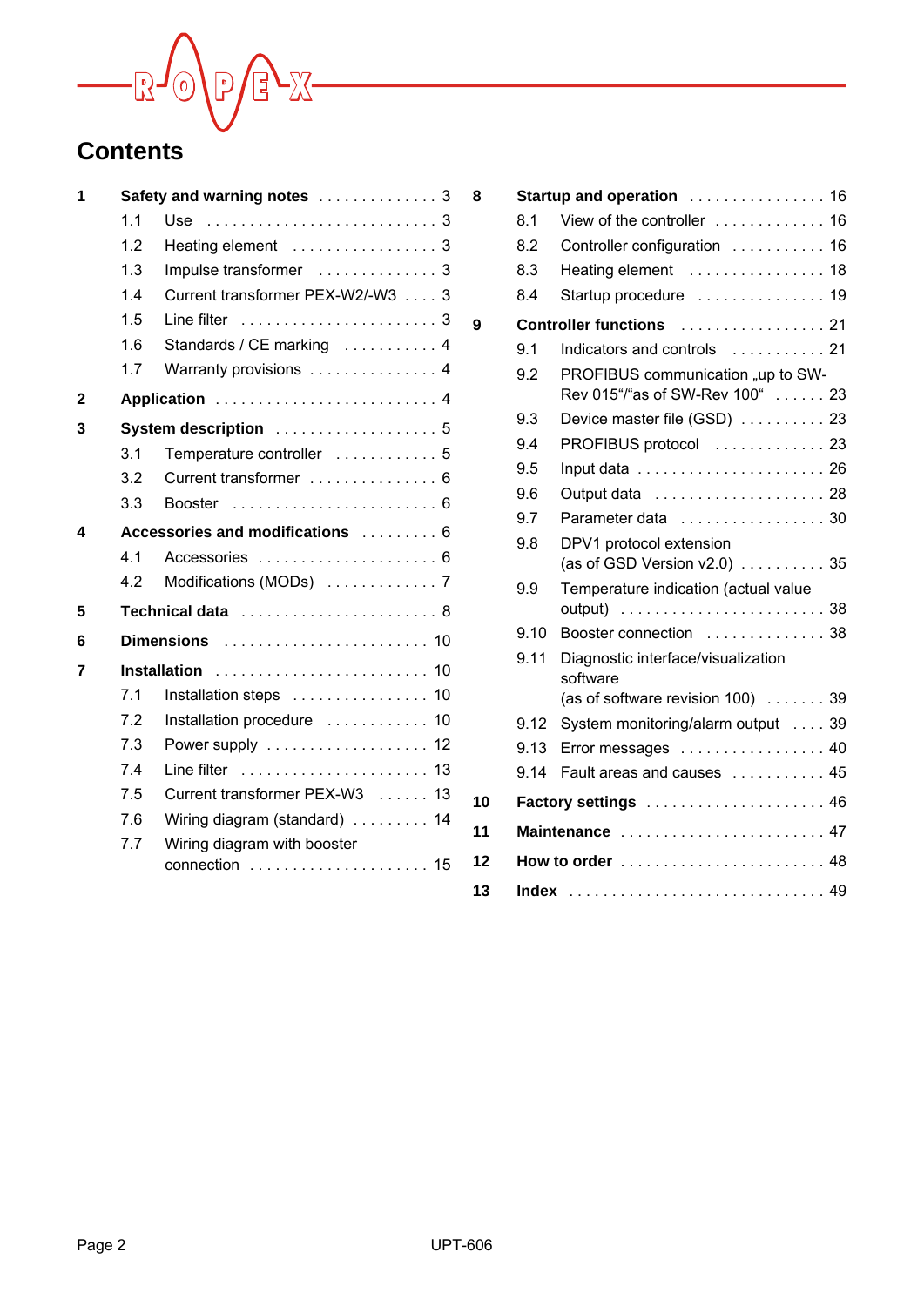# Contents

**1 Safety and warning notes** . . . . . . . . . . . . . . 3
- 1.1 Use . . . . . . . . . . . . . . . . . . . . . . . . . . . 3
- 1.2 Heating element . . . . . . . . . . . . . . . . . 3
- 1.3 Impulse transformer . . . . . . . . . . . . . . 3
- 1.4 Current transformer PEX-W2/-W3 . . . . 3
- 1.5 Line filter . . . . . . . . . . . . . . . . . . . . . . . 3
- 1.6 Standards / CE marking . . . . . . . . . . . 4
- 1.7 Warranty provisions . . . . . . . . . . . . . . . 4

**2 Application** . . . . . . . . . . . . . . . . . . . . . . . . . 4

**3 System description** . . . . . . . . . . . . . . . . . . . 5
- 3.1 Temperature controller . . . . . . . . . . . . 5
- 3.2 Current transformer . . . . . . . . . . . . . . . 6
- 3.3 Booster . . . . . . . . . . . . . . . . . . . . . . . . 6

**4 Accessories and modifications** . . . . . . . . . 6
- 4.1 Accessories . . . . . . . . . . . . . . . . . . . . . 6
- 4.2 Modifications (MODs) . . . . . . . . . . . . . 7

**5 Technical data** . . . . . . . . . . . . . . . . . . . . . . . 8

**6 Dimensions** . . . . . . . . . . . . . . . . . . . . . . . . 10

**7 Installation** . . . . . . . . . . . . . . . . . . . . . . . . . 10
- 7.1 Installation steps . . . . . . . . . . . . . . . . 10
- 7.2 Installation procedure . . . . . . . . . . . . 10
- 7.3 Power supply . . . . . . . . . . . . . . . . . . . 12
- 7.4 Line filter . . . . . . . . . . . . . . . . . . . . . . 13
- 7.5 Current transformer PEX-W3 . . . . . . 13
- 7.6 Wiring diagram (standard) . . . . . . . . . 14
- 7.7 Wiring diagram with booster connection . . . . . . . . . . . . . . . . . . . . . 15

**8 Startup and operation** . . . . . . . . . . . . . . . . 16
- 8.1 View of the controller . . . . . . . . . . . . . 16
- 8.2 Controller configuration . . . . . . . . . . . 16
- 8.3 Heating element . . . . . . . . . . . . . . . . 18
- 8.4 Startup procedure . . . . . . . . . . . . . . . 19

**9 Controller functions** . . . . . . . . . . . . . . . . . 21
- 9.1 Indicators and controls . . . . . . . . . . . 21
- 9.2 PROFIBUS communication „up to SW-Rev 015“/“as of SW-Rev 100“ . . . . . . 23
- 9.3 Device master file (GSD) . . . . . . . . . . 23
- 9.4 PROFIBUS protocol . . . . . . . . . . . . . 23
- 9.5 Input data . . . . . . . . . . . . . . . . . . . . . . 26
- 9.6 Output data . . . . . . . . . . . . . . . . . . . . 28
- 9.7 Parameter data . . . . . . . . . . . . . . . . . 30
- 9.8 DPV1 protocol extension (as of GSD Version v2.0) . . . . . . . . . . 35
- 9.9 Temperature indication (actual value output) . . . . . . . . . . . . . . . . . . . . . . . . 38
- 9.10 Booster connection . . . . . . . . . . . . . . 38
- 9.11 Diagnostic interface/visualization software (as of software revision 100) . . . . . . . 39
- 9.12 System monitoring/alarm output . . . . 39
- 9.13 Error messages . . . . . . . . . . . . . . . . . 40
- 9.14 Fault areas and causes . . . . . . . . . . . 45

**10 Factory settings** . . . . . . . . . . . . . . . . . . . . . 46

**11 Maintenance** . . . . . . . . . . . . . . . . . . . . . . . . 47

**12 How to order** . . . . . . . . . . . . . . . . . . . . . . . . 48

**13 Index** . . . . . . . . . . . . . . . . . . . . . . . . . . . . . 49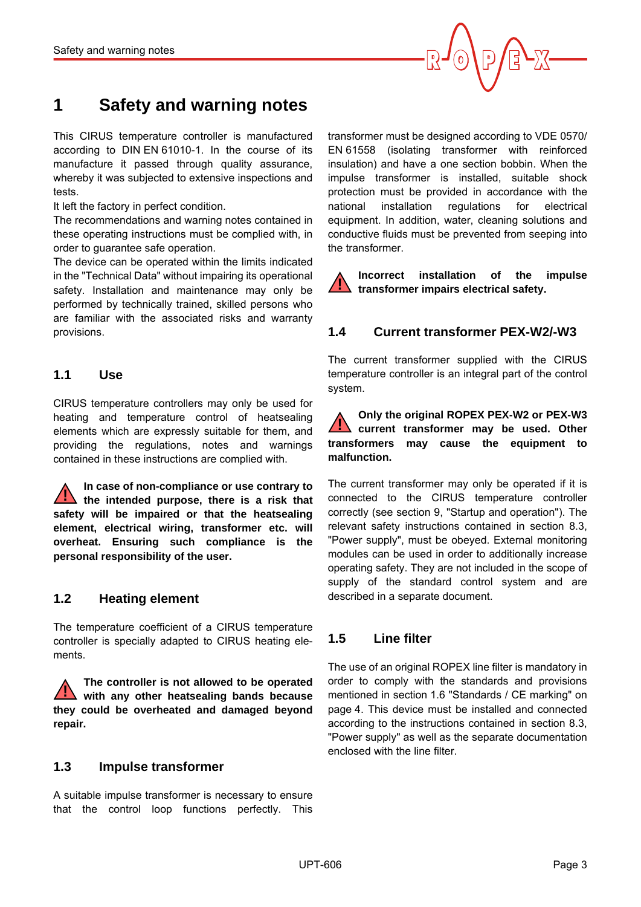# 1 Safety and warning notes

This CIRUS temperature controller is manufactured according to DIN EN 61010-1. In the course of its manufacture it passed through quality assurance, whereby it was subjected to extensive inspections and tests.

It left the factory in perfect condition.

The recommendations and warning notes contained in these operating instructions must be complied with, in order to guarantee safe operation.

The device can be operated within the limits indicated in the "Technical Data" without impairing its operational safety. Installation and maintenance may only be performed by technically trained, skilled persons who are familiar with the associated risks and warranty provisions.

## 1.1 Use

CIRUS temperature controllers may only be used for heating and temperature control of heatsealing elements which are expressly suitable for them, and providing the regulations, notes and warnings contained in these instructions are complied with.

**In case of non-compliance or use contrary to the intended purpose, there is a risk that safety will be impaired or that the heatsealing element, electrical wiring, transformer etc. will overheat. Ensuring such compliance is the personal responsibility of the user.**

## 1.2 Heating element

The temperature coefficient of a CIRUS temperature controller is specially adapted to CIRUS heating elements.

**The controller is not allowed to be operated with any other heatsealing bands because they could be overheated and damaged beyond repair.**

## 1.3 Impulse transformer

A suitable impulse transformer is necessary to ensure that the control loop functions perfectly. This transformer must be designed according to VDE 0570/ EN 61558 (isolating transformer with reinforced insulation) and have a one section bobbin. When the impulse transformer is installed, suitable shock protection must be provided in accordance with the national installation regulations for electrical equipment. In addition, water, cleaning solutions and conductive fluids must be prevented from seeping into the transformer.

**Incorrect installation of the impulse transformer impairs electrical safety.**

## 1.4 Current transformer PEX-W2/-W3

The current transformer supplied with the CIRUS temperature controller is an integral part of the control system.

**Only the original ROPEX PEX-W2 or PEX-W3 current transformer may be used. Other transformers may cause the equipment to malfunction.**

The current transformer may only be operated if it is connected to the CIRUS temperature controller correctly (see section 9, "Startup and operation"). The relevant safety instructions contained in section 8.3, "Power supply", must be obeyed. External monitoring modules can be used in order to additionally increase operating safety. They are not included in the scope of supply of the standard control system and are described in a separate document.

## 1.5 Line filter

The use of an original ROPEX line filter is mandatory in order to comply with the standards and provisions mentioned in section 1.6 "Standards / CE marking" on page 4. This device must be installed and connected according to the instructions contained in section 8.3, "Power supply" as well as the separate documentation enclosed with the line filter.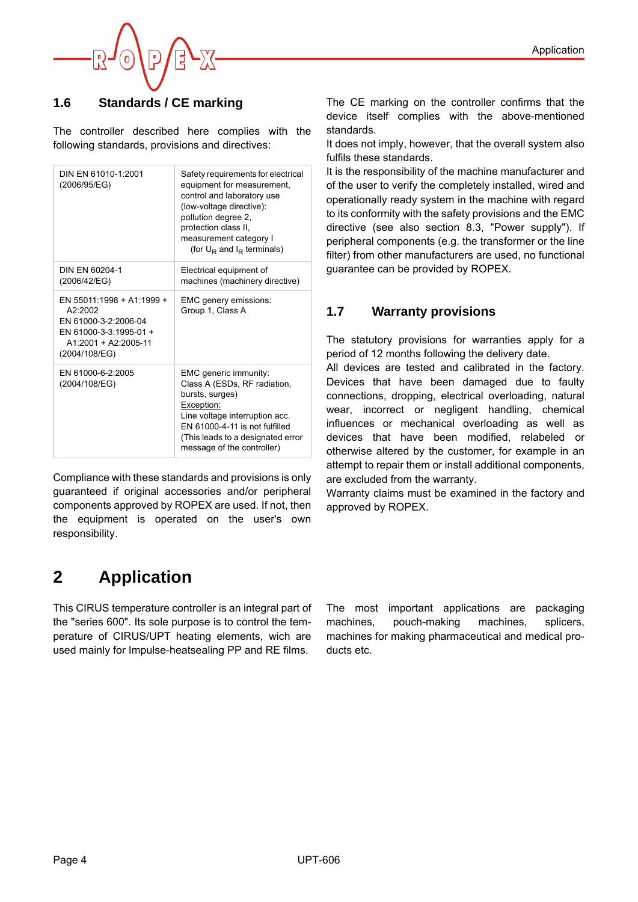### 1.6 Standards / CE marking

The controller described here complies with the following standards, provisions and directives:

| | |
|---|---|
| DIN EN 61010-1:2001 (2006/95/EG) | Safety requirements for electrical equipment for measurement, control and laboratory use (low-voltage directive): pollution degree 2, protection class II, measurement category I (for $U_R$ and $I_R$ terminals) |
| DIN EN 60204-1 (2006/42/EG) | Electrical equipment of machines (machinery directive) |
| EN 55011:1998 + A1:1999 + A2:2002<br>EN 61000-3-2:2006-04<br>EN 61000-3-3:1995-01 + A1:2001 + A2:2005-11<br>(2004/108/EG) | EMC genery emissions: Group 1, Class A |
| EN 61000-6-2:2005 (2004/108/EG) | EMC generic immunity: Class A (ESDs, RF radiation, bursts, surges)<br>Exception:<br>Line voltage interruption acc. EN 61000-4-11 is not fulfilled (This leads to a designated error message of the controller) |

Compliance with these standards and provisions is only guaranteed if original accessories and/or peripheral components approved by ROPEX are used. If not, then the equipment is operated on the user's own responsibility.

The CE marking on the controller confirms that the device itself complies with the above-mentioned standards.

It does not imply, however, that the overall system also fulfils these standards.

It is the responsibility of the machine manufacturer and of the user to verify the completely installed, wired and operationally ready system in the machine with regard to its conformity with the safety provisions and the EMC directive (see also section 8.3, "Power supply"). If peripheral components (e.g. the transformer or the line filter) from other manufacturers are used, no functional guarantee can be provided by ROPEX.

### 1.7 Warranty provisions

The statutory provisions for warranties apply for a period of 12 months following the delivery date.

All devices are tested and calibrated in the factory. Devices that have been damaged due to faulty connections, dropping, electrical overloading, natural wear, incorrect or negligent handling, chemical influences or mechanical overloading as well as devices that have been modified, relabeled or otherwise altered by the customer, for example in an attempt to repair them or install additional components, are excluded from the warranty.

Warranty claims must be examined in the factory and approved by ROPEX.

## 2 Application

This CIRUS temperature controller is an integral part of the "series 600". Its sole purpose is to control the temperature of CIRUS/UPT heating elements, wich are used mainly for Impulse-heatsealing PP and RE films.

The most important applications are packaging machines, pouch-making machines, splicers, machines for making pharmaceutical and medical products etc.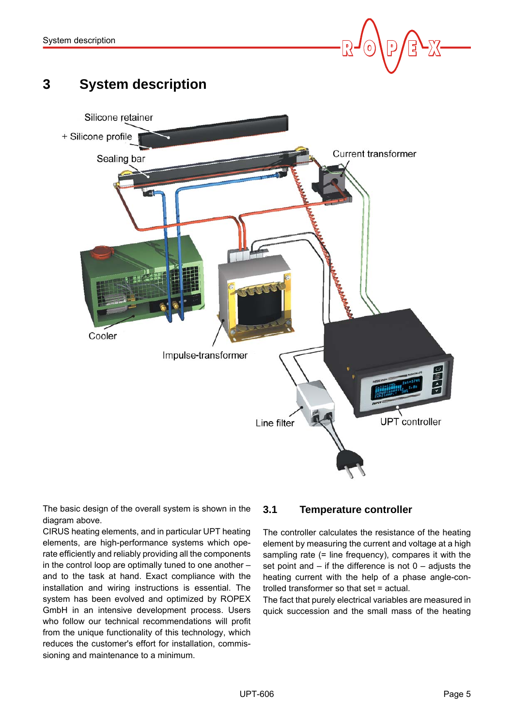# 3 System description

The basic design of the overall system is shown in the diagram above.

CIRUS heating elements, and in particular UPT heating elements, are high-performance systems which operate efficiently and reliably providing all the components in the control loop are optimally tuned to one another – and to the task at hand. Exact compliance with the installation and wiring instructions is essential. The system has been evolved and optimized by ROPEX GmbH in an intensive development process. Users who follow our technical recommendations will profit from the unique functionality of this technology, which reduces the customer's effort for installation, commissioning and maintenance to a minimum.

## 3.1 Temperature controller

The controller calculates the resistance of the heating element by measuring the current and voltage at a high sampling rate (= line frequency), compares it with the set point and – if the difference is not 0 – adjusts the heating current with the help of a phase angle-controlled transformer so that set = actual.

The fact that purely electrical variables are measured in quick succession and the small mass of the heating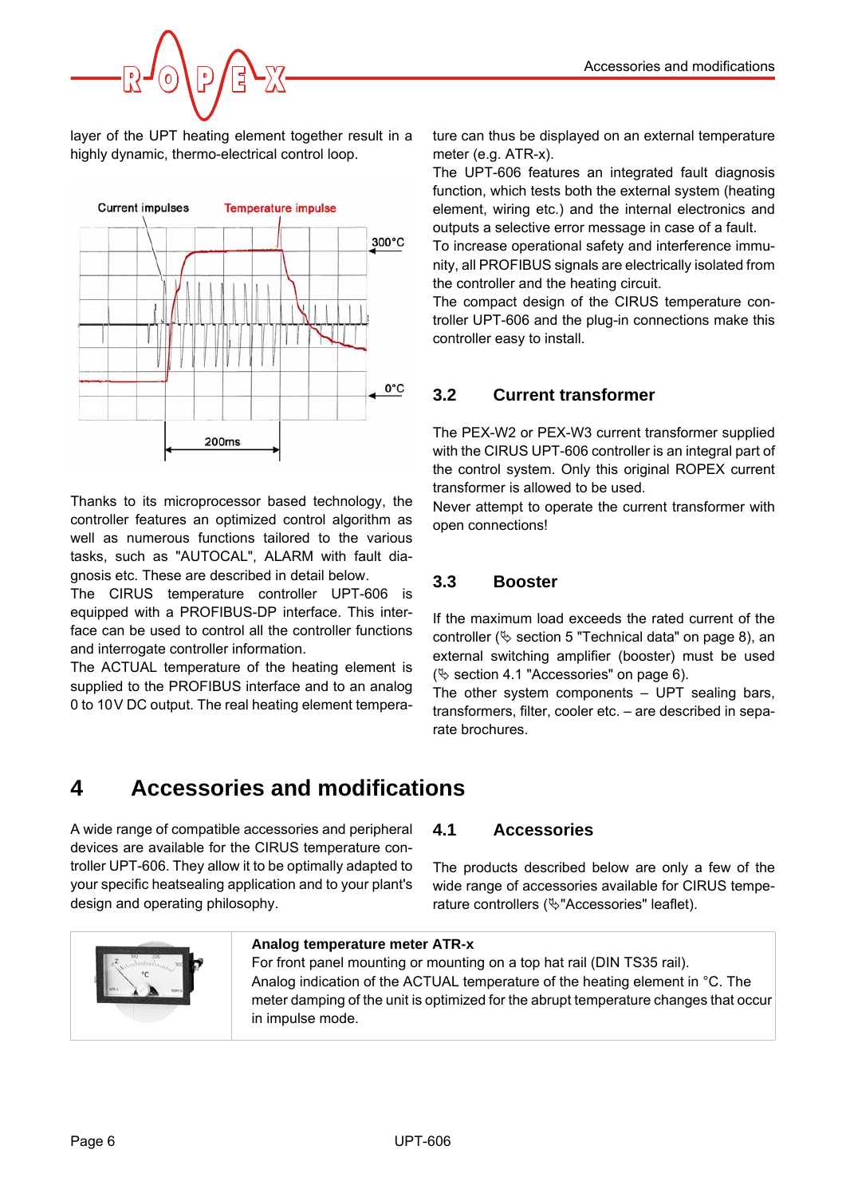layer of the UPT heating element together result in a highly dynamic, thermo-electrical control loop.

Thanks to its microprocessor based technology, the controller features an optimized control algorithm as well as numerous functions tailored to the various tasks, such as "AUTOCAL", ALARM with fault diagnosis etc. These are described in detail below.

The CIRUS temperature controller UPT-606 is equipped with a PROFIBUS-DP interface. This interface can be used to control all the controller functions and interrogate controller information.

The ACTUAL temperature of the heating element is supplied to the PROFIBUS interface and to an analog 0 to 10V DC output. The real heating element temperature can thus be displayed on an external temperature meter (e.g. ATR-x).

The UPT-606 features an integrated fault diagnosis function, which tests both the external system (heating element, wiring etc.) and the internal electronics and outputs a selective error message in case of a fault.

To increase operational safety and interference immunity, all PROFIBUS signals are electrically isolated from the controller and the heating circuit.

The compact design of the CIRUS temperature controller UPT-606 and the plug-in connections make this controller easy to install.

### 3.2 Current transformer

The PEX-W2 or PEX-W3 current transformer supplied with the CIRUS UPT-606 controller is an integral part of the control system. Only this original ROPEX current transformer is allowed to be used.

Never attempt to operate the current transformer with open connections!

### 3.3 Booster

If the maximum load exceeds the rated current of the controller (✎ section 5 "Technical data" on page 8), an external switching amplifier (booster) must be used (✎ section 4.1 "Accessories" on page 6).

The other system components – UPT sealing bars, transformers, filter, cooler etc. – are described in separate brochures.

## 4 Accessories and modifications

A wide range of compatible accessories and peripheral devices are available for the CIRUS temperature controller UPT-606. They allow it to be optimally adapted to your specific heatsealing application and to your plant's design and operating philosophy.

### 4.1 Accessories

The products described below are only a few of the wide range of accessories available for CIRUS temperature controllers (✎"Accessories" leaflet).

**Analog temperature meter ATR-x**

For front panel mounting or mounting on a top hat rail (DIN TS35 rail).

Analog indication of the ACTUAL temperature of the heating element in °C. The meter damping of the unit is optimized for the abrupt temperature changes that occur in impulse mode.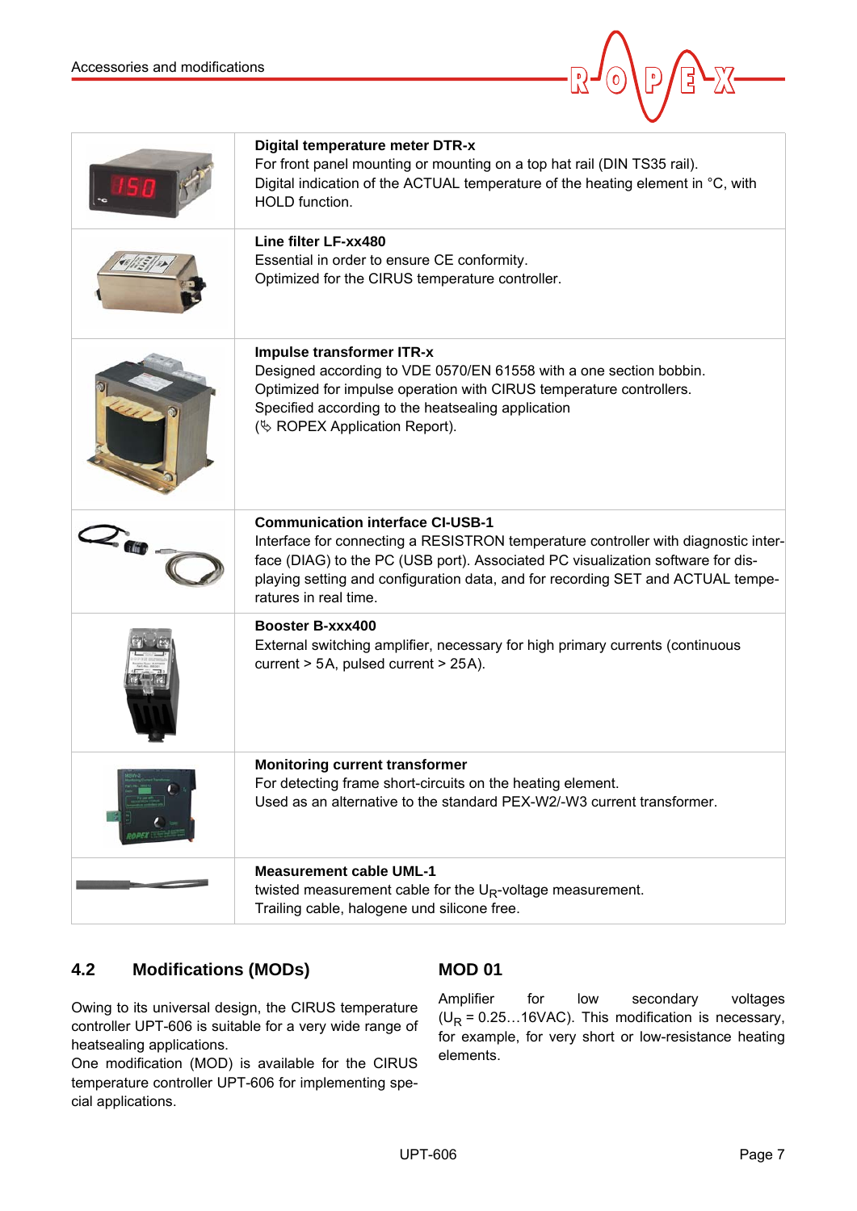| | |
|---|---|
| | **Digital temperature meter DTR-x**<br>For front panel mounting or mounting on a top hat rail (DIN TS35 rail).<br>Digital indication of the ACTUAL temperature of the heating element in °C, with HOLD function. |
| | **Line filter LF-xx480**<br>Essential in order to ensure CE conformity.<br>Optimized for the CIRUS temperature controller. |
| | **Impulse transformer ITR-x**<br>Designed according to VDE 0570/EN 61558 with a one section bobbin.<br>Optimized for impulse operation with CIRUS temperature controllers.<br>Specified according to the heatsealing application<br>(✎ ROPEX Application Report). |
| | **Communication interface CI-USB-1**<br>Interface for connecting a RESISTRON temperature controller with diagnostic interface (DIAG) to the PC (USB port). Associated PC visualization software for displaying setting and configuration data, and for recording SET and ACTUAL temperatures in real time. |
| | **Booster B-xxx400**<br>External switching amplifier, necessary for high primary currents (continuous current > 5A, pulsed current > 25A). |
| | **Monitoring current transformer**<br>For detecting frame short-circuits on the heating element.<br>Used as an alternative to the standard PEX-W2/-W3 current transformer. |
| | **Measurement cable UML-1**<br>twisted measurement cable for the $U_R$-voltage measurement.<br>Trailing cable, halogene und silicone free. |

## 4.2 Modifications (MODs)

Owing to its universal design, the CIRUS temperature controller UPT-606 is suitable for a very wide range of heatsealing applications.

One modification (MOD) is available for the CIRUS temperature controller UPT-606 for implementing special applications.

### MOD 01

Amplifier for low secondary voltages ($U_R$ = 0.25…16VAC). This modification is necessary, for example, for very short or low-resistance heating elements.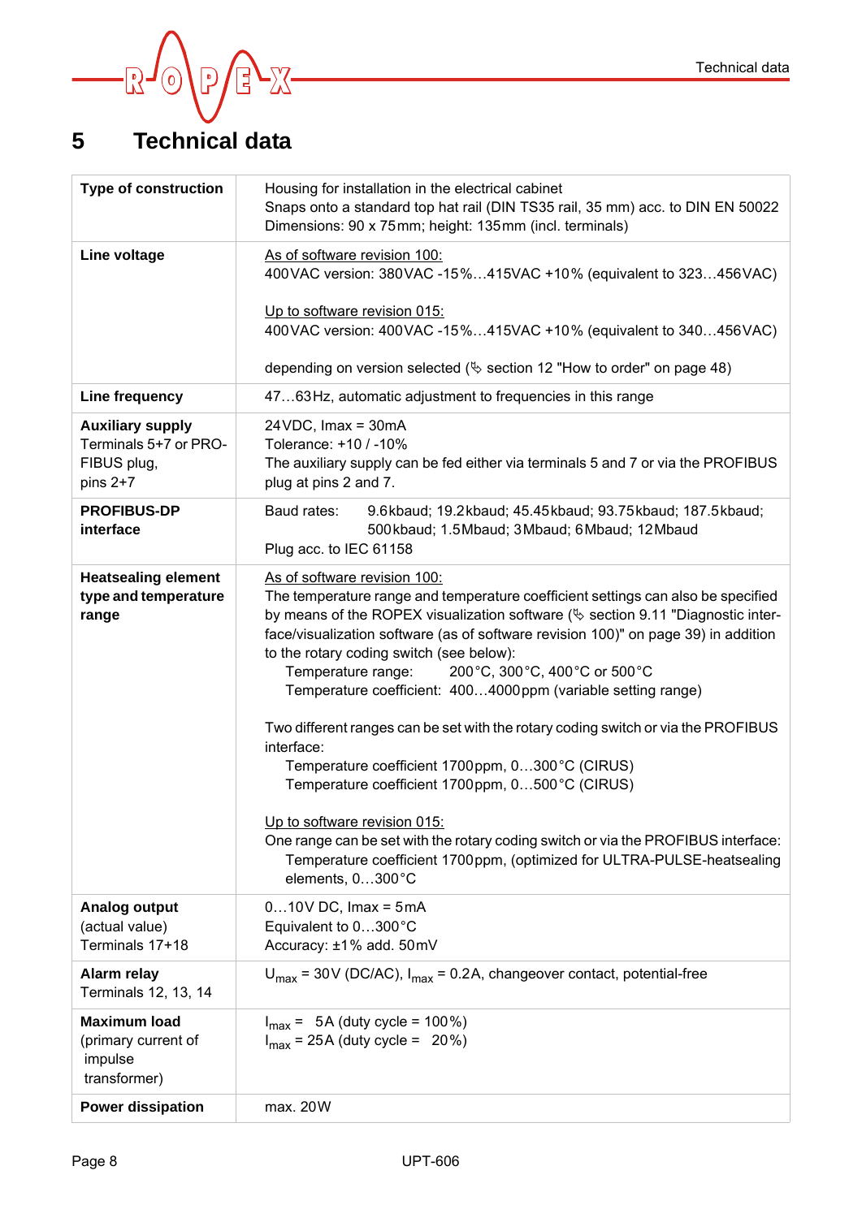# 5 Technical data

| | |
|---|---|
| **Type of construction** | Housing for installation in the electrical cabinet<br>Snaps onto a standard top hat rail (DIN TS35 rail, 35 mm) acc. to DIN EN 50022<br>Dimensions: 90 x 75mm; height: 135mm (incl. terminals) |
| **Line voltage** | <u>As of software revision 100:</u><br>400VAC version: 380VAC -15%…415VAC +10% (equivalent to 323…456VAC)<br><br><u>Up to software revision 015:</u><br>400VAC version: 400VAC -15%…415VAC +10% (equivalent to 340…456VAC)<br><br>depending on version selected (✎ section 12 "How to order" on page 48) |
| **Line frequency** | 47…63Hz, automatic adjustment to frequencies in this range |
| **Auxiliary supply**<br>Terminals 5+7 or PROFIBUS plug, pins 2+7 | 24VDC, Imax = 30mA<br>Tolerance: +10 / -10%<br>The auxiliary supply can be fed either via terminals 5 and 7 or via the PROFIBUS plug at pins 2 and 7. |
| **PROFIBUS-DP interface** | Baud rates: 9.6kbaud; 19.2kbaud; 45.45kbaud; 93.75kbaud; 187.5kbaud; 500kbaud; 1.5Mbaud; 3Mbaud; 6Mbaud; 12Mbaud<br>Plug acc. to IEC 61158 |
| **Heatsealing element type and temperature range** | <u>As of software revision 100:</u><br>The temperature range and temperature coefficient settings can also be specified by means of the ROPEX visualization software (✎ section 9.11 "Diagnostic interface/visualization software (as of software revision 100)" on page 39) in addition to the rotary coding switch (see below):<br>Temperature range: 200°C, 300°C, 400°C or 500°C<br>Temperature coefficient: 400…4000ppm (variable setting range)<br><br>Two different ranges can be set with the rotary coding switch or via the PROFIBUS interface:<br>Temperature coefficient 1700ppm, 0…300°C (CIRUS)<br>Temperature coefficient 1700ppm, 0…500°C (CIRUS)<br><br><u>Up to software revision 015:</u><br>One range can be set with the rotary coding switch or via the PROFIBUS interface:<br>Temperature coefficient 1700ppm, (optimized for ULTRA-PULSE-heatsealing elements, 0…300°C |
| **Analog output**<br>(actual value)<br>Terminals 17+18 | 0…10V DC, Imax = 5mA<br>Equivalent to 0…300°C<br>Accuracy: ±1% add. 50mV |
| **Alarm relay**<br>Terminals 12, 13, 14 | $U_{max}$ = 30V (DC/AC), $I_{max}$ = 0.2A, changeover contact, potential-free |
| **Maximum load**<br>(primary current of impulse transformer) | $I_{max}$ = 5A (duty cycle = 100%)<br>$I_{max}$ = 25A (duty cycle = 20%) |
| **Power dissipation** | max. 20W |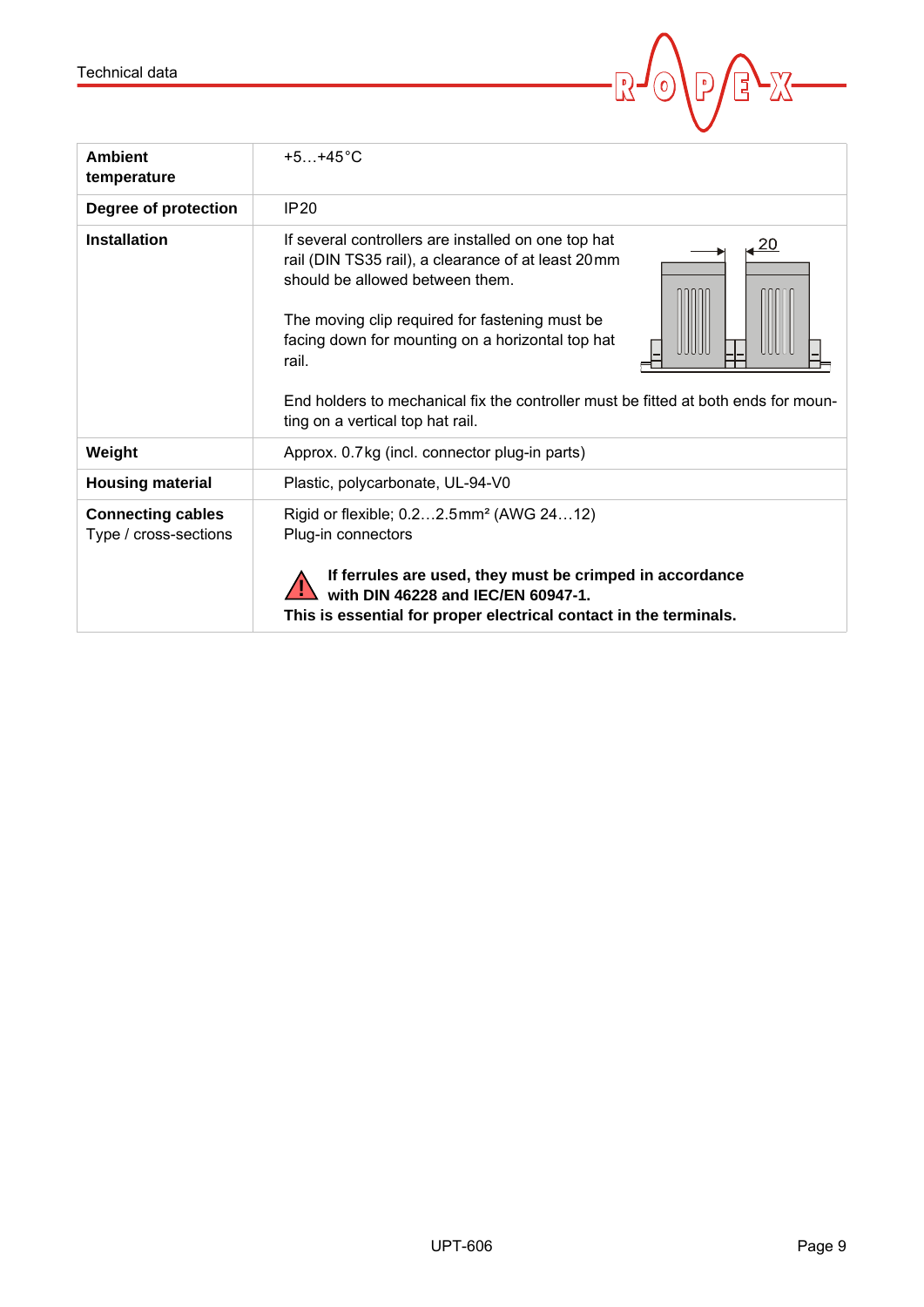| | |
|---|---|
| **Ambient temperature** | +5…+45°C |
| **Degree of protection** | IP20 |
| **Installation** | If several controllers are installed on one top hat rail (DIN TS35 rail), a clearance of at least 20mm should be allowed between them.<br><br>The moving clip required for fastening must be facing down for mounting on a horizontal top hat rail.<br><br>End holders to mechanical fix the controller must be fitted at both ends for mounting on a vertical top hat rail. |
| **Weight** | Approx. 0.7kg (incl. connector plug-in parts) |
| **Housing material** | Plastic, polycarbonate, UL-94-V0 |
| **Connecting cables** Type / cross-sections | Rigid or flexible; 0.2…2.5mm² (AWG 24…12)<br>Plug-in connectors<br><br>**If ferrules are used, they must be crimped in accordance with DIN 46228 and IEC/EN 60947-1.**<br>**This is essential for proper electrical contact in the terminals.** |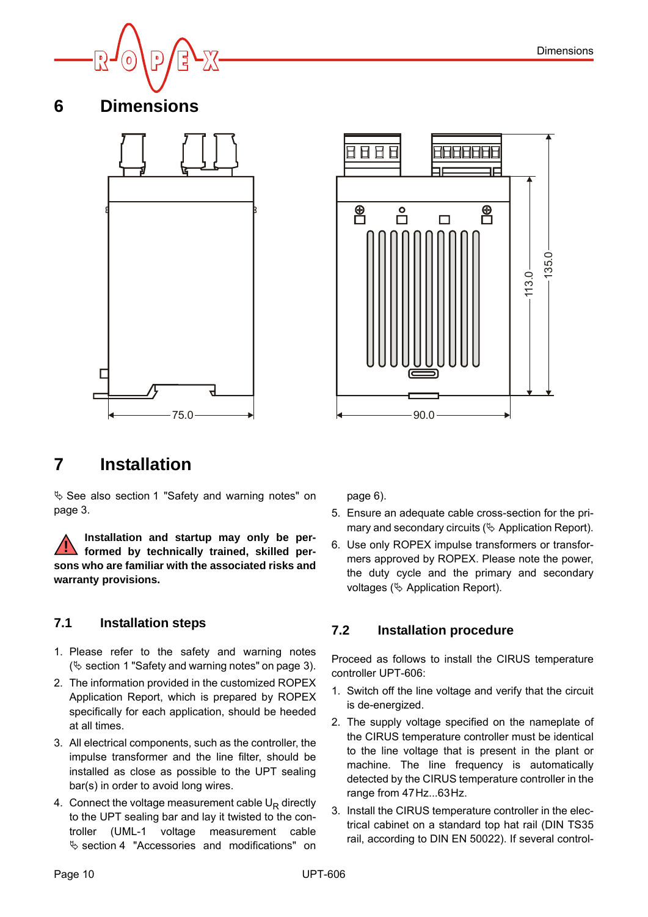# 6 Dimensions

# 7 Installation

✎ See also section 1 "Safety and warning notes" on page 3.

⚠ **Installation and startup may only be performed by technically trained, skilled persons who are familiar with the associated risks and warranty provisions.**

## 7.1 Installation steps

1. Please refer to the safety and warning notes (✎ section 1 "Safety and warning notes" on page 3).
2. The information provided in the customized ROPEX Application Report, which is prepared by ROPEX specifically for each application, should be heeded at all times.
3. All electrical components, such as the controller, the impulse transformer and the line filter, should be installed as close as possible to the UPT sealing bar(s) in order to avoid long wires.
4. Connect the voltage measurement cable $U_R$ directly to the UPT sealing bar and lay it twisted to the controller (UML-1 voltage measurement cable ✎ section 4 "Accessories and modifications" on page 6).
5. Ensure an adequate cable cross-section for the primary and secondary circuits (✎ Application Report).
6. Use only ROPEX impulse transformers or transformers approved by ROPEX. Please note the power, the duty cycle and the primary and secondary voltages (✎ Application Report).

## 7.2 Installation procedure

Proceed as follows to install the CIRUS temperature controller UPT-606:

1. Switch off the line voltage and verify that the circuit is de-energized.
2. The supply voltage specified on the nameplate of the CIRUS temperature controller must be identical to the line voltage that is present in the plant or machine. The line frequency is automatically detected by the CIRUS temperature controller in the range from 47 Hz...63 Hz.
3. Install the CIRUS temperature controller in the electrical cabinet on a standard top hat rail (DIN TS35 rail, according to DIN EN 50022). If several control-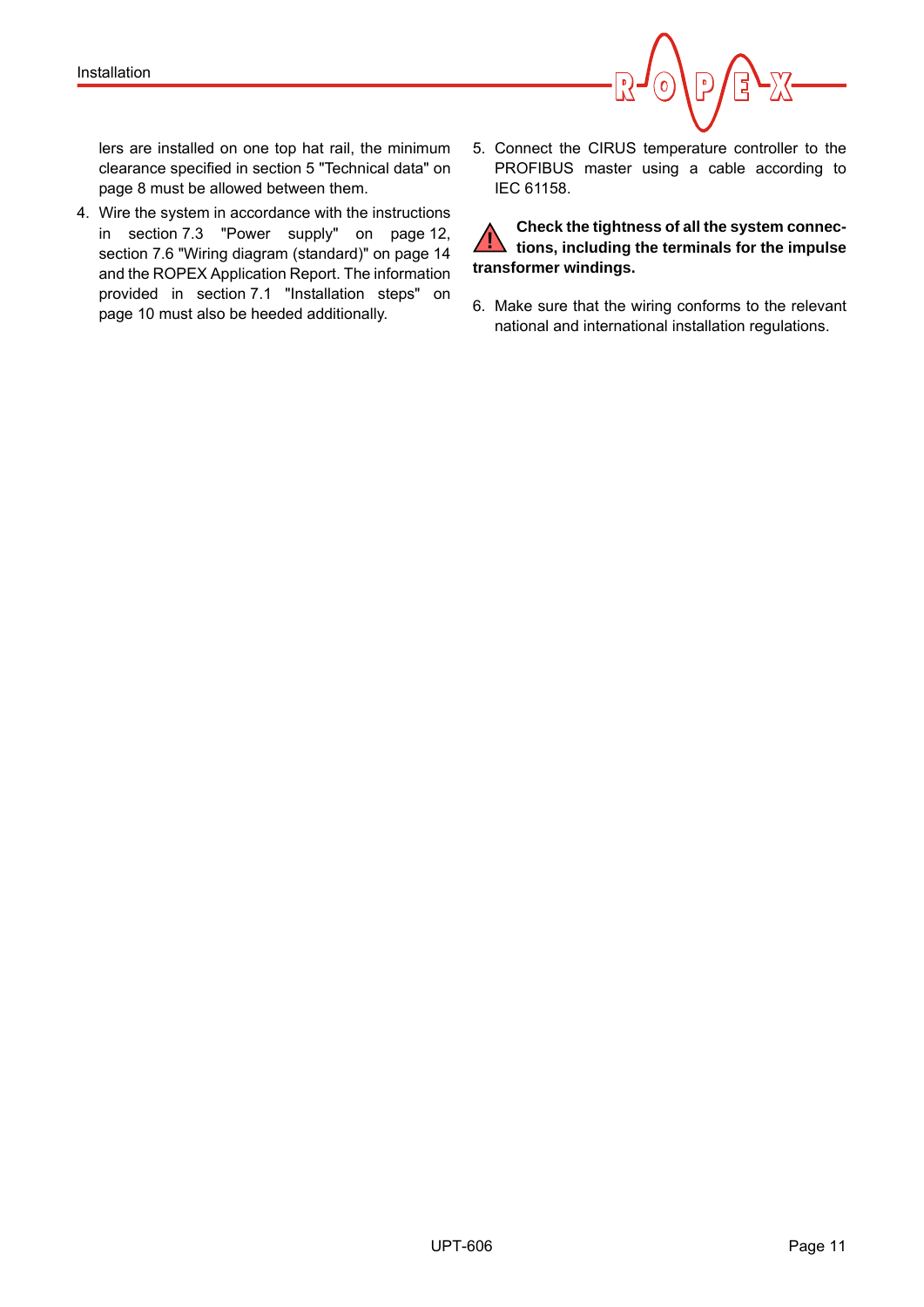lers are installed on one top hat rail, the minimum clearance specified in section 5 "Technical data" on page 8 must be allowed between them.

4. Wire the system in accordance with the instructions in section 7.3 "Power supply" on page 12, section 7.6 "Wiring diagram (standard)" on page 14 and the ROPEX Application Report. The information provided in section 7.1 "Installation steps" on page 10 must also be heeded additionally.

5. Connect the CIRUS temperature controller to the PROFIBUS master using a cable according to IEC 61158.

**Check the tightness of all the system connections, including the terminals for the impulse transformer windings.**

6. Make sure that the wiring conforms to the relevant national and international installation regulations.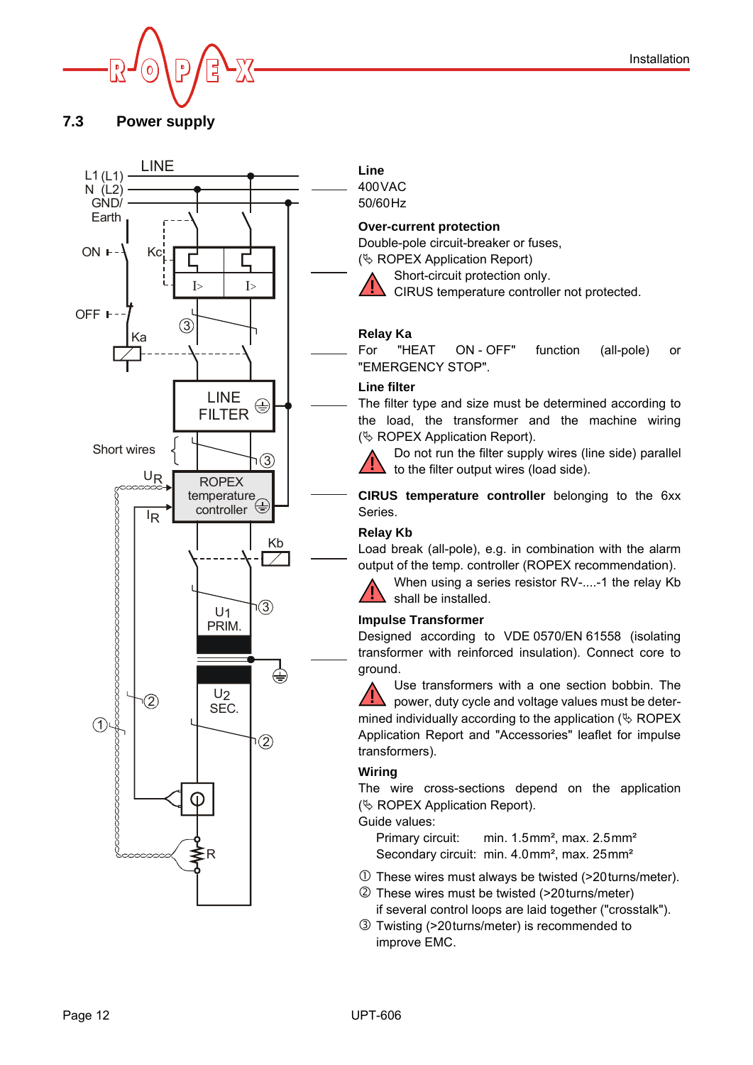## 7.3 Power supply

**Line**
400 VAC
50/60 Hz

**Over-current protection**
Double-pole circuit-breaker or fuses,
(✎ ROPEX Application Report)

⚠ Short-circuit protection only.
CIRUS temperature controller not protected.

**Relay Ka**
For "HEAT ON - OFF" function (all-pole) or "EMERGENCY STOP".

**Line filter**
The filter type and size must be determined according to the load, the transformer and the machine wiring (✎ ROPEX Application Report).

⚠ Do not run the filter supply wires (line side) parallel to the filter output wires (load side).

**CIRUS temperature controller** belonging to the 6xx Series.

**Relay Kb**
Load break (all-pole), e.g. in combination with the alarm output of the temp. controller (ROPEX recommendation).

⚠ When using a series resistor RV-....-1 the relay Kb shall be installed.

**Impulse Transformer**
Designed according to VDE 0570/EN 61558 (isolating transformer with reinforced insulation). Connect core to ground.

⚠ Use transformers with a one section bobbin. The power, duty cycle and voltage values must be determined individually according to the application (✎ ROPEX Application Report and "Accessories" leaflet for impulse transformers).

**Wiring**
The wire cross-sections depend on the application (✎ ROPEX Application Report).
Guide values:

Primary circuit: min. 1.5 mm², max. 2.5 mm²
Secondary circuit: min. 4.0 mm², max. 25 mm²

① These wires must always be twisted (>20 turns/meter).
② These wires must be twisted (>20 turns/meter) if several control loops are laid together ("crosstalk").
③ Twisting (>20 turns/meter) is recommended to improve EMC.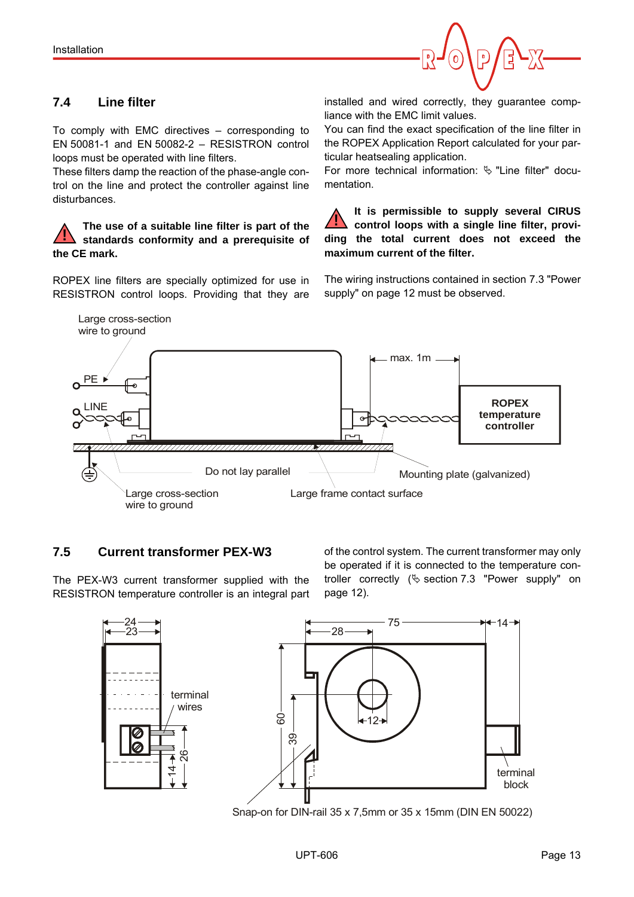## 7.4 Line filter

To comply with EMC directives – corresponding to EN 50081-1 and EN 50082-2 – RESISTRON control loops must be operated with line filters.

These filters damp the reaction of the phase-angle control on the line and protect the controller against line disturbances.

**The use of a suitable line filter is part of the standards conformity and a prerequisite of the CE mark.**

ROPEX line filters are specially optimized for use in RESISTRON control loops. Providing that they are installed and wired correctly, they guarantee compliance with the EMC limit values.

You can find the exact specification of the line filter in the ROPEX Application Report calculated for your particular heatsealing application.

For more technical information: ✎ "Line filter" documentation.

**It is permissible to supply several CIRUS control loops with a single line filter, providing the total current does not exceed the maximum current of the filter.**

The wiring instructions contained in section 7.3 "Power supply" on page 12 must be observed.

Large cross-section wire to ground

PE

LINE

max. 1m

ROPEX temperature controller

Do not lay parallel

Mounting plate (galvanized)

Large cross-section wire to ground

Large frame contact surface

## 7.5 Current transformer PEX-W3

The PEX-W3 current transformer supplied with the RESISTRON temperature controller is an integral part of the control system. The current transformer may only be operated if it is connected to the temperature controller correctly (✎ section 7.3 "Power supply" on page 12).

terminal wires

terminal block

Snap-on for DIN-rail 35 x 7,5mm or 35 x 15mm (DIN EN 50022)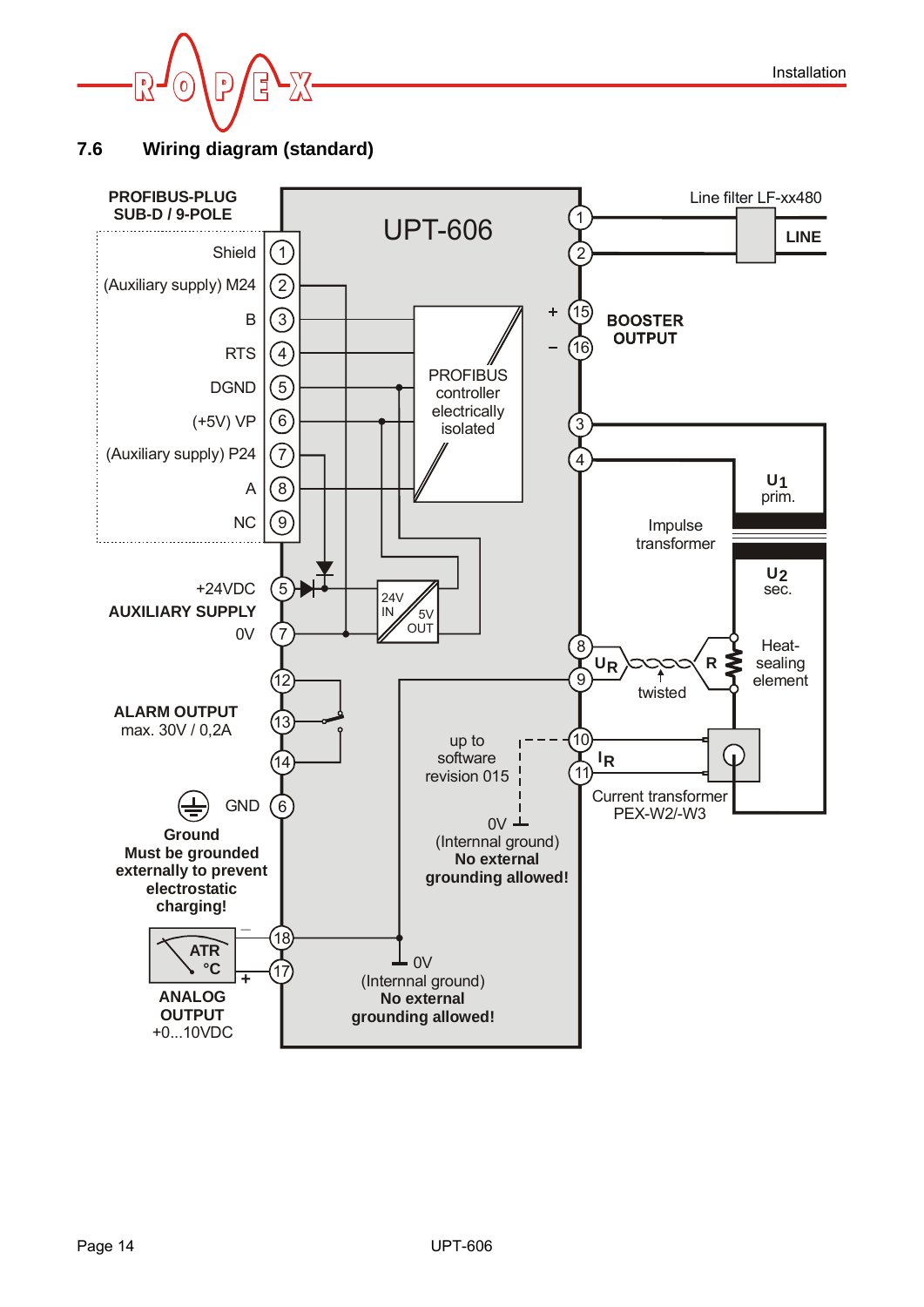## 7.6 Wiring diagram (standard)

PROFIBUS-PLUG
SUB-D / 9-POLE

UPT-606

Shield (1)
(Auxiliary supply) M24 (2)
B (3)
RTS (4)
DGND (5)
(+5V) VP (6)
(Auxiliary supply) P24 (7)
A (8)
NC (9)

PROFIBUS controller electrically isolated

+24VDC (5)
AUXILIARY SUPPLY
0V (7)

24V IN
5V OUT

ALARM OUTPUT
max. 30V / 0,2A
(12) (13) (14)

GND (6)
**Ground**
**Must be grounded externally to prevent electrostatic charging!**

ATR °C
(18) –
(17) +
**ANALOG OUTPUT**
+0...10VDC

Line filter LF-xx480
(1) (2)
**LINE**

(15) +
(16) –
**BOOSTER OUTPUT**

(3) (4)
$U_1$ prim.

Impulse transformer

$U_2$ sec.

(8) (9) $U_R$
twisted
R
Heat-sealing element

(10) (11) $I_R$
Current transformer PEX-W2/-W3

up to software revision 015

0V
(Internnal ground)
**No external grounding allowed!**

0V
(Internnal ground)
**No external grounding allowed!**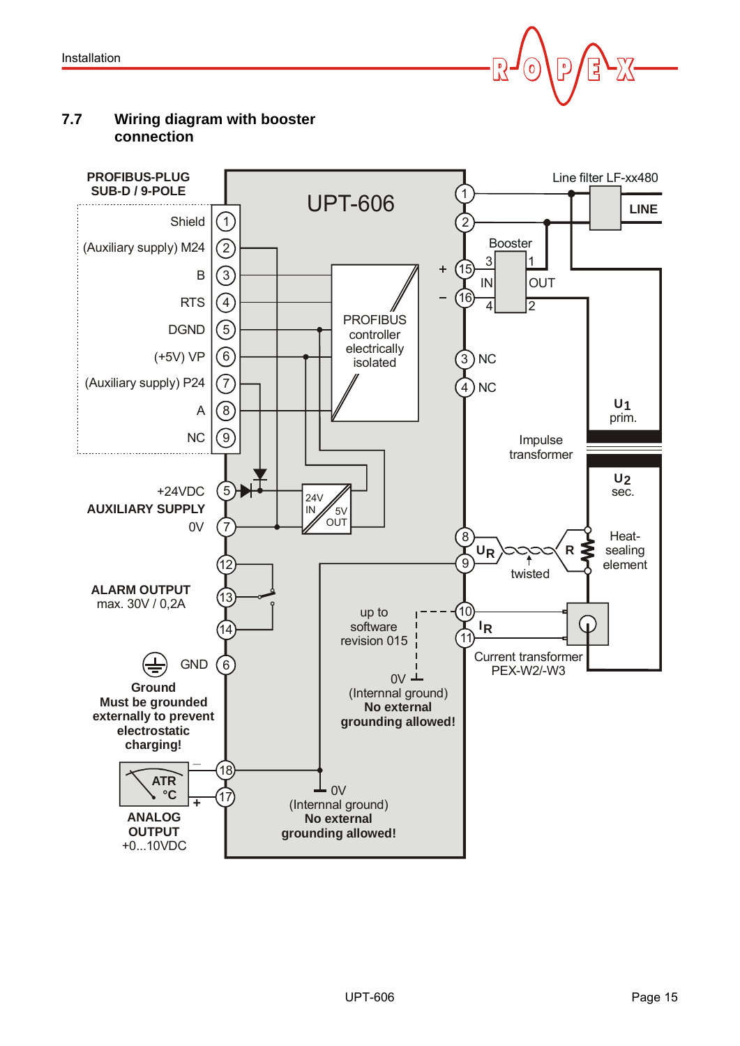## 7.7 Wiring diagram with booster connection

PROFIBUS-PLUG SUB-D / 9-POLE

UPT-606

Shield (1)
(Auxiliary supply) M24 (2)
B (3)
RTS (4)
DGND (5)
(+5V) VP (6)
(Auxiliary supply) P24 (7)
A (8)
NC (9)

PROFIBUS controller electrically isolated

+24VDC (5)
AUXILIARY SUPPLY
0V (7)

24V IN / 5V OUT

ALARM OUTPUT
max. 30V / 0,2A
(12) (13) (14)

GND (6)
Ground
Must be grounded externally to prevent electrostatic charging!

ATR °C
ANALOG OUTPUT
+0...10VDC
(18) – (17) +

Line filter LF-xx480
LINE
(1) (2)

Booster
+ (15) IN 3 / OUT 1
– (16) 4 / 2

(3) NC
(4) NC

$U_1$ prim.
Impulse transformer
$U_2$ sec.

(8) (9) $U_R$ twisted R
Heat-sealing element

up to software revision 015
(10) (11) $I_R$
Current transformer PEX-W2/-W3

0V (Internnal ground)
**No external grounding allowed!**

0V (Internnal ground)
**No external grounding allowed!**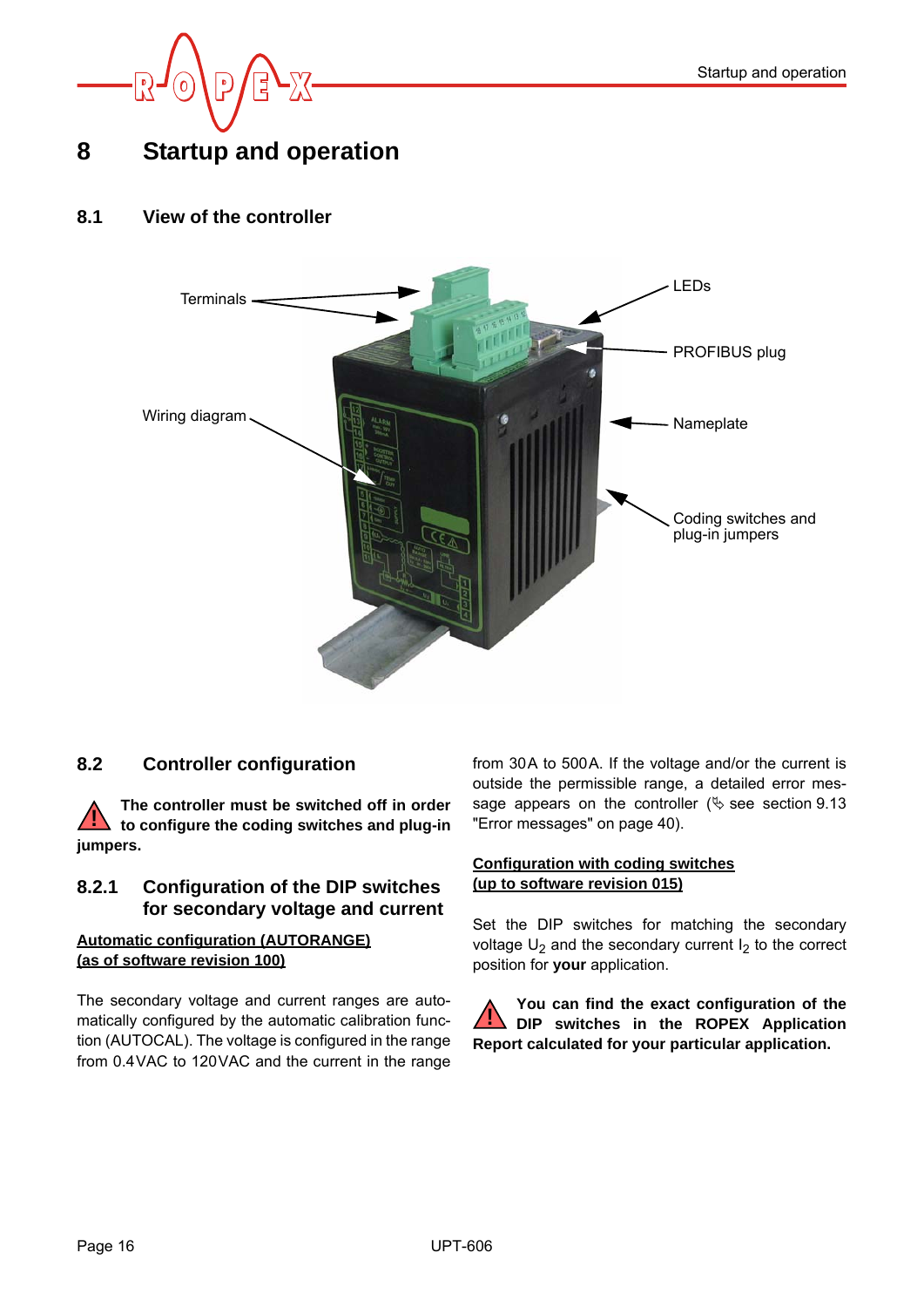# 8 Startup and operation

## 8.1 View of the controller

Terminals

LEDs

PROFIBUS plug

Wiring diagram

Nameplate

Coding switches and plug-in jumpers

## 8.2 Controller configuration

**The controller must be switched off in order to configure the coding switches and plug-in jumpers.**

### 8.2.1 Configuration of the DIP switches for secondary voltage and current

**Automatic configuration (AUTORANGE) (as of software revision 100)**

The secondary voltage and current ranges are automatically configured by the automatic calibration function (AUTOCAL). The voltage is configured in the range from 0.4VAC to 120VAC and the current in the range from 30A to 500A. If the voltage and/or the current is outside the permissible range, a detailed error message appears on the controller (☞ see section 9.13 "Error messages" on page 40).

**Configuration with coding switches (up to software revision 015)**

Set the DIP switches for matching the secondary voltage $U_2$ and the secondary current $I_2$ to the correct position for **your** application.

**You can find the exact configuration of the DIP switches in the ROPEX Application Report calculated for your particular application.**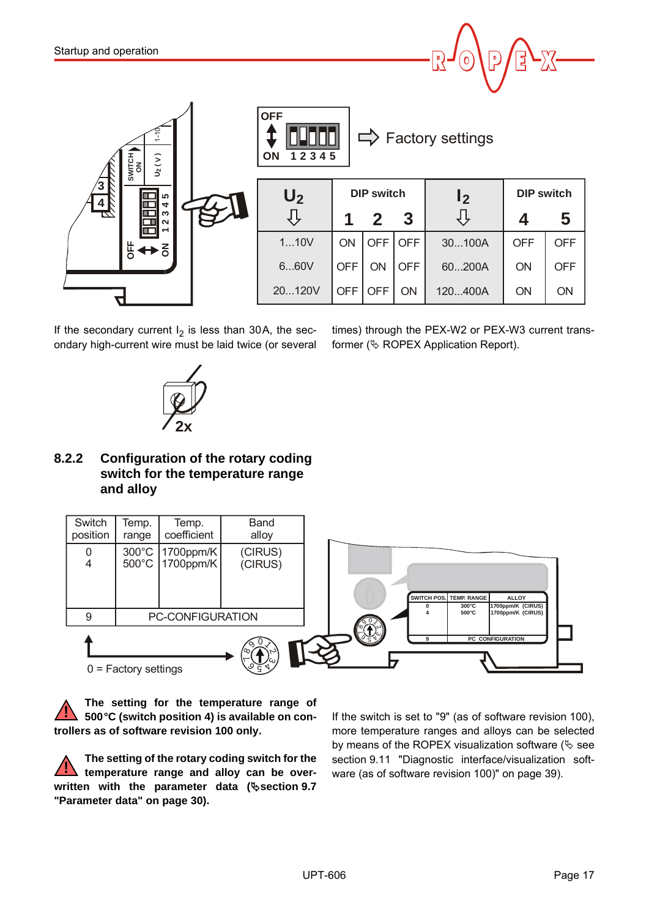OFF ON 1 2 3 4 5 ⇨ Factory settings

| $U_2$ | DIP switch 1 | 2 | 3 | $I_2$ | DIP switch 4 | 5 |
|---|---|---|---|---|---|---|
| 1...10V | ON | OFF | OFF | 30...100A | OFF | OFF |
| 6...60V | OFF | ON | OFF | 60...200A | ON | OFF |
| 20...120V | OFF | OFF | ON | 120...400A | ON | ON |

If the secondary current $I_2$ is less than 30A, the secondary high-current wire must be laid twice (or several times) through the PEX-W2 or PEX-W3 current transformer (✎ ROPEX Application Report).

2x

### 8.2.2 Configuration of the rotary coding switch for the temperature range and alloy

| Switch position | Temp. range | Temp. coefficient | Band alloy |
|---|---|---|---|
| 0<br>4 | 300°C<br>500°C | 1700ppm/K<br>1700ppm/K | (CIRUS)<br>(CIRUS) |
| 9 | PC-CONFIGURATION | | |

0 = Factory settings

**The setting for the temperature range of 500°C (switch position 4) is available on controllers as of software revision 100 only.**

**The setting of the rotary coding switch for the temperature range and alloy can be overwritten with the parameter data (✎section 9.7 "Parameter data" on page 30).**

If the switch is set to "9" (as of software revision 100), more temperature ranges and alloys can be selected by means of the ROPEX visualization software (✎ see section 9.11 "Diagnostic interface/visualization software (as of software revision 100)" on page 39).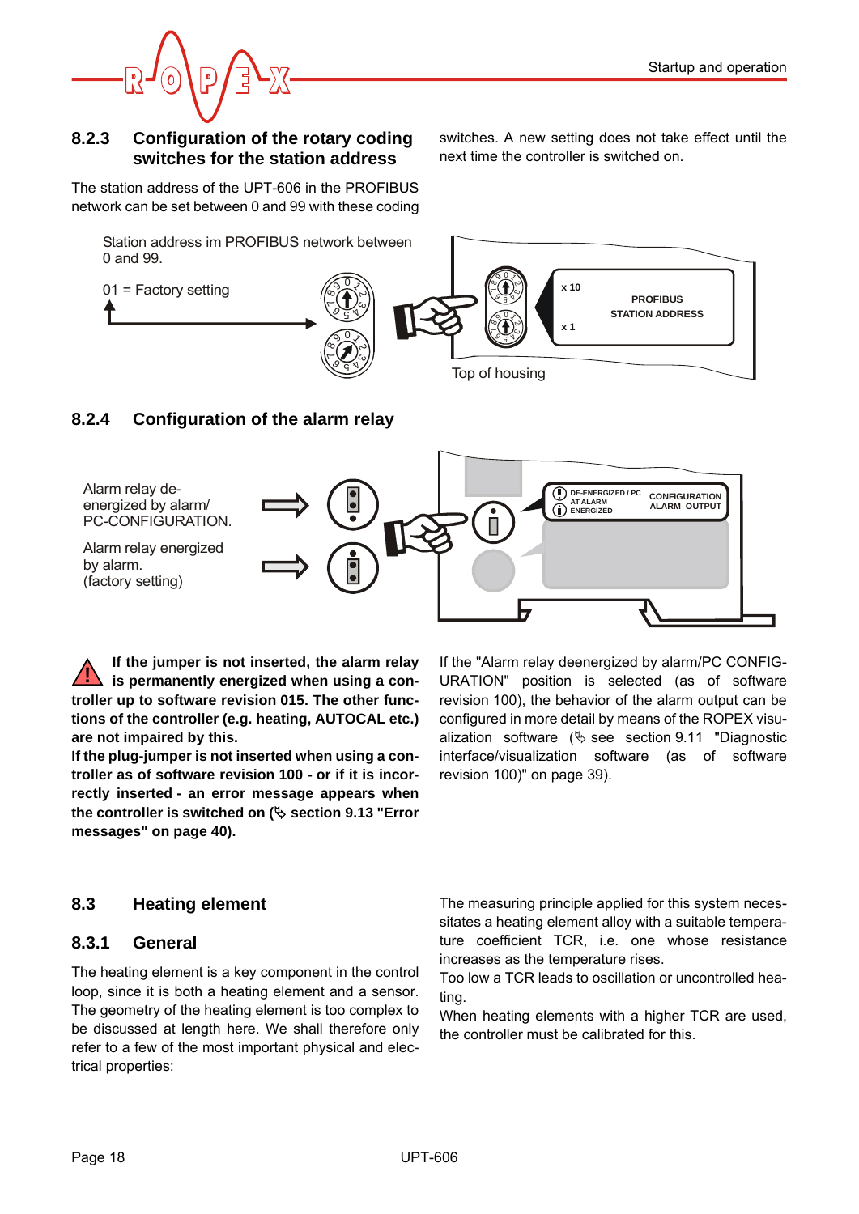### 8.2.3 Configuration of the rotary coding switches for the station address

The station address of the UPT-606 in the PROFIBUS network can be set between 0 and 99 with these coding switches. A new setting does not take effect until the next time the controller is switched on.

Station address im PROFIBUS network between 0 and 99.

01 = Factory setting

x 10

PROFIBUS STATION ADDRESS

x 1

Top of housing

### 8.2.4 Configuration of the alarm relay

Alarm relay de-energized by alarm/ PC-CONFIGURATION.

Alarm relay energized by alarm. (factory setting)

DE-ENERGIZED / PC AT ALARM ENERGIZED

CONFIGURATION ALARM OUTPUT

**If the jumper is not inserted, the alarm relay is permanently energized when using a controller up to software revision 015. The other functions of the controller (e.g. heating, AUTOCAL etc.) are not impaired by this.**
**If the plug-jumper is not inserted when using a controller as of software revision 100 - or if it is incorrectly inserted - an error message appears when the controller is switched on (✎ section 9.13 "Error messages" on page 40).**

If the "Alarm relay deenergized by alarm/PC CONFIGURATION" position is selected (as of software revision 100), the behavior of the alarm output can be configured in more detail by means of the ROPEX visualization software (✎ see section 9.11 "Diagnostic interface/visualization software (as of software revision 100)" on page 39).

## 8.3 Heating element

### 8.3.1 General

The heating element is a key component in the control loop, since it is both a heating element and a sensor. The geometry of the heating element is too complex to be discussed at length here. We shall therefore only refer to a few of the most important physical and electrical properties:

The measuring principle applied for this system necessitates a heating element alloy with a suitable temperature coefficient TCR, i.e. one whose resistance increases as the temperature rises.
Too low a TCR leads to oscillation or uncontrolled heating.
When heating elements with a higher TCR are used, the controller must be calibrated for this.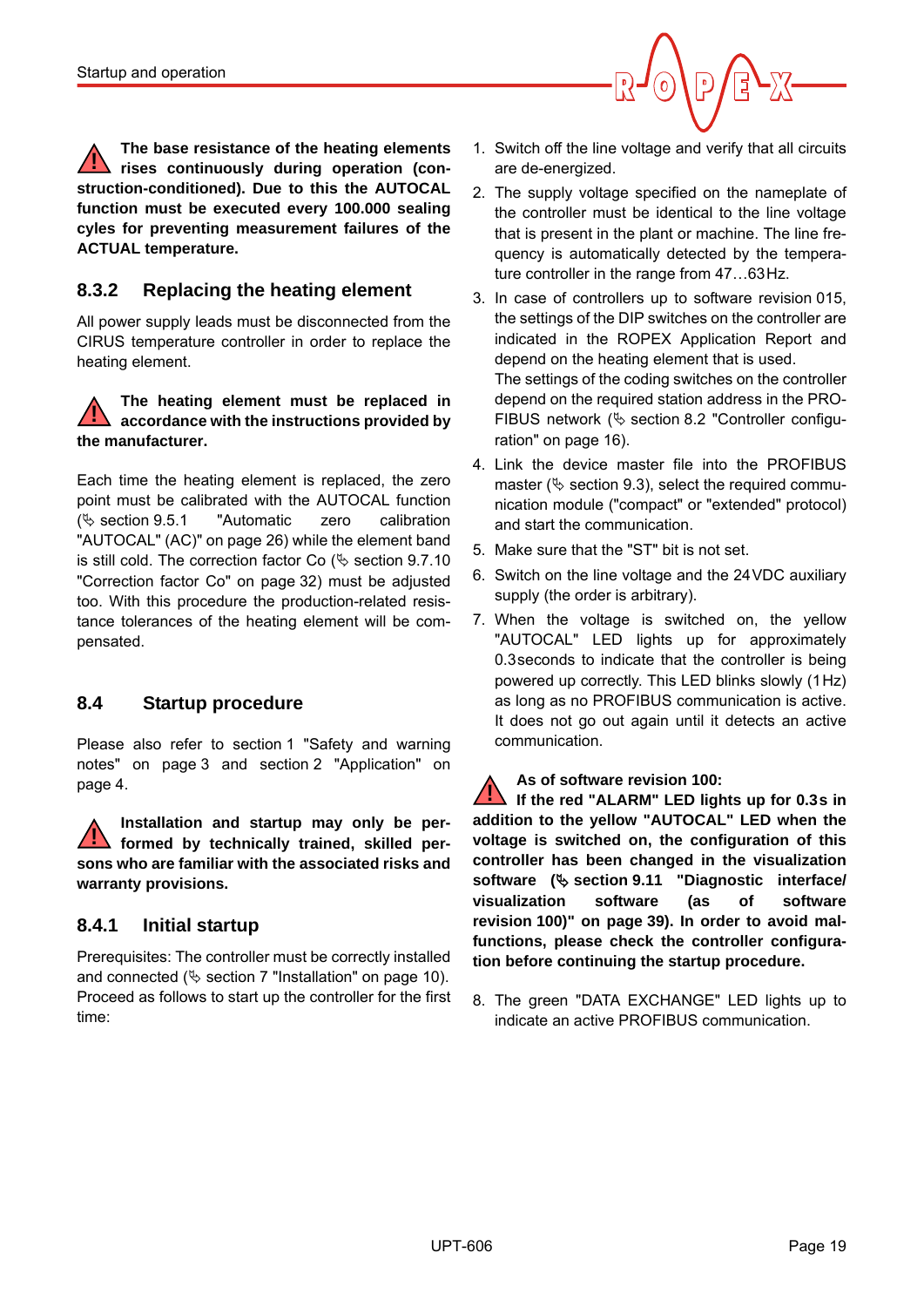**The base resistance of the heating elements rises continuously during operation (construction-conditioned). Due to this the AUTOCAL function must be executed every 100.000 sealing cyles for preventing measurement failures of the ACTUAL temperature.**

### 8.3.2 Replacing the heating element

All power supply leads must be disconnected from the CIRUS temperature controller in order to replace the heating element.

**The heating element must be replaced in accordance with the instructions provided by the manufacturer.**

Each time the heating element is replaced, the zero point must be calibrated with the AUTOCAL function (✎ section 9.5.1 "Automatic zero calibration "AUTOCAL" (AC)" on page 26) while the element band is still cold. The correction factor Co (✎ section 9.7.10 "Correction factor Co" on page 32) must be adjusted too. With this procedure the production-related resistance tolerances of the heating element will be compensated.

## 8.4 Startup procedure

Please also refer to section 1 "Safety and warning notes" on page 3 and section 2 "Application" on page 4.

**Installation and startup may only be performed by technically trained, skilled persons who are familiar with the associated risks and warranty provisions.**

### 8.4.1 Initial startup

Prerequisites: The controller must be correctly installed and connected (✎ section 7 "Installation" on page 10).
Proceed as follows to start up the controller for the first time:

1. Switch off the line voltage and verify that all circuits are de-energized.
2. The supply voltage specified on the nameplate of the controller must be identical to the line voltage that is present in the plant or machine. The line frequency is automatically detected by the temperature controller in the range from 47…63 Hz.
3. In case of controllers up to software revision 015, the settings of the DIP switches on the controller are indicated in the ROPEX Application Report and depend on the heating element that is used.
   The settings of the coding switches on the controller depend on the required station address in the PROFIBUS network (✎ section 8.2 "Controller configuration" on page 16).
4. Link the device master file into the PROFIBUS master (✎ section 9.3), select the required communication module ("compact" or "extended" protocol) and start the communication.
5. Make sure that the "ST" bit is not set.
6. Switch on the line voltage and the 24 VDC auxiliary supply (the order is arbitrary).
7. When the voltage is switched on, the yellow "AUTOCAL" LED lights up for approximately 0.3 seconds to indicate that the controller is being powered up correctly. This LED blinks slowly (1 Hz) as long as no PROFIBUS communication is active. It does not go out again until it detects an active communication.

**As of software revision 100:**
**If the red "ALARM" LED lights up for 0.3 s in addition to the yellow "AUTOCAL" LED when the voltage is switched on, the configuration of this controller has been changed in the visualization software (✎ section 9.11 "Diagnostic interface/ visualization software (as of software revision 100)" on page 39). In order to avoid malfunctions, please check the controller configuration before continuing the startup procedure.**

8. The green "DATA EXCHANGE" LED lights up to indicate an active PROFIBUS communication.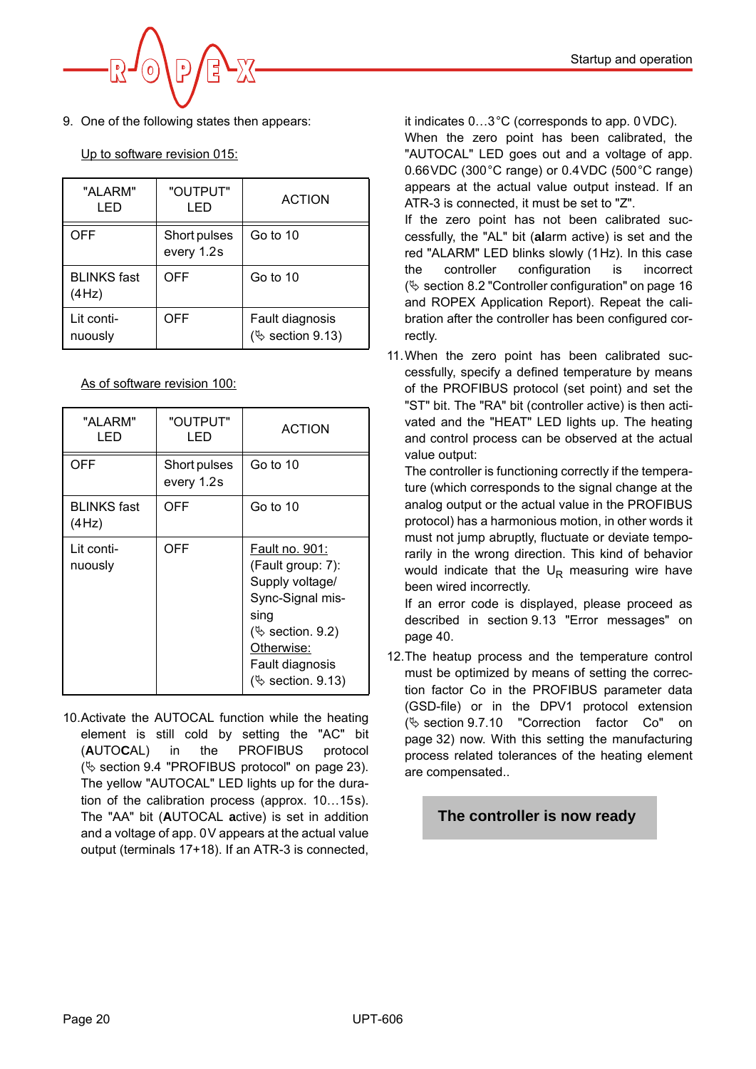9. One of the following states then appears:

   Up to software revision 015:

| "ALARM" LED | "OUTPUT" LED | ACTION |
|---|---|---|
| OFF | Short pulses every 1.2s | Go to 10 |
| BLINKS fast (4Hz) | OFF | Go to 10 |
| Lit continuously | OFF | Fault diagnosis (✎ section 9.13) |

   As of software revision 100:

| "ALARM" LED | "OUTPUT" LED | ACTION |
|---|---|---|
| OFF | Short pulses every 1.2s | Go to 10 |
| BLINKS fast (4Hz) | OFF | Go to 10 |
| Lit continuously | OFF | Fault no. 901: (Fault group: 7): Supply voltage/ Sync-Signal missing (✎ section. 9.2) Otherwise: Fault diagnosis (✎ section. 9.13) |

10. Activate the AUTOCAL function while the heating element is still cold by setting the "AC" bit (**AUTOCAL**) in the PROFIBUS protocol (✎ section 9.4 "PROFIBUS protocol" on page 23). The yellow "AUTOCAL" LED lights up for the duration of the calibration process (approx. 10…15s). The "AA" bit (**A**UTOCAL **a**ctive) is set in addition and a voltage of app. 0V appears at the actual value output (terminals 17+18). If an ATR-3 is connected, it indicates 0…3°C (corresponds to app. 0VDC). When the zero point has been calibrated, the "AUTOCAL" LED goes out and a voltage of app. 0.66VDC (300°C range) or 0.4VDC (500°C range) appears at the actual value output instead. If an ATR-3 is connected, it must be set to "Z".
    If the zero point has not been calibrated successfully, the "AL" bit (**al**arm active) is set and the red "ALARM" LED blinks slowly (1Hz). In this case the controller configuration is incorrect (✎ section 8.2 "Controller configuration" on page 16 and ROPEX Application Report). Repeat the calibration after the controller has been configured correctly.

11. When the zero point has been calibrated successfully, specify a defined temperature by means of the PROFIBUS protocol (set point) and set the "ST" bit. The "RA" bit (controller active) is then activated and the "HEAT" LED lights up. The heating and control process can be observed at the actual value output:
    The controller is functioning correctly if the temperature (which corresponds to the signal change at the analog output or the actual value in the PROFIBUS protocol) has a harmonious motion, in other words it must not jump abruptly, fluctuate or deviate temporarily in the wrong direction. This kind of behavior would indicate that the $U_R$ measuring wire have been wired incorrectly.
    If an error code is displayed, please proceed as described in section 9.13 "Error messages" on page 40.

12. The heatup process and the temperature control must be optimized by means of setting the correction factor Co in the PROFIBUS parameter data (GSD-file) or in the DPV1 protocol extension (✎ section 9.7.10 "Correction factor Co" on page 32) now. With this setting the manufacturing process related tolerances of the heating element are compensated..

**The controller is now ready**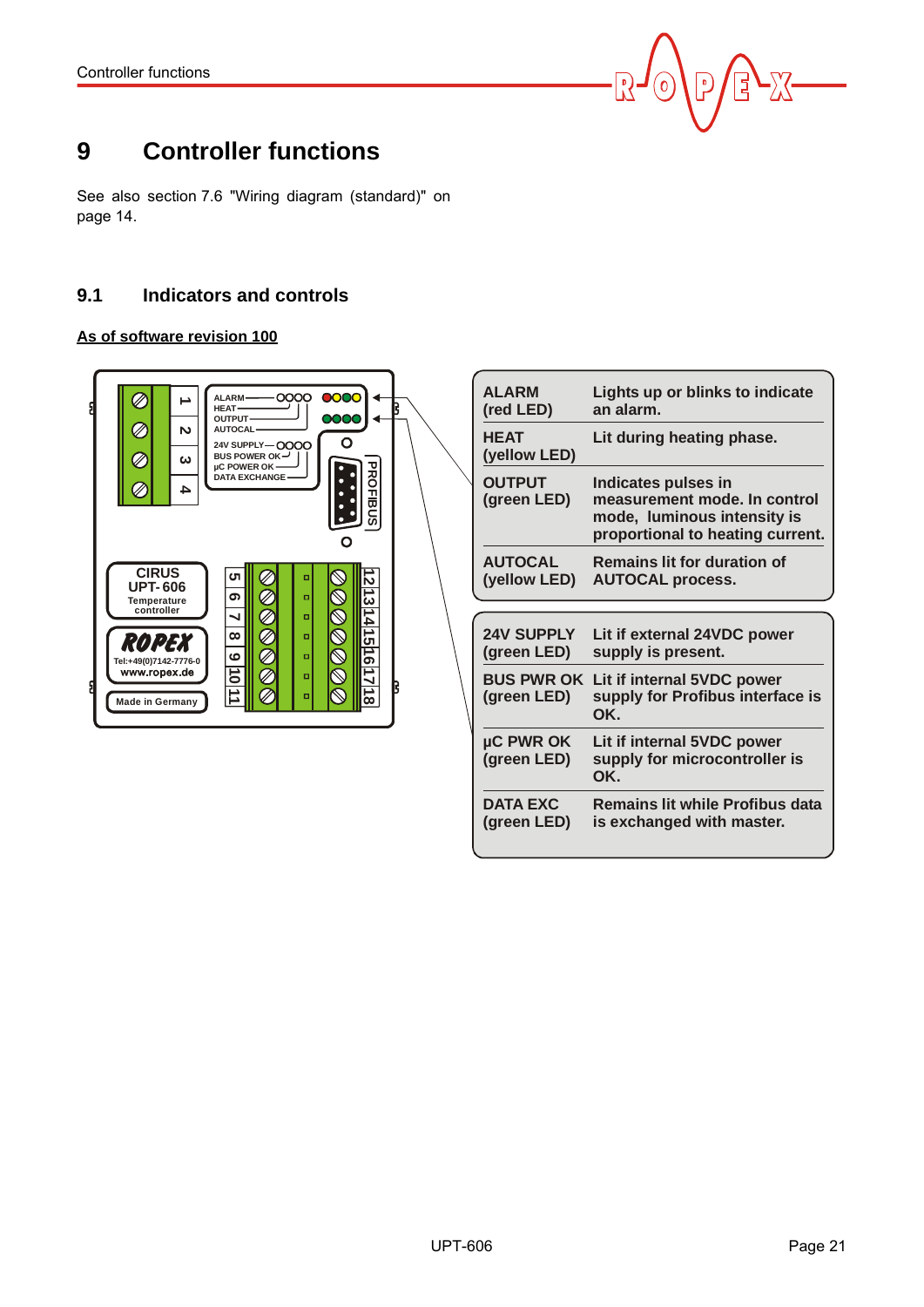# 9 Controller functions

See also section 7.6 "Wiring diagram (standard)" on page 14.

## 9.1 Indicators and controls

**As of software revision 100**

| | |
|---|---|
| **ALARM (red LED)** | **Lights up or blinks to indicate an alarm.** |
| **HEAT (yellow LED)** | **Lit during heating phase.** |
| **OUTPUT (green LED)** | **Indicates pulses in measurement mode. In control mode, luminous intensity is proportional to heating current.** |
| **AUTOCAL (yellow LED)** | **Remains lit for duration of AUTOCAL process.** |

| | |
|---|---|
| **24V SUPPLY (green LED)** | **Lit if external 24VDC power supply is present.** |
| **BUS PWR OK (green LED)** | **Lit if internal 5VDC power supply for Profibus interface is OK.** |
| **µC PWR OK (green LED)** | **Lit if internal 5VDC power supply for microcontroller is OK.** |
| **DATA EXC (green LED)** | **Remains lit while Profibus data is exchanged with master.** |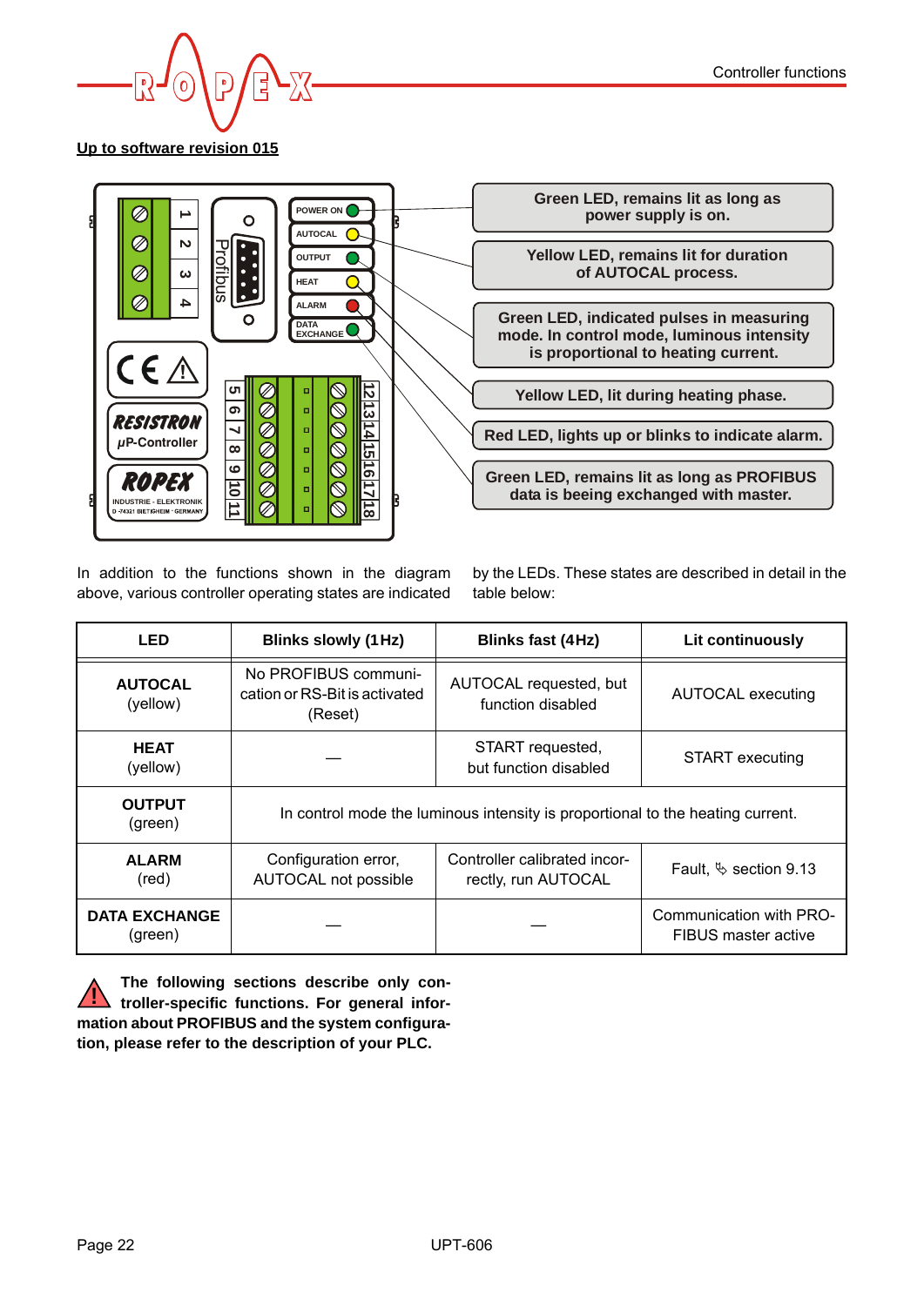**Up to software revision 015**

Green LED, remains lit as long as power supply is on.

Yellow LED, remains lit for duration of AUTOCAL process.

Green LED, indicated pulses in measuring mode. In control mode, luminous intensity is proportional to heating current.

Yellow LED, lit during heating phase.

Red LED, lights up or blinks to indicate alarm.

Green LED, remains lit as long as PROFIBUS data is beeing exchanged with master.

In addition to the functions shown in the diagram above, various controller operating states are indicated by the LEDs. These states are described in detail in the table below:

| LED | Blinks slowly (1Hz) | Blinks fast (4Hz) | Lit continuously |
|---|---|---|---|
| **AUTOCAL** (yellow) | No PROFIBUS communication or RS-Bit is activated (Reset) | AUTOCAL requested, but function disabled | AUTOCAL executing |
| **HEAT** (yellow) | — | START requested, but function disabled | START executing |
| **OUTPUT** (green) | In control mode the luminous intensity is proportional to the heating current. | | |
| **ALARM** (red) | Configuration error, AUTOCAL not possible | Controller calibrated incorrectly, run AUTOCAL | Fault, ✎ section 9.13 |
| **DATA EXCHANGE** (green) | — | — | Communication with PROFIBUS master active |

**The following sections describe only controller-specific functions. For general information about PROFIBUS and the system configuration, please refer to the description of your PLC.**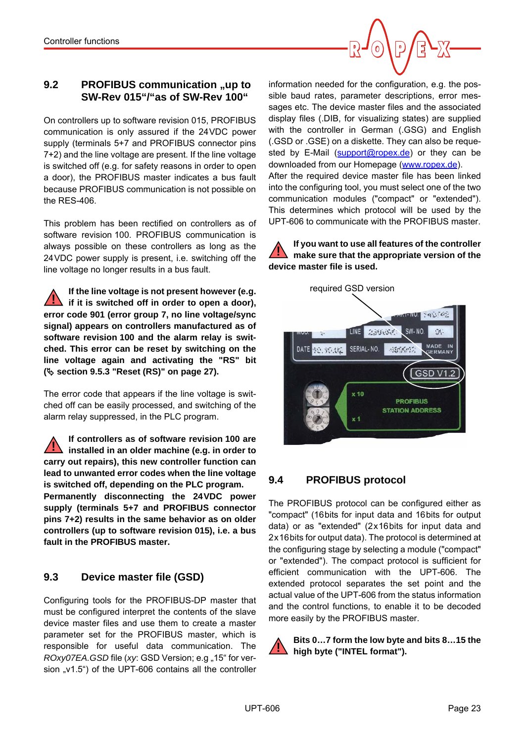## 9.2 PROFIBUS communication „up to SW-Rev 015“/“as of SW-Rev 100“

On controllers up to software revision 015, PROFIBUS communication is only assured if the 24VDC power supply (terminals 5+7 and PROFIBUS connector pins 7+2) and the line voltage are present. If the line voltage is switched off (e.g. for safety reasons in order to open a door), the PROFIBUS master indicates a bus fault because PROFIBUS communication is not possible on the RES-406.

This problem has been rectified on controllers as of software revision 100. PROFIBUS communication is always possible on these controllers as long as the 24VDC power supply is present, i.e. switching off the line voltage no longer results in a bus fault.

**If the line voltage is not present however (e.g. if it is switched off in order to open a door), error code 901 (error group 7, no line voltage/sync signal) appears on controllers manufactured as of software revision 100 and the alarm relay is switched. This error can be reset by switching on the line voltage again and activating the "RS" bit (✎ section 9.5.3 "Reset (RS)" on page 27).**

The error code that appears if the line voltage is switched off can be easily processed, and switching of the alarm relay suppressed, in the PLC program.

**If controllers as of software revision 100 are installed in an older machine (e.g. in order to carry out repairs), this new controller function can lead to unwanted error codes when the line voltage is switched off, depending on the PLC program. Permanently disconnecting the 24VDC power supply (terminals 5+7 and PROFIBUS connector pins 7+2) results in the same behavior as on older controllers (up to software revision 015), i.e. a bus fault in the PROFIBUS master.**

## 9.3 Device master file (GSD)

Configuring tools for the PROFIBUS-DP master that must be configured interpret the contents of the slave device master files and use them to create a master parameter set for the PROFIBUS master, which is responsible for useful data communication. The *ROxy07EA.GSD* file (*xy*: GSD Version; e.g „15“ for version „v1.5“) of the UPT-606 contains all the controller information needed for the configuration, e.g. the possible baud rates, parameter descriptions, error messages etc. The device master files and the associated display files (.DIB, for visualizing states) are supplied with the controller in German (.GSG) and English (.GSD or .GSE) on a diskette. They can also be requested by E-Mail (support@ropex.de) or they can be downloaded from our Homepage (www.ropex.de).

After the required device master file has been linked into the configuring tool, you must select one of the two communication modules ("compact" or "extended"). This determines which protocol will be used by the UPT-606 to communicate with the PROFIBUS master.

**If you want to use all features of the controller make sure that the appropriate version of the device master file is used.**

required GSD version

## 9.4 PROFIBUS protocol

The PROFIBUS protocol can be configured either as "compact" (16bits for input data and 16bits for output data) or as "extended" (2x16bits for input data and 2x16bits for output data). The protocol is determined at the configuring stage by selecting a module ("compact" or "extended"). The compact protocol is sufficient for efficient communication with the UPT-606. The extended protocol separates the set point and the actual value of the UPT-606 from the status information and the control functions, to enable it to be decoded more easily by the PROFIBUS master.

**Bits 0…7 form the low byte and bits 8…15 the high byte ("INTEL format").**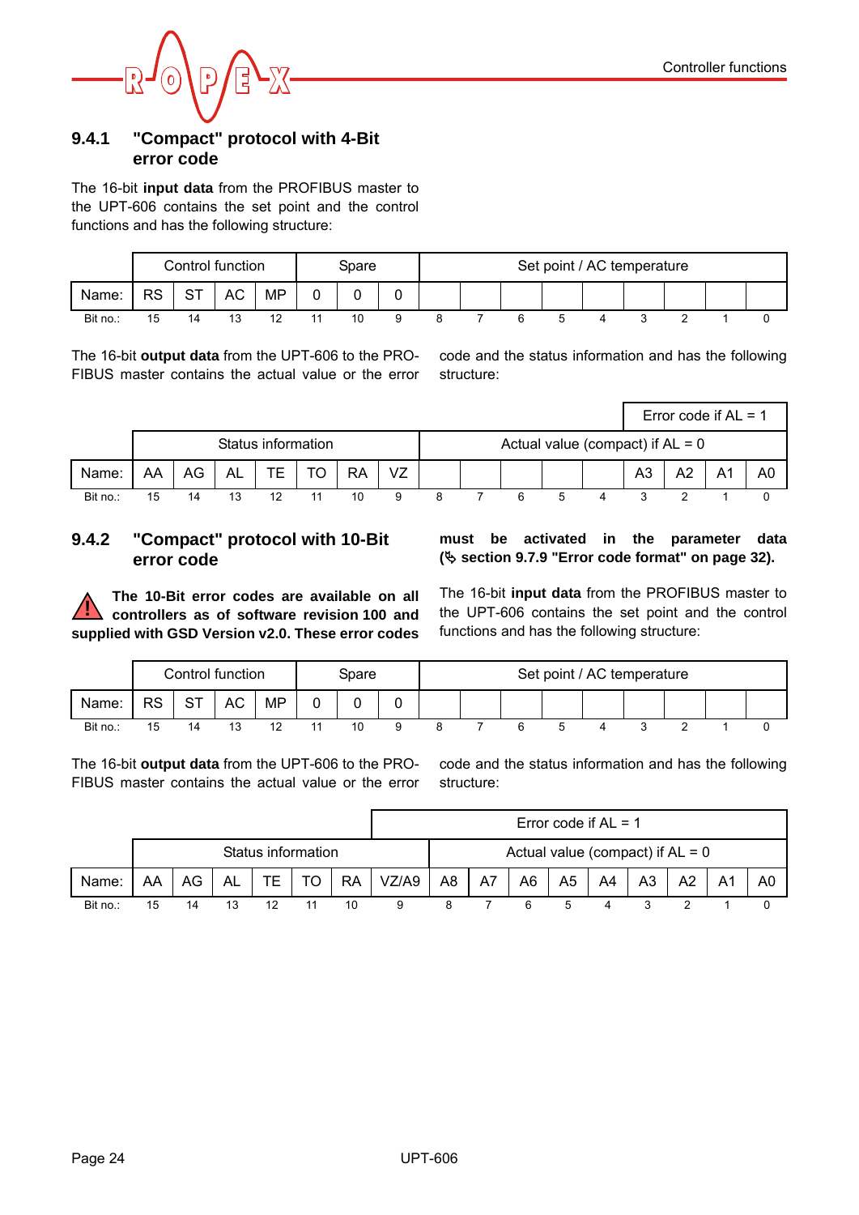### 9.4.1 "Compact" protocol with 4-Bit error code

The 16-bit **input data** from the PROFIBUS master to the UPT-606 contains the set point and the control functions and has the following structure:

| | Control function | | | | Spare | | | Set point / AC temperature | | | | | | | | |
|---|---|---|---|---|---|---|---|---|---|---|---|---|---|---|---|---|
| Name: | RS | ST | AC | MP | 0 | 0 | 0 | | | | | | | | | |
| Bit no.: | 15 | 14 | 13 | 12 | 11 | 10 | 9 | 8 | 7 | 6 | 5 | 4 | 3 | 2 | 1 | 0 |

The 16-bit **output data** from the UPT-606 to the PROFIBUS master contains the actual value or the error code and the status information and has the following structure:

| | | | | | | | | | | | | | Error code if AL = 1 | | | |
|---|---|---|---|---|---|---|---|---|---|---|---|---|---|---|---|---|
| | Status information | | | | | | | Actual value (compact) if AL = 0 | | | | | | | | |
| Name: | AA | AG | AL | TE | TO | RA | VZ | | | | | | A3 | A2 | A1 | A0 |
| Bit no.: | 15 | 14 | 13 | 12 | 11 | 10 | 9 | 8 | 7 | 6 | 5 | 4 | 3 | 2 | 1 | 0 |

### 9.4.2 "Compact" protocol with 10-Bit error code

**The 10-Bit error codes are available on all controllers as of software revision 100 and supplied with GSD Version v2.0. These error codes must be activated in the parameter data (✎ section 9.7.9 "Error code format" on page 32).**

The 16-bit **input data** from the PROFIBUS master to the UPT-606 contains the set point and the control functions and has the following structure:

| | Control function | | | | Spare | | | Set point / AC temperature | | | | | | | | |
|---|---|---|---|---|---|---|---|---|---|---|---|---|---|---|---|---|
| Name: | RS | ST | AC | MP | 0 | 0 | 0 | | | | | | | | | |
| Bit no.: | 15 | 14 | 13 | 12 | 11 | 10 | 9 | 8 | 7 | 6 | 5 | 4 | 3 | 2 | 1 | 0 |

The 16-bit **output data** from the UPT-606 to the PROFIBUS master contains the actual value or the error code and the status information and has the following structure:

| | | | | | | | Error code if AL = 1 | | | | | | | | | |
|---|---|---|---|---|---|---|---|---|---|---|---|---|---|---|---|---|
| | Status information | | | | | | | Actual value (compact) if AL = 0 | | | | | | | | |
| Name: | AA | AG | AL | TE | TO | RA | VZ/A9 | A8 | A7 | A6 | A5 | A4 | A3 | A2 | A1 | A0 |
| Bit no.: | 15 | 14 | 13 | 12 | 11 | 10 | 9 | 8 | 7 | 6 | 5 | 4 | 3 | 2 | 1 | 0 |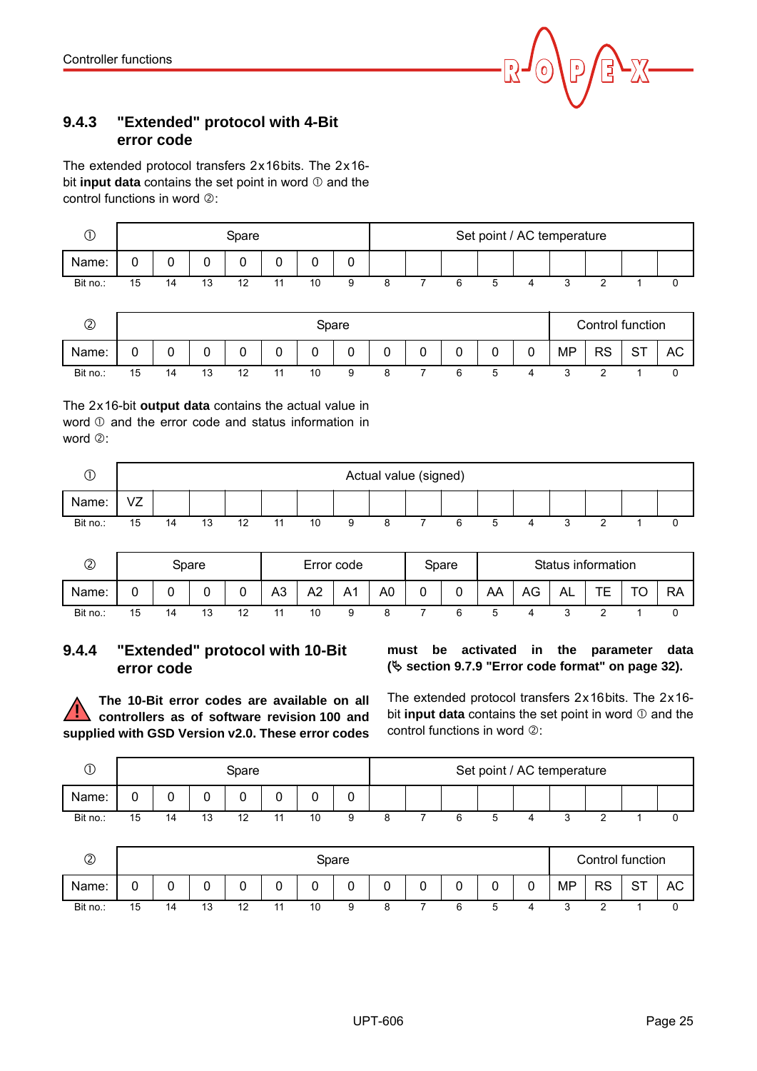### 9.4.3 "Extended" protocol with 4-Bit error code

The extended protocol transfers 2x16bits. The 2x16-bit **input data** contains the set point in word ① and the control functions in word ②:

| ① | Spare | | | | | | | Set point / AC temperature | | | | | | | | |
|---|---|---|---|---|---|---|---|---|---|---|---|---|---|---|---|---|
| Name: | 0 | 0 | 0 | 0 | 0 | 0 | 0 | | | | | | | | | |
| Bit no.: | 15 | 14 | 13 | 12 | 11 | 10 | 9 | 8 | 7 | 6 | 5 | 4 | 3 | 2 | 1 | 0 |

| ② | Spare | | | | | | | | | | | | Control function | | | |
|---|---|---|---|---|---|---|---|---|---|---|---|---|---|---|---|---|
| Name: | 0 | 0 | 0 | 0 | 0 | 0 | 0 | 0 | 0 | 0 | 0 | 0 | MP | RS | ST | AC |
| Bit no.: | 15 | 14 | 13 | 12 | 11 | 10 | 9 | 8 | 7 | 6 | 5 | 4 | 3 | 2 | 1 | 0 |

The 2x16-bit **output data** contains the actual value in word ① and the error code and status information in word ②:

| ① | Actual value (signed) | | | | | | | | | | | | | | | |
|---|---|---|---|---|---|---|---|---|---|---|---|---|---|---|---|---|
| Name: | VZ | | | | | | | | | | | | | | | |
| Bit no.: | 15 | 14 | 13 | 12 | 11 | 10 | 9 | 8 | 7 | 6 | 5 | 4 | 3 | 2 | 1 | 0 |

| ② | Spare | | | | Error code | | | | Spare | | Status information | | | | | |
|---|---|---|---|---|---|---|---|---|---|---|---|---|---|---|---|---|
| Name: | 0 | 0 | 0 | 0 | A3 | A2 | A1 | A0 | 0 | 0 | AA | AG | AL | TE | TO | RA |
| Bit no.: | 15 | 14 | 13 | 12 | 11 | 10 | 9 | 8 | 7 | 6 | 5 | 4 | 3 | 2 | 1 | 0 |

### 9.4.4 "Extended" protocol with 10-Bit error code

⚠ **The 10-Bit error codes are available on all controllers as of software revision 100 and supplied with GSD Version v2.0. These error codes must be activated in the parameter data (✎ section 9.7.9 "Error code format" on page 32).**

The extended protocol transfers 2x16bits. The 2x16-bit **input data** contains the set point in word ① and the control functions in word ②:

| ① | Spare | | | | | | | Set point / AC temperature | | | | | | | | |
|---|---|---|---|---|---|---|---|---|---|---|---|---|---|---|---|---|
| Name: | 0 | 0 | 0 | 0 | 0 | 0 | 0 | | | | | | | | | |
| Bit no.: | 15 | 14 | 13 | 12 | 11 | 10 | 9 | 8 | 7 | 6 | 5 | 4 | 3 | 2 | 1 | 0 |

| ② | Spare | | | | | | | | | | | | Control function | | | |
|---|---|---|---|---|---|---|---|---|---|---|---|---|---|---|---|---|
| Name: | 0 | 0 | 0 | 0 | 0 | 0 | 0 | 0 | 0 | 0 | 0 | 0 | MP | RS | ST | AC |
| Bit no.: | 15 | 14 | 13 | 12 | 11 | 10 | 9 | 8 | 7 | 6 | 5 | 4 | 3 | 2 | 1 | 0 |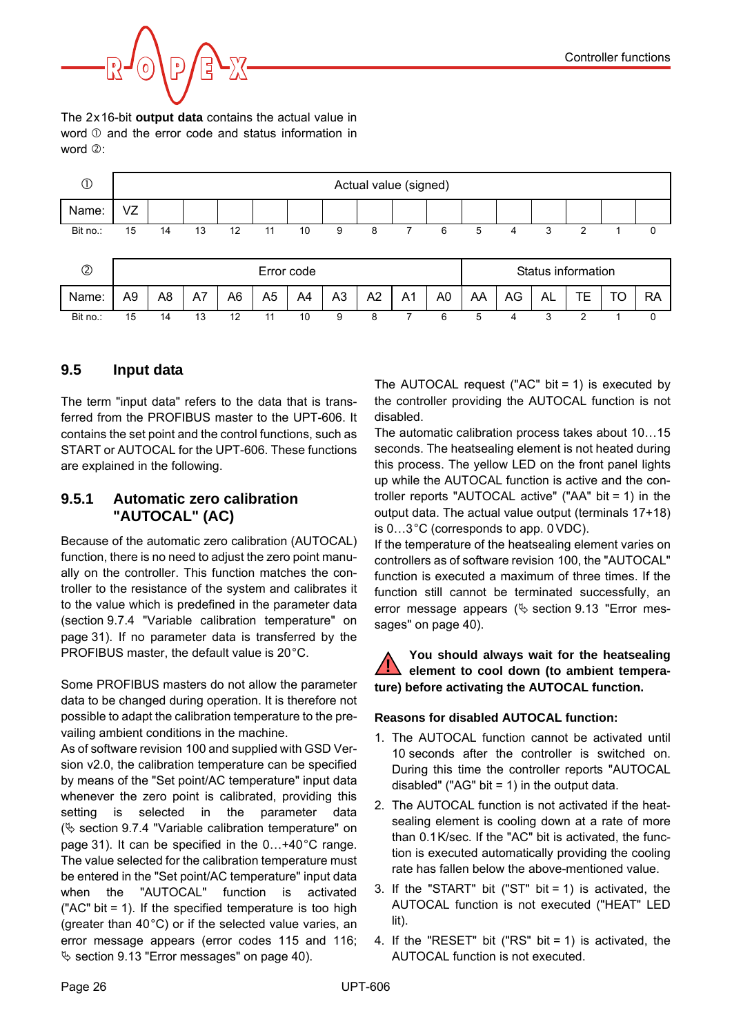The 2x16-bit **output data** contains the actual value in word ① and the error code and status information in word ②:

| ① | Actual value (signed) | | | | | | | | | | | | | | | |
|---|---|---|---|---|---|---|---|---|---|---|---|---|---|---|---|---|
| Name: | VZ | | | | | | | | | | | | | | | |
| Bit no.: | 15 | 14 | 13 | 12 | 11 | 10 | 9 | 8 | 7 | 6 | 5 | 4 | 3 | 2 | 1 | 0 |

| ② | Error code | | | | | | | | | | Status information | | | | | |
|---|---|---|---|---|---|---|---|---|---|---|---|---|---|---|---|---|
| Name: | A9 | A8 | A7 | A6 | A5 | A4 | A3 | A2 | A1 | A0 | AA | AG | AL | TE | TO | RA |
| Bit no.: | 15 | 14 | 13 | 12 | 11 | 10 | 9 | 8 | 7 | 6 | 5 | 4 | 3 | 2 | 1 | 0 |

## 9.5 Input data

The term "input data" refers to the data that is transferred from the PROFIBUS master to the UPT-606. It contains the set point and the control functions, such as START or AUTOCAL for the UPT-606. These functions are explained in the following.

### 9.5.1 Automatic zero calibration "AUTOCAL" (AC)

Because of the automatic zero calibration (AUTOCAL) function, there is no need to adjust the zero point manually on the controller. This function matches the controller to the resistance of the system and calibrates it to the value which is predefined in the parameter data (section 9.7.4 "Variable calibration temperature" on page 31). If no parameter data is transferred by the PROFIBUS master, the default value is 20°C.

Some PROFIBUS masters do not allow the parameter data to be changed during operation. It is therefore not possible to adapt the calibration temperature to the prevailing ambient conditions in the machine.

As of software revision 100 and supplied with GSD Version v2.0, the calibration temperature can be specified by means of the "Set point/AC temperature" input data whenever the zero point is calibrated, providing this setting is selected in the parameter data (✎ section 9.7.4 "Variable calibration temperature" on page 31). It can be specified in the 0…+40°C range. The value selected for the calibration temperature must be entered in the "Set point/AC temperature" input data when the "AUTOCAL" function is activated ("AC" bit = 1). If the specified temperature is too high (greater than 40°C) or if the selected value varies, an error message appears (error codes 115 and 116; ✎ section 9.13 "Error messages" on page 40).

The AUTOCAL request ("AC" bit = 1) is executed by the controller providing the AUTOCAL function is not disabled.

The automatic calibration process takes about 10…15 seconds. The heatsealing element is not heated during this process. The yellow LED on the front panel lights up while the AUTOCAL function is active and the controller reports "AUTOCAL active" ("AA" bit = 1) in the output data. The actual value output (terminals 17+18) is 0…3°C (corresponds to app. 0 VDC).

If the temperature of the heatsealing element varies on controllers as of software revision 100, the "AUTOCAL" function is executed a maximum of three times. If the function still cannot be terminated successfully, an error message appears (✎ section 9.13 "Error messages" on page 40).

**You should always wait for the heatsealing element to cool down (to ambient temperature) before activating the AUTOCAL function.**

**Reasons for disabled AUTOCAL function:**

1. The AUTOCAL function cannot be activated until 10 seconds after the controller is switched on. During this time the controller reports "AUTOCAL disabled" ("AG" bit = 1) in the output data.
2. The AUTOCAL function is not activated if the heatsealing element is cooling down at a rate of more than 0.1K/sec. If the "AC" bit is activated, the function is executed automatically providing the cooling rate has fallen below the above-mentioned value.
3. If the "START" bit ("ST" bit = 1) is activated, the AUTOCAL function is not executed ("HEAT" LED lit).
4. If the "RESET" bit ("RS" bit = 1) is activated, the AUTOCAL function is not executed.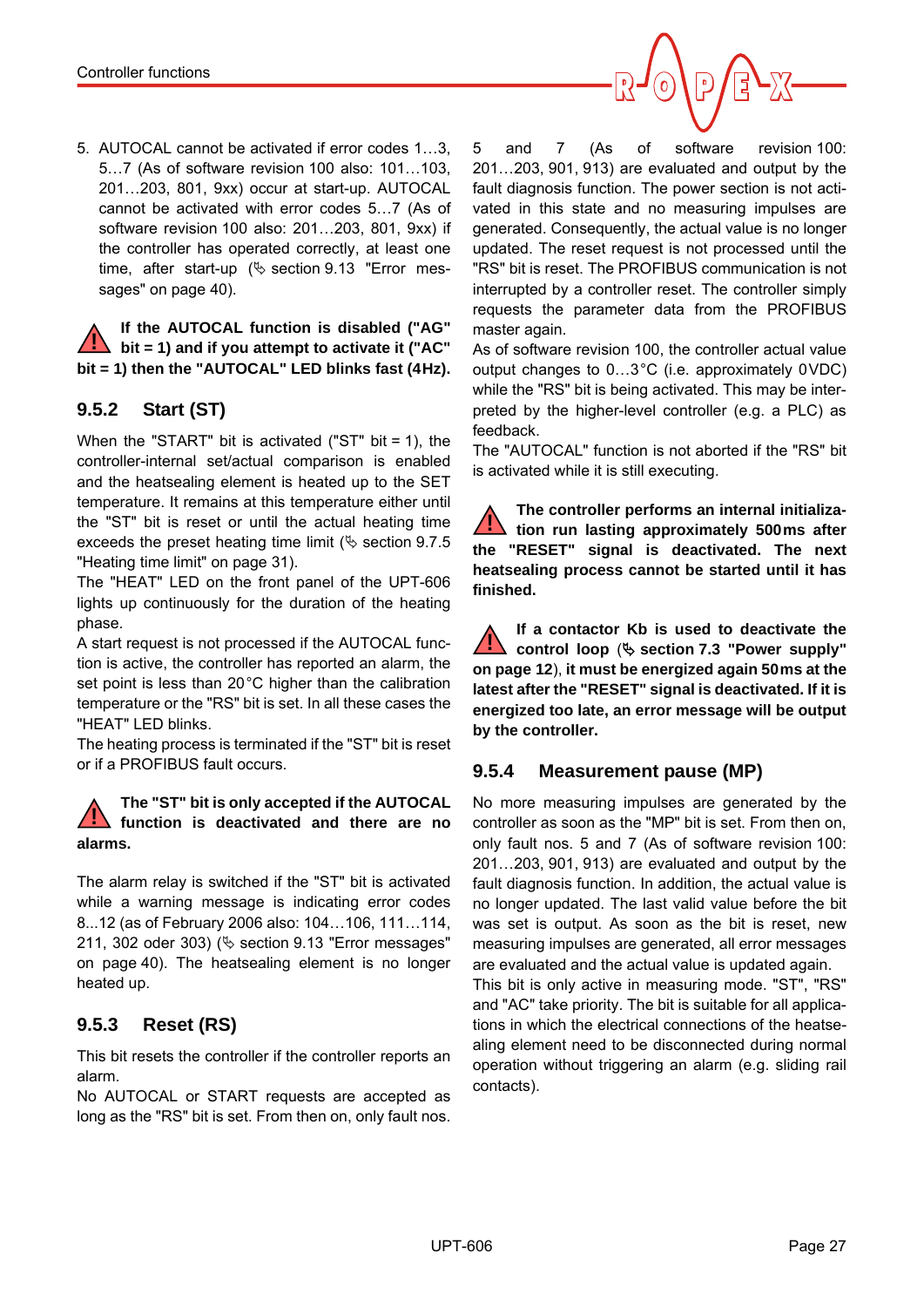5. AUTOCAL cannot be activated if error codes 1…3, 5…7 (As of software revision 100 also: 101…103, 201…203, 801, 9xx) occur at start-up. AUTOCAL cannot be activated with error codes 5…7 (As of software revision 100 also: 201…203, 801, 9xx) if the controller has operated correctly, at least one time, after start-up (✎ section 9.13 "Error messages" on page 40).

**If the AUTOCAL function is disabled ("AG" bit = 1) and if you attempt to activate it ("AC" bit = 1) then the "AUTOCAL" LED blinks fast (4Hz).**

### 9.5.2 Start (ST)

When the "START" bit is activated ("ST" bit = 1), the controller-internal set/actual comparison is enabled and the heatsealing element is heated up to the SET temperature. It remains at this temperature either until the "ST" bit is reset or until the actual heating time exceeds the preset heating time limit (✎ section 9.7.5 "Heating time limit" on page 31).

The "HEAT" LED on the front panel of the UPT-606 lights up continuously for the duration of the heating phase.

A start request is not processed if the AUTOCAL function is active, the controller has reported an alarm, the set point is less than 20°C higher than the calibration temperature or the "RS" bit is set. In all these cases the "HEAT" LED blinks.

The heating process is terminated if the "ST" bit is reset or if a PROFIBUS fault occurs.

**The "ST" bit is only accepted if the AUTOCAL function is deactivated and there are no alarms.**

The alarm relay is switched if the "ST" bit is activated while a warning message is indicating error codes 8...12 (as of February 2006 also: 104…106, 111…114, 211, 302 oder 303) (✎ section 9.13 "Error messages" on page 40). The heatsealing element is no longer heated up.

### 9.5.3 Reset (RS)

This bit resets the controller if the controller reports an alarm.

No AUTOCAL or START requests are accepted as long as the "RS" bit is set. From then on, only fault nos. 5 and 7 (As of software revision 100: 201…203, 901, 913) are evaluated and output by the fault diagnosis function. The power section is not activated in this state and no measuring impulses are generated. Consequently, the actual value is no longer updated. The reset request is not processed until the "RS" bit is reset. The PROFIBUS communication is not interrupted by a controller reset. The controller simply requests the parameter data from the PROFIBUS master again.

As of software revision 100, the controller actual value output changes to 0…3°C (i.e. approximately 0VDC) while the "RS" bit is being activated. This may be interpreted by the higher-level controller (e.g. a PLC) as feedback.

The "AUTOCAL" function is not aborted if the "RS" bit is activated while it is still executing.

**The controller performs an internal initialization run lasting approximately 500ms after the "RESET" signal is deactivated. The next heatsealing process cannot be started until it has finished.**

**If a contactor Kb is used to deactivate the control loop (✎ section 7.3 "Power supply" on page 12), it must be energized again 50ms at the latest after the "RESET" signal is deactivated. If it is energized too late, an error message will be output by the controller.**

### 9.5.4 Measurement pause (MP)

No more measuring impulses are generated by the controller as soon as the "MP" bit is set. From then on, only fault nos. 5 and 7 (As of software revision 100: 201…203, 901, 913) are evaluated and output by the fault diagnosis function. In addition, the actual value is no longer updated. The last valid value before the bit was set is output. As soon as the bit is reset, new measuring impulses are generated, all error messages are evaluated and the actual value is updated again.

This bit is only active in measuring mode. "ST", "RS" and "AC" take priority. The bit is suitable for all applications in which the electrical connections of the heatsealing element need to be disconnected during normal operation without triggering an alarm (e.g. sliding rail contacts).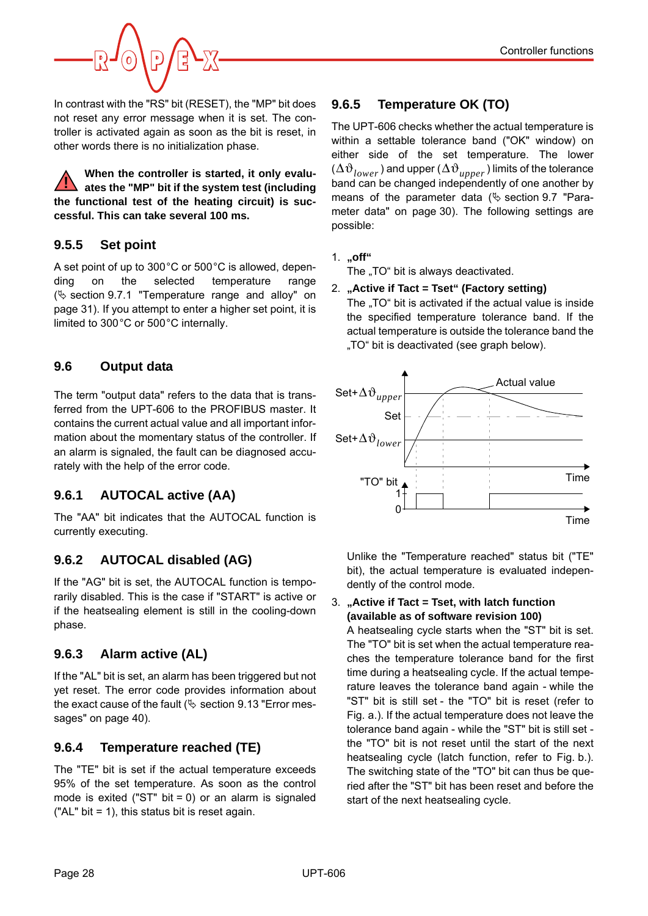In contrast with the "RS" bit (RESET), the "MP" bit does not reset any error message when it is set. The controller is activated again as soon as the bit is reset, in other words there is no initialization phase.

**When the controller is started, it only evaluates the "MP" bit if the system test (including the functional test of the heating circuit) is successful. This can take several 100 ms.**

### 9.5.5 Set point

A set point of up to 300°C or 500°C is allowed, depending on the selected temperature range (✎ section 9.7.1 "Temperature range and alloy" on page 31). If you attempt to enter a higher set point, it is limited to 300°C or 500°C internally.

## 9.6 Output data

The term "output data" refers to the data that is transferred from the UPT-606 to the PROFIBUS master. It contains the current actual value and all important information about the momentary status of the controller. If an alarm is signaled, the fault can be diagnosed accurately with the help of the error code.

### 9.6.1 AUTOCAL active (AA)

The "AA" bit indicates that the AUTOCAL function is currently executing.

### 9.6.2 AUTOCAL disabled (AG)

If the "AG" bit is set, the AUTOCAL function is temporarily disabled. This is the case if "START" is active or if the heatsealing element is still in the cooling-down phase.

### 9.6.3 Alarm active (AL)

If the "AL" bit is set, an alarm has been triggered but not yet reset. The error code provides information about the exact cause of the fault (✎ section 9.13 "Error messages" on page 40).

### 9.6.4 Temperature reached (TE)

The "TE" bit is set if the actual temperature exceeds 95% of the set temperature. As soon as the control mode is exited ("ST" bit = 0) or an alarm is signaled ("AL" bit = 1), this status bit is reset again.

### 9.6.5 Temperature OK (TO)

The UPT-606 checks whether the actual temperature is within a settable tolerance band ("OK" window) on either side of the set temperature. The lower ($\Delta\vartheta_{lower}$) and upper ($\Delta\vartheta_{upper}$) limits of the tolerance band can be changed independently of one another by means of the parameter data (✎ section 9.7 "Parameter data" on page 30). The following settings are possible:

1. **„off“**
   The „TO“ bit is always deactivated.
2. **„Active if Tact = Tset“ (Factory setting)**
   The „TO“ bit is activated if the actual value is inside the specified temperature tolerance band. If the actual temperature is outside the tolerance band the „TO“ bit is deactivated (see graph below).

   Set+$\Delta\vartheta_{upper}$ — Actual value — Set — Set+$\Delta\vartheta_{lower}$ — Time — "TO" bit — 1 — 0 — Time

   Unlike the "Temperature reached" status bit ("TE" bit), the actual temperature is evaluated independently of the control mode.
3. **„Active if Tact = Tset, with latch function (available as of software revision 100)**
   A heatsealing cycle starts when the "ST" bit is set. The "TO" bit is set when the actual temperature reaches the temperature tolerance band for the first time during a heatsealing cycle. If the actual temperature leaves the tolerance band again - while the "ST" bit is still set - the "TO" bit is reset (refer to Fig. a.). If the actual temperature does not leave the tolerance band again - while the "ST" bit is still set - the "TO" bit is not reset until the start of the next heatsealing cycle (latch function, refer to Fig. b.). The switching state of the "TO" bit can thus be queried after the "ST" bit has been reset and before the start of the next heatsealing cycle.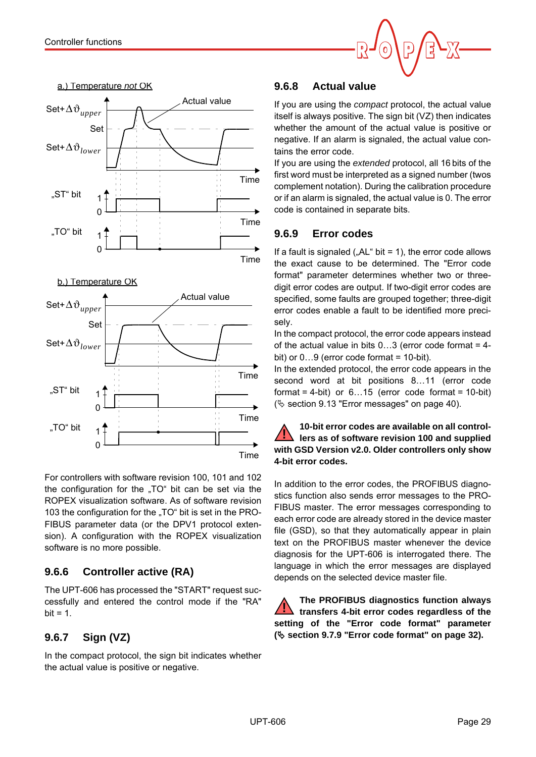a.) Temperature *not* OK

b.) Temperature OK

For controllers with software revision 100, 101 and 102 the configuration for the „TO" bit can be set via the ROPEX visualization software. As of software revision 103 the configuration for the „TO" bit is set in the PROFIBUS parameter data (or the DPV1 protocol extension). A configuration with the ROPEX visualization software is no more possible.

## 9.6.6 Controller active (RA)

The UPT-606 has processed the "START" request successfully and entered the control mode if the "RA" bit = 1.

## 9.6.7 Sign (VZ)

In the compact protocol, the sign bit indicates whether the actual value is positive or negative.

## 9.6.8 Actual value

If you are using the *compact* protocol, the actual value itself is always positive. The sign bit (VZ) then indicates whether the amount of the actual value is positive or negative. If an alarm is signaled, the actual value contains the error code.

If you are using the *extended* protocol, all 16 bits of the first word must be interpreted as a signed number (twos complement notation). During the calibration procedure or if an alarm is signaled, the actual value is 0. The error code is contained in separate bits.

## 9.6.9 Error codes

If a fault is signaled („AL" bit = 1), the error code allows the exact cause to be determined. The "Error code format" parameter determines whether two or three-digit error codes are output. If two-digit error codes are specified, some faults are grouped together; three-digit error codes enable a fault to be identified more precisely.

In the compact protocol, the error code appears instead of the actual value in bits 0…3 (error code format = 4-bit) or 0…9 (error code format = 10-bit).

In the extended protocol, the error code appears in the second word at bit positions 8…11 (error code format = 4-bit) or 6…15 (error code format = 10-bit) (✎ section 9.13 "Error messages" on page 40).

**10-bit error codes are available on all controllers as of software revision 100 and supplied with GSD Version v2.0. Older controllers only show 4-bit error codes.**

In addition to the error codes, the PROFIBUS diagnostics function also sends error messages to the PROFIBUS master. The error messages corresponding to each error code are already stored in the device master file (GSD), so that they automatically appear in plain text on the PROFIBUS master whenever the device diagnosis for the UPT-606 is interrogated there. The language in which the error messages are displayed depends on the selected device master file.

**The PROFIBUS diagnostics function always transfers 4-bit error codes regardless of the setting of the "Error code format" parameter (✎ section 9.7.9 "Error code format" on page 32).**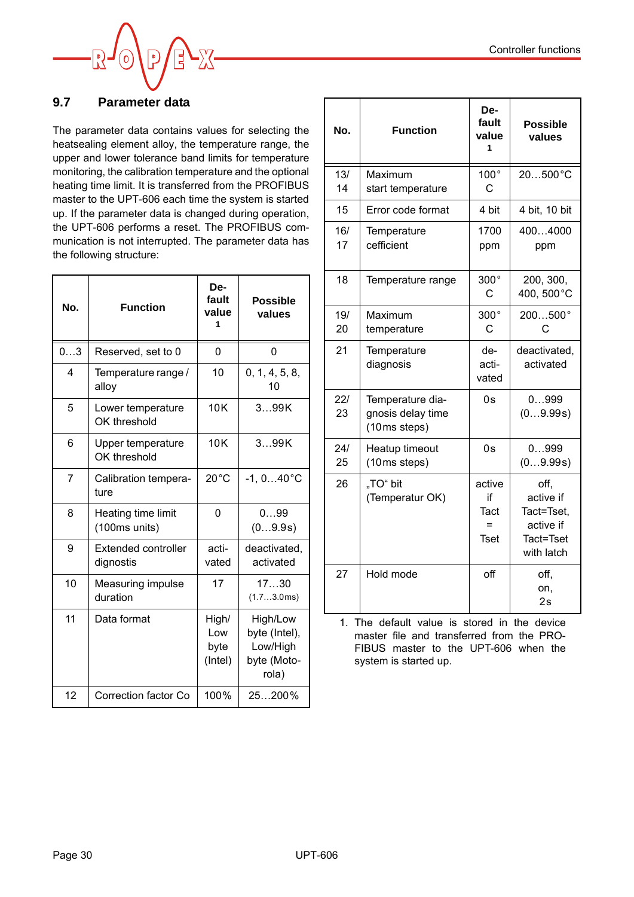## 9.7 Parameter data

The parameter data contains values for selecting the heatsealing element alloy, the temperature range, the upper and lower tolerance band limits for temperature monitoring, the calibration temperature and the optional heating time limit. It is transferred from the PROFIBUS master to the UPT-606 each time the system is started up. If the parameter data is changed during operation, the UPT-606 performs a reset. The PROFIBUS communication is not interrupted. The parameter data has the following structure:

| No. | Function | Default value[1] | Possible values |
|---|---|---|---|
| 0…3 | Reserved, set to 0 | 0 | 0 |
| 4 | Temperature range / alloy | 10 | 0, 1, 4, 5, 8, 10 |
| 5 | Lower temperature OK threshold | 10K | 3…99K |
| 6 | Upper temperature OK threshold | 10K | 3…99K |
| 7 | Calibration temperature | 20°C | -1, 0…40°C |
| 8 | Heating time limit (100ms units) | 0 | 0…99 (0…9.9s) |
| 9 | Extended controller dignostis | activated | deactivated, activated |
| 10 | Measuring impulse duration | 17 | 17…30 (1.7…3.0ms) |
| 11 | Data format | High/Low byte (Intel) | High/Low byte (Intel), Low/High byte (Motorola) |
| 12 | Correction factor Co | 100% | 25…200% |
| 13/14 | Maximum start temperature | 100°C | 20…500°C |
| 15 | Error code format | 4 bit | 4 bit, 10 bit |
| 16/17 | Temperature cefficient | 1700 ppm | 400…4000 ppm |
| 18 | Temperature range | 300°C | 200, 300, 400, 500°C |
| 19/20 | Maximum temperature | 300°C | 200…500°C |
| 21 | Temperature diagnosis | deactivated | deactivated, activated |
| 22/23 | Temperature diagnosis delay time (10ms steps) | 0s | 0…999 (0…9.99s) |
| 24/25 | Heatup timeout (10ms steps) | 0s | 0…999 (0…9.99s) |
| 26 | „TO" bit (Temperatur OK) | active if Tact = Tset | off, active if Tact=Tset, active if Tact=Tset with latch |
| 27 | Hold mode | off | off, on, 2s |

1. The default value is stored in the device master file and transferred from the PROFIBUS master to the UPT-606 when the system is started up.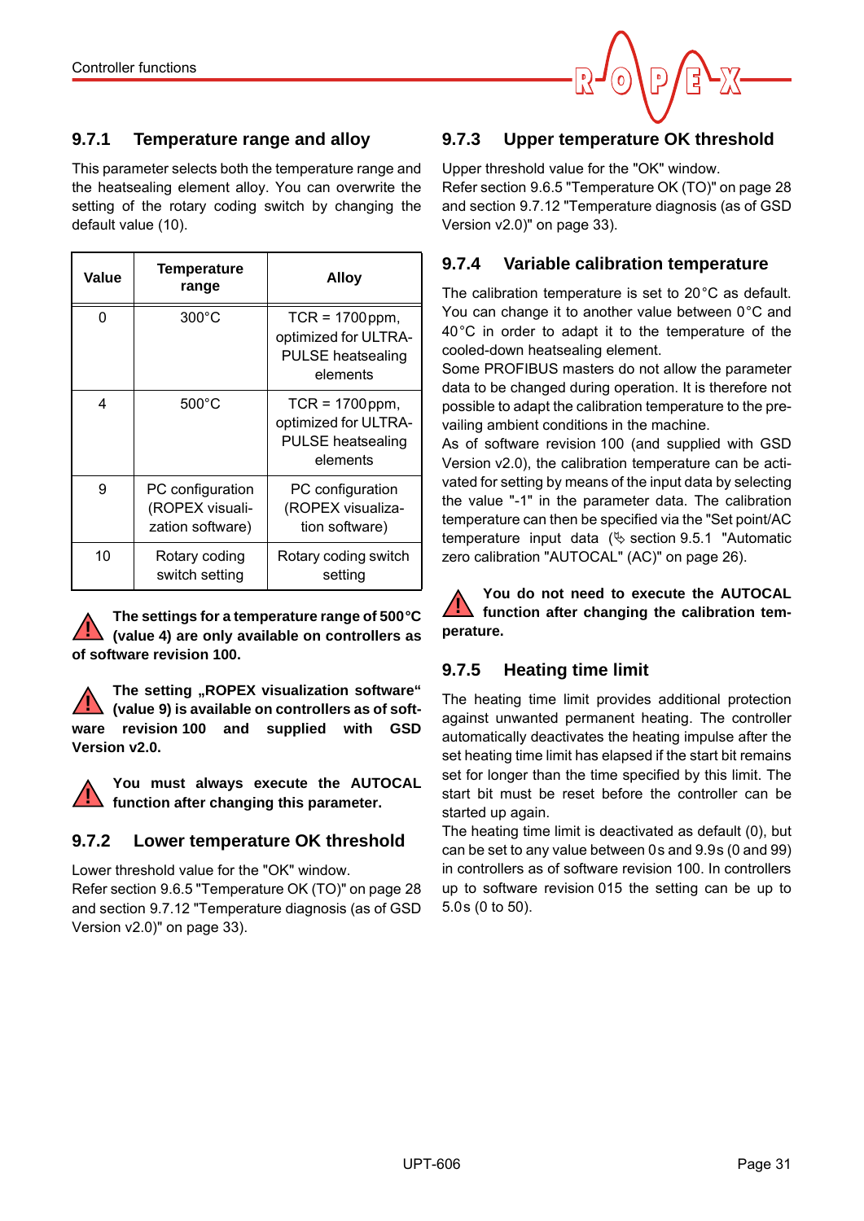### 9.7.1 Temperature range and alloy

This parameter selects both the temperature range and the heatsealing element alloy. You can overwrite the setting of the rotary coding switch by changing the default value (10).

| Value | Temperature range | Alloy |
|---|---|---|
| 0 | 300°C | TCR = 1700ppm, optimized for ULTRA-PULSE heatsealing elements |
| 4 | 500°C | TCR = 1700ppm, optimized for ULTRA-PULSE heatsealing elements |
| 9 | PC configuration (ROPEX visualization software) | PC configuration (ROPEX visualization software) |
| 10 | Rotary coding switch setting | Rotary coding switch setting |

**The settings for a temperature range of 500°C (value 4) are only available on controllers as of software revision 100.**

**The setting „ROPEX visualization software" (value 9) is available on controllers as of software revision 100 and supplied with GSD Version v2.0.**

**You must always execute the AUTOCAL function after changing this parameter.**

### 9.7.2 Lower temperature OK threshold

Lower threshold value for the "OK" window.
Refer section 9.6.5 "Temperature OK (TO)" on page 28 and section 9.7.12 "Temperature diagnosis (as of GSD Version v2.0)" on page 33).

### 9.7.3 Upper temperature OK threshold

Upper threshold value for the "OK" window.
Refer section 9.6.5 "Temperature OK (TO)" on page 28 and section 9.7.12 "Temperature diagnosis (as of GSD Version v2.0)" on page 33).

### 9.7.4 Variable calibration temperature

The calibration temperature is set to 20°C as default. You can change it to another value between 0°C and 40°C in order to adapt it to the temperature of the cooled-down heatsealing element.
Some PROFIBUS masters do not allow the parameter data to be changed during operation. It is therefore not possible to adapt the calibration temperature to the prevailing ambient conditions in the machine.
As of software revision 100 (and supplied with GSD Version v2.0), the calibration temperature can be activated for setting by means of the input data by selecting the value "-1" in the parameter data. The calibration temperature can then be specified via the "Set point/AC temperature input data (✎ section 9.5.1 "Automatic zero calibration "AUTOCAL" (AC)" on page 26).

**You do not need to execute the AUTOCAL function after changing the calibration temperature.**

### 9.7.5 Heating time limit

The heating time limit provides additional protection against unwanted permanent heating. The controller automatically deactivates the heating impulse after the set heating time limit has elapsed if the start bit remains set for longer than the time specified by this limit. The start bit must be reset before the controller can be started up again.
The heating time limit is deactivated as default (0), but can be set to any value between 0s and 9.9s (0 and 99) in controllers as of software revision 100. In controllers up to software revision 015 the setting can be up to 5.0s (0 to 50).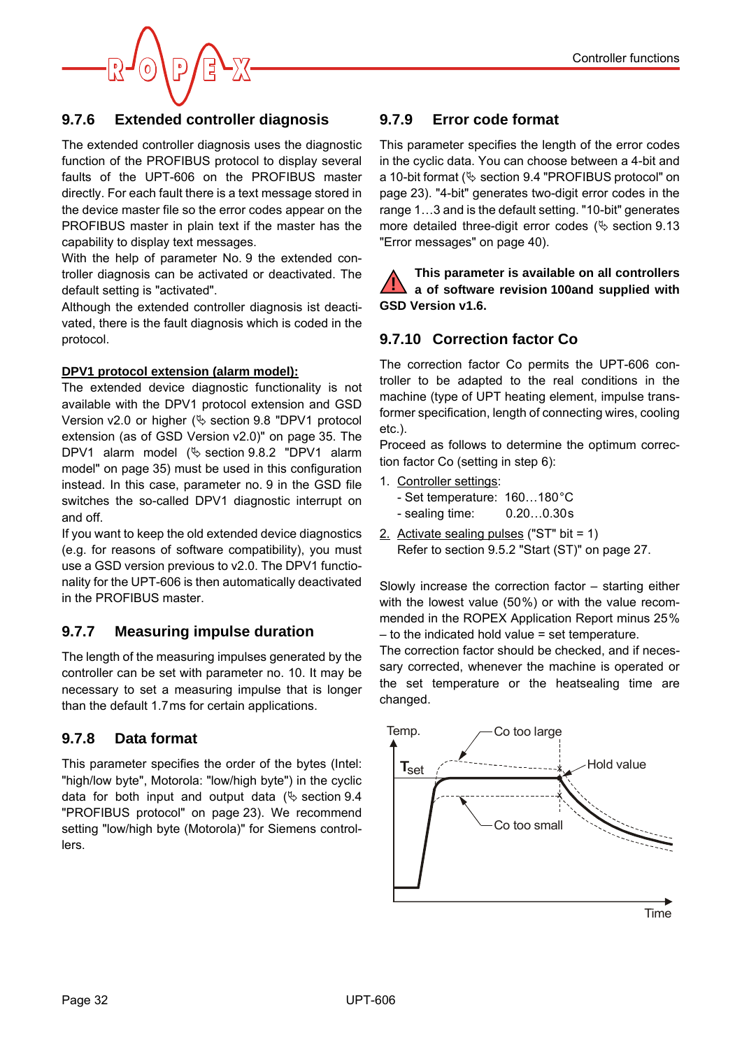### 9.7.6 Extended controller diagnosis

The extended controller diagnosis uses the diagnostic function of the PROFIBUS protocol to display several faults of the UPT-606 on the PROFIBUS master directly. For each fault there is a text message stored in the device master file so the error codes appear on the PROFIBUS master in plain text if the master has the capability to display text messages.

With the help of parameter No. 9 the extended controller diagnosis can be activated or deactivated. The default setting is "activated".

Although the extended controller diagnosis ist deactivated, there is the fault diagnosis which is coded in the protocol.

**DPV1 protocol extension (alarm model):**

The extended device diagnostic functionality is not available with the DPV1 protocol extension and GSD Version v2.0 or higher (✎ section 9.8 "DPV1 protocol extension (as of GSD Version v2.0)" on page 35. The DPV1 alarm model (✎ section 9.8.2 "DPV1 alarm model" on page 35) must be used in this configuration instead. In this case, parameter no. 9 in the GSD file switches the so-called DPV1 diagnostic interrupt on and off.

If you want to keep the old extended device diagnostics (e.g. for reasons of software compatibility), you must use a GSD version previous to v2.0. The DPV1 functionality for the UPT-606 is then automatically deactivated in the PROFIBUS master.

### 9.7.7 Measuring impulse duration

The length of the measuring impulses generated by the controller can be set with parameter no. 10. It may be necessary to set a measuring impulse that is longer than the default 1.7 ms for certain applications.

### 9.7.8 Data format

This parameter specifies the order of the bytes (Intel: "high/low byte", Motorola: "low/high byte") in the cyclic data for both input and output data (✎ section 9.4 "PROFIBUS protocol" on page 23). We recommend setting "low/high byte (Motorola)" for Siemens controllers.

### 9.7.9 Error code format

This parameter specifies the length of the error codes in the cyclic data. You can choose between a 4-bit and a 10-bit format (✎ section 9.4 "PROFIBUS protocol" on page 23). "4-bit" generates two-digit error codes in the range 1…3 and is the default setting. "10-bit" generates more detailed three-digit error codes (✎ section 9.13 "Error messages" on page 40).

**This parameter is available on all controllers a of software revision 100and supplied with GSD Version v1.6.**

### 9.7.10 Correction factor Co

The correction factor Co permits the UPT-606 controller to be adapted to the real conditions in the machine (type of UPT heating element, impulse transformer specification, length of connecting wires, cooling etc.).

Proceed as follows to determine the optimum correction factor Co (setting in step 6):

1. Controller settings:
   - Set temperature: 160…180°C
   - sealing time: 0.20…0.30s
2. Activate sealing pulses ("ST" bit = 1)
   Refer to section 9.5.2 "Start (ST)" on page 27.

Slowly increase the correction factor – starting either with the lowest value (50%) or with the value recommended in the ROPEX Application Report minus 25% – to the indicated hold value = set temperature.

The correction factor should be checked, and if necessary corrected, whenever the machine is operated or the set temperature or the heatsealing time are changed.

Temp. — $T_{set}$ — Co too large — Hold value — Co too small — Time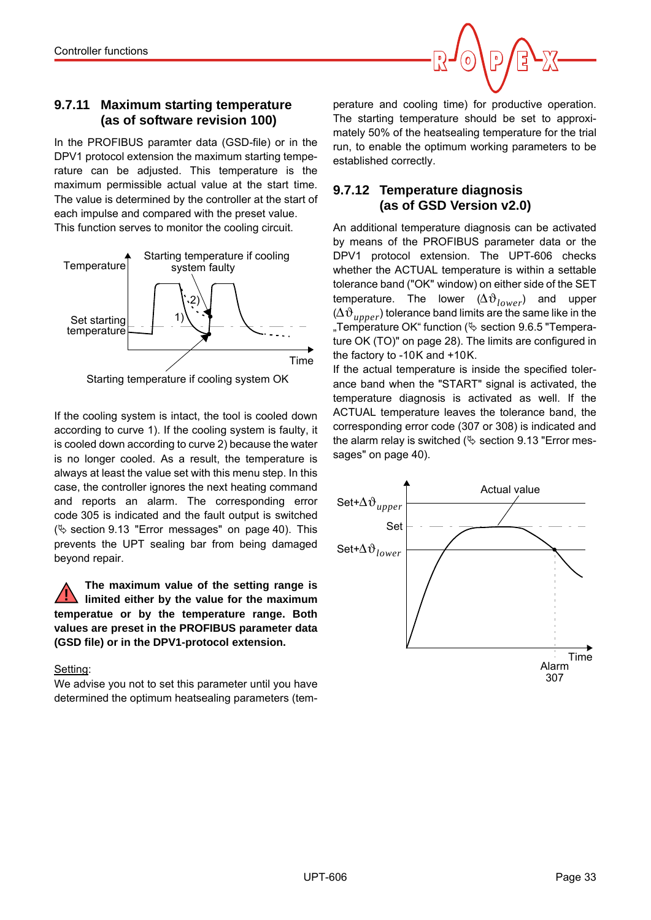### 9.7.11 Maximum starting temperature (as of software revision 100)

In the PROFIBUS paramter data (GSD-file) or in the DPV1 protocol extension the maximum starting temperature can be adjusted. This temperature is the maximum permissible actual value at the start time. The value is determined by the controller at the start of each impulse and compared with the preset value. This function serves to monitor the cooling circuit.

Temperature | Starting temperature if cooling system faulty | Set starting temperature | 1) | 2) | Time | Starting temperature if cooling system OK

If the cooling system is intact, the tool is cooled down according to curve 1). If the cooling system is faulty, it is cooled down according to curve 2) because the water is no longer cooled. As a result, the temperature is always at least the value set with this menu step. In this case, the controller ignores the next heating command and reports an alarm. The corresponding error code 305 is indicated and the fault output is switched (✎ section 9.13 "Error messages" on page 40). This prevents the UPT sealing bar from being damaged beyond repair.

**The maximum value of the setting range is limited either by the value for the maximum temperature or by the temperature range. Both values are preset in the PROFIBUS parameter data (GSD file) or in the DPV1-protocol extension.**

Setting:
We advise you not to set this parameter until you have determined the optimum heatsealing parameters (temperature and cooling time) for productive operation. The starting temperature should be set to approximately 50% of the heatsealing temperature for the trial run, to enable the optimum working parameters to be established correctly.

### 9.7.12 Temperature diagnosis (as of GSD Version v2.0)

An additional temperature diagnosis can be activated by means of the PROFIBUS parameter data or the DPV1 protocol extension. The UPT-606 checks whether the ACTUAL temperature is within a settable tolerance band ("OK" window) on either side of the SET temperature. The lower $(\Delta\vartheta_{lower})$ and upper $(\Delta\vartheta_{upper})$ tolerance band limits are the same like in the „Temperature OK" function (✎ section 9.6.5 "Temperature OK (TO)" on page 28). The limits are configured in the factory to -10K and +10K.

If the actual temperature is inside the specified tolerance band when the "START" signal is activated, the temperature diagnosis is activated as well. If the ACTUAL temperature leaves the tolerance band, the corresponding error code (307 or 308) is indicated and the alarm relay is switched (✎ section 9.13 "Error messages" on page 40).

Actual value | $Set+\Delta\vartheta_{upper}$ | Set | $Set+\Delta\vartheta_{lower}$ | Time | Alarm 307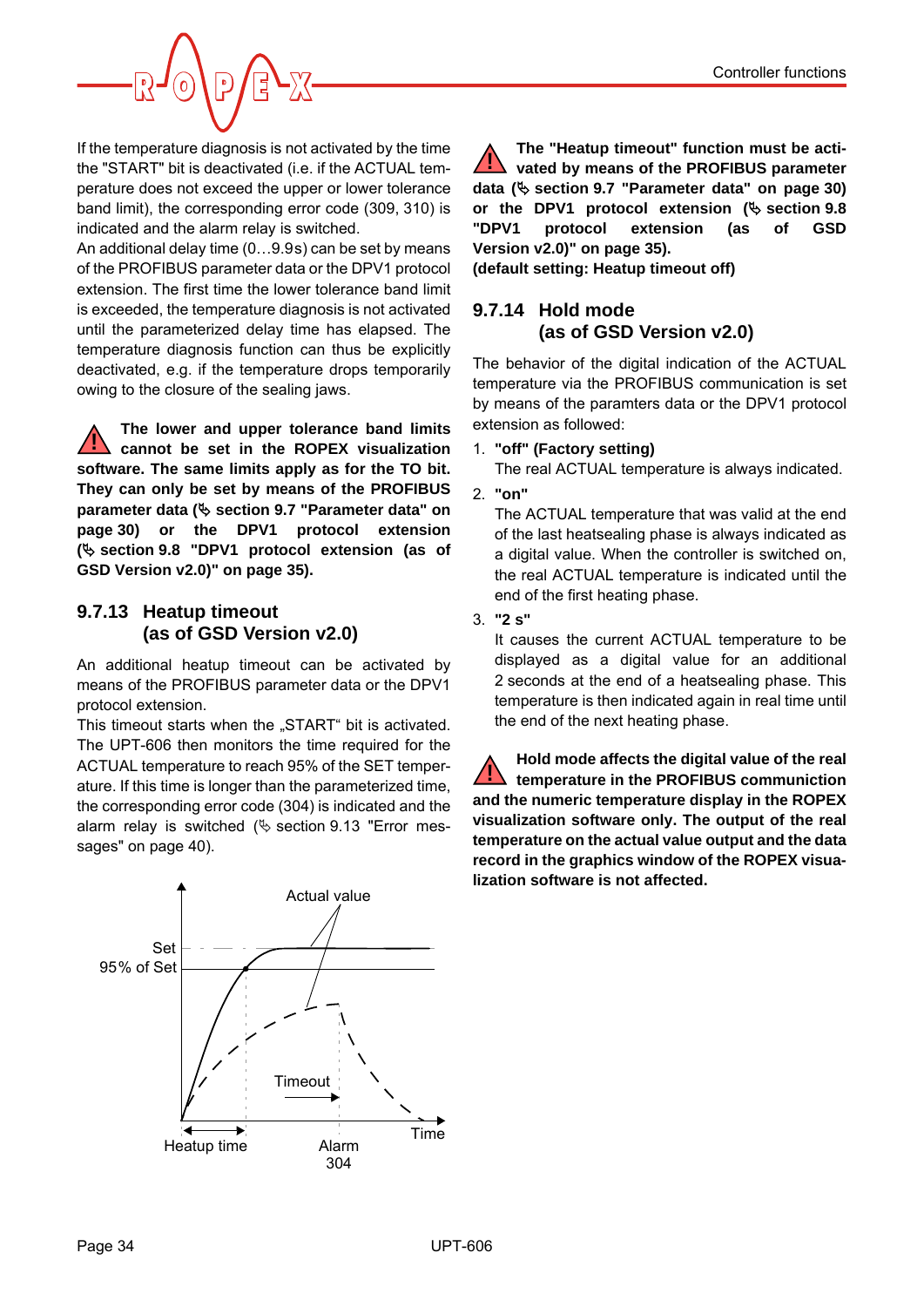If the temperature diagnosis is not activated by the time the "START" bit is deactivated (i.e. if the ACTUAL temperature does not exceed the upper or lower tolerance band limit), the corresponding error code (309, 310) is indicated and the alarm relay is switched.

An additional delay time (0…9.9s) can be set by means of the PROFIBUS parameter data or the DPV1 protocol extension. The first time the lower tolerance band limit is exceeded, the temperature diagnosis is not activated until the parameterized delay time has elapsed. The temperature diagnosis function can thus be explicitly deactivated, e.g. if the temperature drops temporarily owing to the closure of the sealing jaws.

**The lower and upper tolerance band limits cannot be set in the ROPEX visualization software. The same limits apply as for the TO bit. They can only be set by means of the PROFIBUS parameter data (✎ section 9.7 "Parameter data" on page 30) or the DPV1 protocol extension (✎ section 9.8 "DPV1 protocol extension (as of GSD Version v2.0)" on page 35).**

### 9.7.13 Heatup timeout (as of GSD Version v2.0)

An additional heatup timeout can be activated by means of the PROFIBUS parameter data or the DPV1 protocol extension.

This timeout starts when the „START" bit is activated. The UPT-606 then monitors the time required for the ACTUAL temperature to reach 95% of the SET temperature. If this time is longer than the parameterized time, the corresponding error code (304) is indicated and the alarm relay is switched (✎ section 9.13 "Error messages" on page 40).

Actual value

Set

95% of Set

Timeout

Time

Heatup time

Alarm
304

**The "Heatup timeout" function must be activated by means of the PROFIBUS parameter data (✎ section 9.7 "Parameter data" on page 30) or the DPV1 protocol extension (✎ section 9.8 "DPV1 protocol extension (as of GSD Version v2.0)" on page 35).**
**(default setting: Heatup timeout off)**

### 9.7.14 Hold mode (as of GSD Version v2.0)

The behavior of the digital indication of the ACTUAL temperature via the PROFIBUS communication is set by means of the paramters data or the DPV1 protocol extension as followed:

1. **"off" (Factory setting)**
   The real ACTUAL temperature is always indicated.
2. **"on"**
   The ACTUAL temperature that was valid at the end of the last heatsealing phase is always indicated as a digital value. When the controller is switched on, the real ACTUAL temperature is indicated until the end of the first heating phase.
3. **"2 s"**
   It causes the current ACTUAL temperature to be displayed as a digital value for an additional 2 seconds at the end of a heatsealing phase. This temperature is then indicated again in real time until the end of the next heating phase.

**Hold mode affects the digital value of the real temperature in the PROFIBUS communiction and the numeric temperature display in the ROPEX visualization software only. The output of the real temperature on the actual value output and the data record in the graphics window of the ROPEX visualization software is not affected.**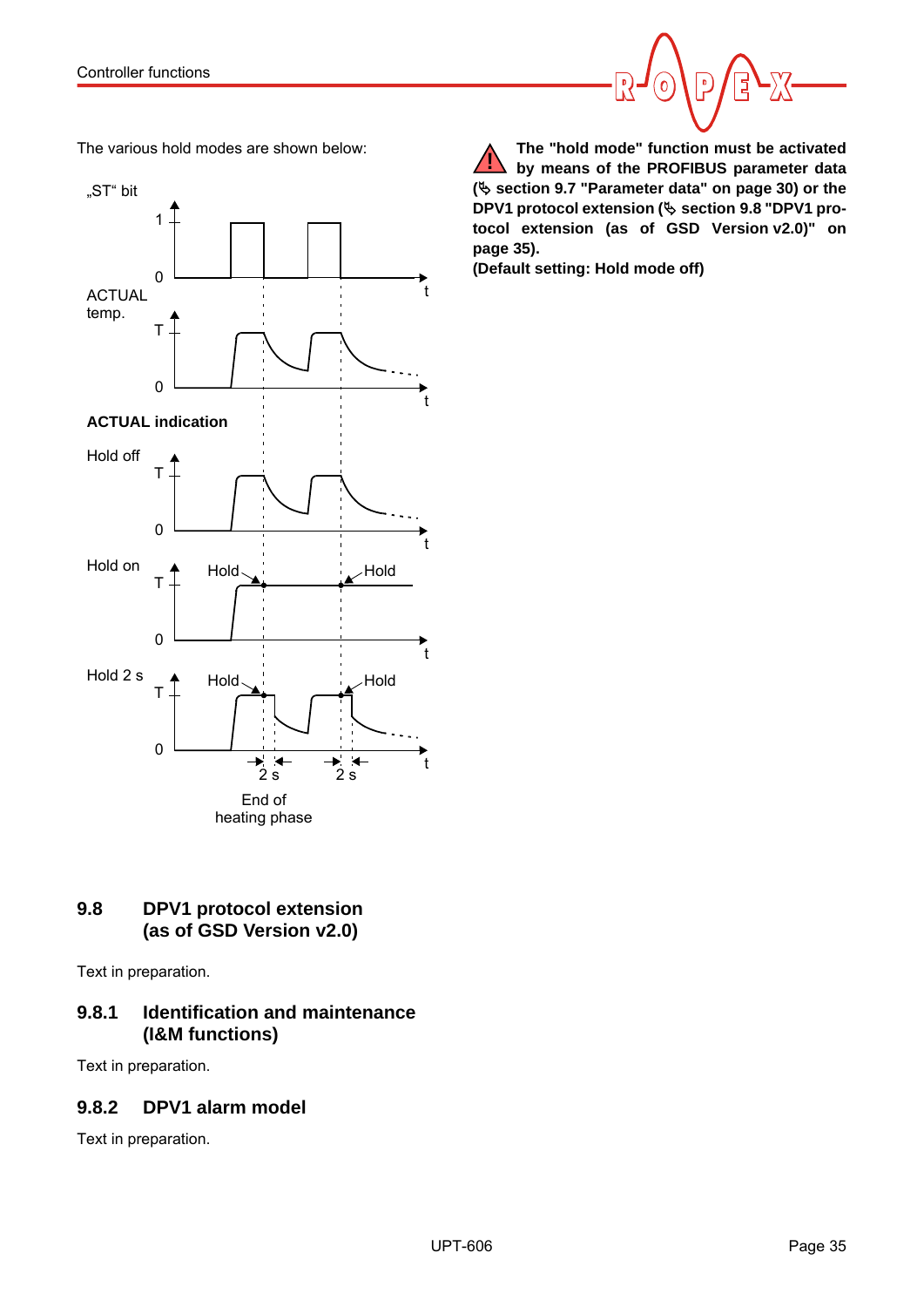The various hold modes are shown below:

„ST“ bit

1

0

t

ACTUAL temp.

T

0

t

**ACTUAL indication**

Hold off

T

0

t

Hold on

T

Hold

Hold

0

t

Hold 2 s

T

Hold

Hold

0

2 s

2 s

t

End of heating phase

**The "hold mode" function must be activated by means of the PROFIBUS parameter data (✎ section 9.7 "Parameter data" on page 30) or the DPV1 protocol extension (✎ section 9.8 "DPV1 protocol extension (as of GSD Version v2.0)" on page 35).**
**(Default setting: Hold mode off)**

## 9.8 DPV1 protocol extension (as of GSD Version v2.0)

Text in preparation.

### 9.8.1 Identification and maintenance (I&M functions)

Text in preparation.

### 9.8.2 DPV1 alarm model

Text in preparation.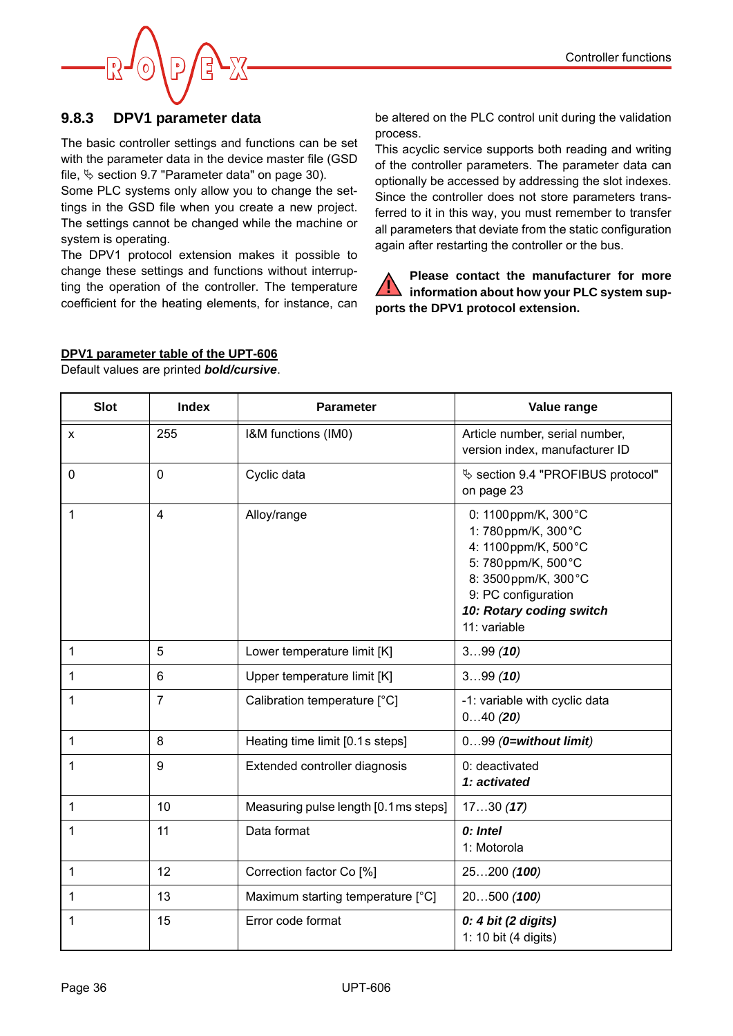### 9.8.3 DPV1 parameter data

The basic controller settings and functions can be set with the parameter data in the device master file (GSD file, ✎ section 9.7 "Parameter data" on page 30).

Some PLC systems only allow you to change the settings in the GSD file when you create a new project. The settings cannot be changed while the machine or system is operating.

The DPV1 protocol extension makes it possible to change these settings and functions without interrupting the operation of the controller. The temperature coefficient for the heating elements, for instance, can be altered on the PLC control unit during the validation process.

This acyclic service supports both reading and writing of the controller parameters. The parameter data can optionally be accessed by addressing the slot indexes. Since the controller does not store parameters transferred to it in this way, you must remember to transfer all parameters that deviate from the static configuration again after restarting the controller or the bus.

**Please contact the manufacturer for more information about how your PLC system supports the DPV1 protocol extension.**

**DPV1 parameter table of the UPT-606**

Default values are printed ***bold/cursive***.

| Slot | Index | Parameter | Value range |
|---|---|---|---|
| x | 255 | I&M functions (IM0) | Article number, serial number, version index, manufacturer ID |
| 0 | 0 | Cyclic data | ✎ section 9.4 "PROFIBUS protocol" on page 23 |
| 1 | 4 | Alloy/range | 0: 1100 ppm/K, 300 °C<br>1: 780 ppm/K, 300 °C<br>4: 1100 ppm/K, 500 °C<br>5: 780 ppm/K, 500 °C<br>8: 3500 ppm/K, 300 °C<br>9: PC configuration<br>***10: Rotary coding switch***<br>11: variable |
| 1 | 5 | Lower temperature limit [K] | 3…99 ***(10)*** |
| 1 | 6 | Upper temperature limit [K] | 3…99 ***(10)*** |
| 1 | 7 | Calibration temperature [°C] | -1: variable with cyclic data<br>0…40 ***(20)*** |
| 1 | 8 | Heating time limit [0.1 s steps] | 0…99 ***(0=without limit)*** |
| 1 | 9 | Extended controller diagnosis | 0: deactivated<br>***1: activated*** |
| 1 | 10 | Measuring pulse length [0.1 ms steps] | 17…30 ***(17)*** |
| 1 | 11 | Data format | ***0: Intel***<br>1: Motorola |
| 1 | 12 | Correction factor Co [%] | 25…200 ***(100)*** |
| 1 | 13 | Maximum starting temperature [°C] | 20…500 ***(100)*** |
| 1 | 15 | Error code format | ***0: 4 bit (2 digits)***<br>1: 10 bit (4 digits) |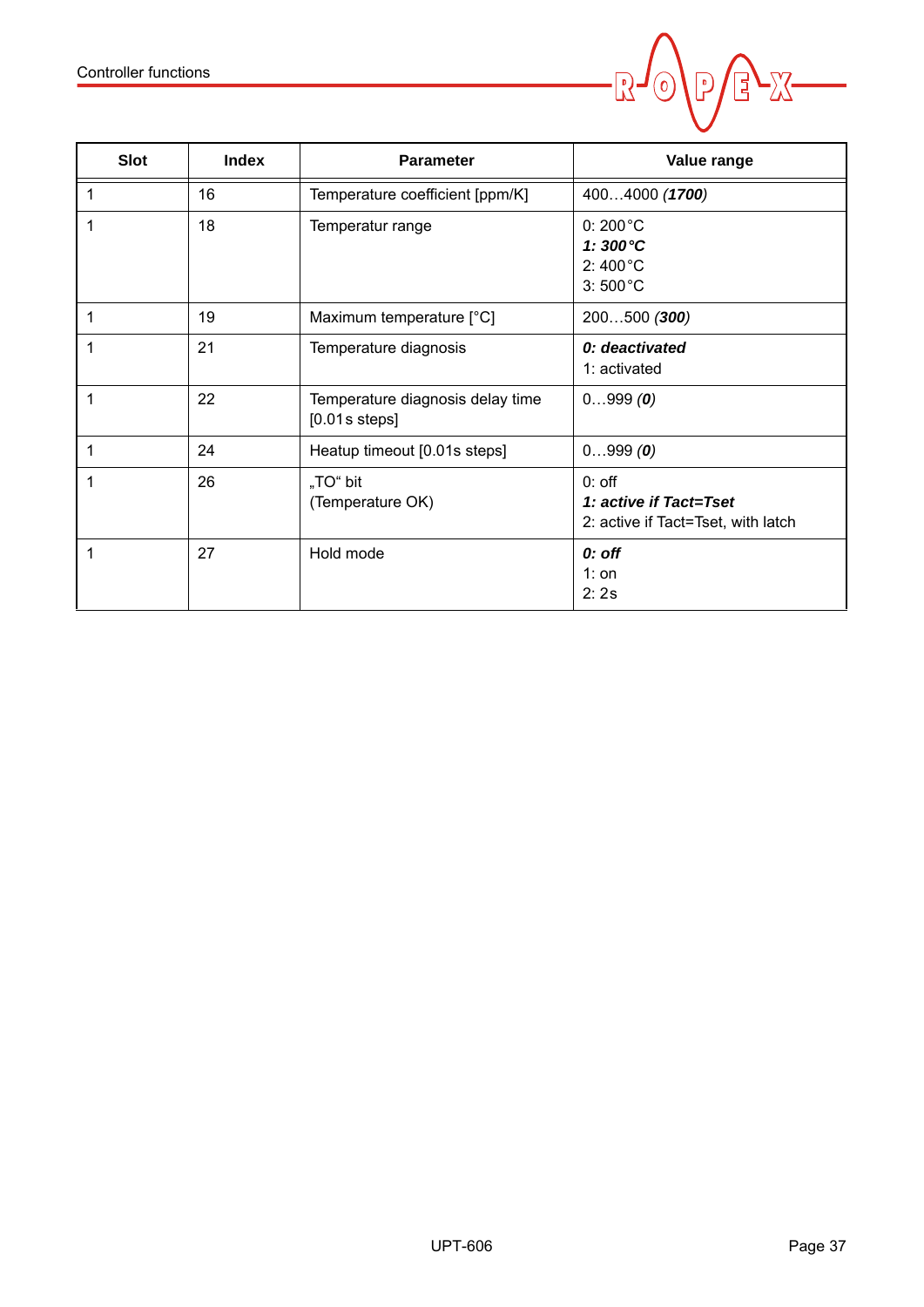| Slot | Index | Parameter | Value range |
|---|---|---|---|
| 1 | 16 | Temperature coefficient [ppm/K] | 400…4000 *(**1700**)* |
| 1 | 18 | Temperatur range | 0: 200°C<br>***1: 300°C***<br>2: 400°C<br>3: 500°C |
| 1 | 19 | Maximum temperature [°C] | 200…500 *(**300**)* |
| 1 | 21 | Temperature diagnosis | ***0: deactivated***<br>1: activated |
| 1 | 22 | Temperature diagnosis delay time [0.01s steps] | 0…999 *(**0**)* |
| 1 | 24 | Heatup timeout [0.01s steps] | 0…999 *(**0**)* |
| 1 | 26 | „TO“ bit<br>(Temperature OK) | 0: off<br>***1: active if Tact=Tset***<br>2: active if Tact=Tset, with latch |
| 1 | 27 | Hold mode | ***0: off***<br>1: on<br>2: 2s |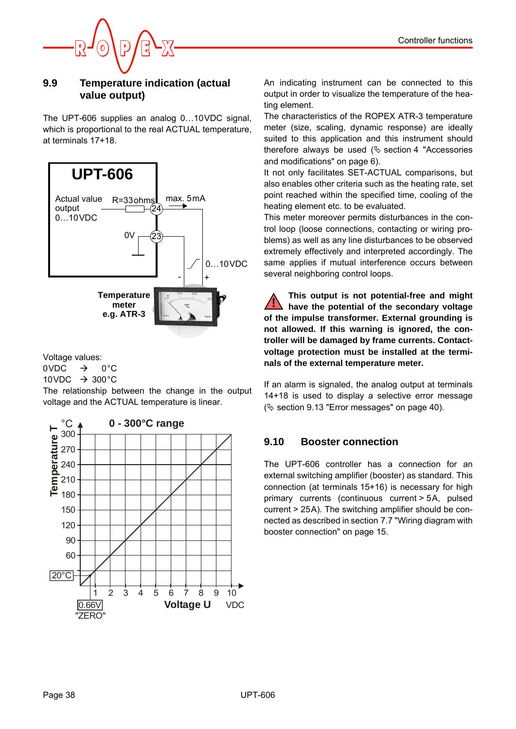## 9.9 Temperature indication (actual value output)

The UPT-606 supplies an analog 0…10VDC signal, which is proportional to the real ACTUAL temperature, at terminals 17+18.

Voltage values:
0VDC → 0°C
10VDC → 300°C
The relationship between the change in the output voltage and the ACTUAL temperature is linear.

An indicating instrument can be connected to this output in order to visualize the temperature of the heating element.
The characteristics of the ROPEX ATR-3 temperature meter (size, scaling, dynamic response) are ideally suited to this application and this instrument should therefore always be used (✎ section 4 "Accessories and modifications" on page 6).
It not only facilitates SET-ACTUAL comparisons, but also enables other criteria such as the heating rate, set point reached within the specified time, cooling of the heating element etc. to be evaluated.
This meter moreover permits disturbances in the control loop (loose connections, contacting or wiring problems) as well as any line disturbances to be observed extremely effectively and interpreted accordingly. The same applies if mutual interference occurs between several neighboring control loops.

**This output is not potential-free and might have the potential of the secondary voltage of the impulse transformer. External grounding is not allowed. If this warning is ignored, the controller will be damaged by frame currents. Contact-voltage protection must be installed at the terminals of the external temperature meter.**

If an alarm is signaled, the analog output at terminals 14+18 is used to display a selective error message (✎ section 9.13 "Error messages" on page 40).

## 9.10 Booster connection

The UPT-606 controller has a connection for an external switching amplifier (booster) as standard. This connection (at terminals 15+16) is necessary for high primary currents (continuous current > 5A, pulsed current > 25A). The switching amplifier should be connected as described in section 7.7 "Wiring diagram with booster connection" on page 15.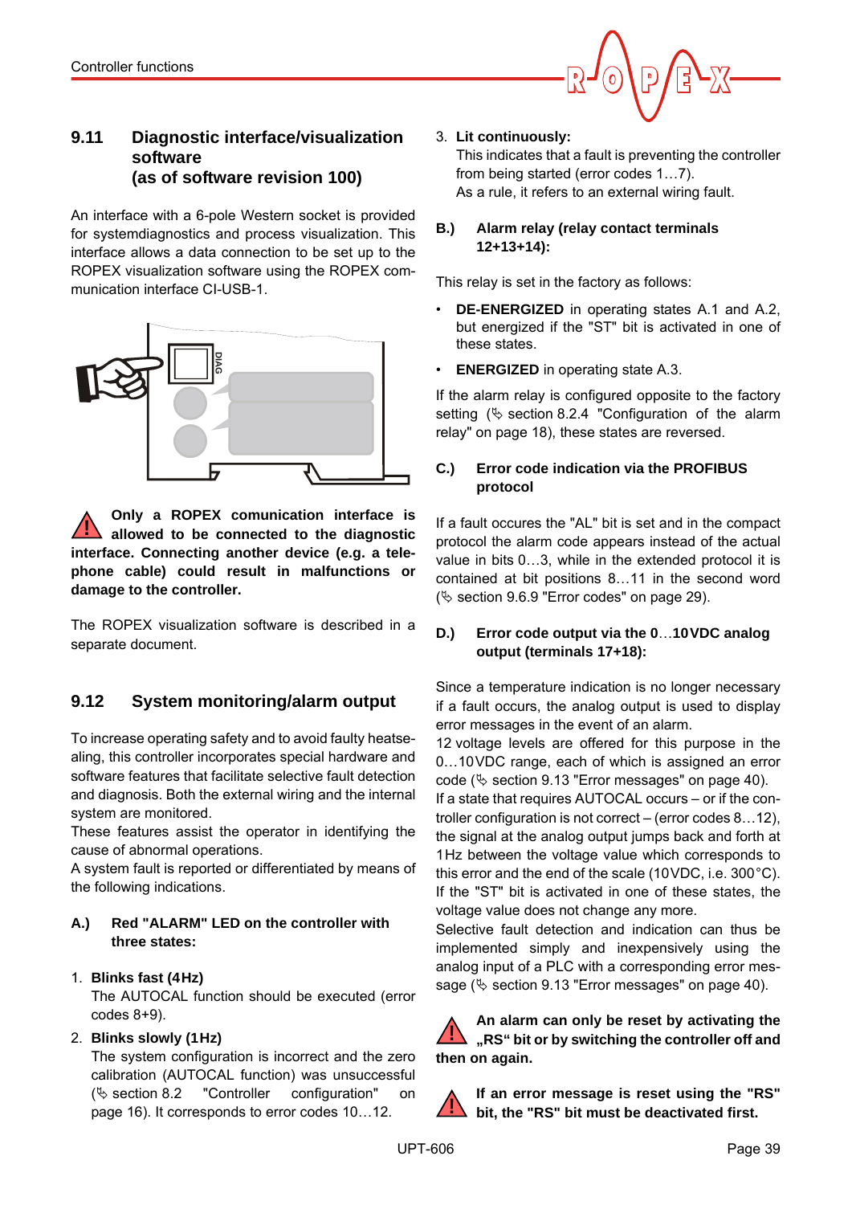## 9.11 Diagnostic interface/visualization software (as of software revision 100)

An interface with a 6-pole Western socket is provided for systemdiagnostics and process visualization. This interface allows a data connection to be set up to the ROPEX visualization software using the ROPEX communication interface CI-USB-1.

**Only a ROPEX comunication interface is allowed to be connected to the diagnostic interface. Connecting another device (e.g. a telephone cable) could result in malfunctions or damage to the controller.**

The ROPEX visualization software is described in a separate document.

## 9.12 System monitoring/alarm output

To increase operating safety and to avoid faulty heatsealing, this controller incorporates special hardware and software features that facilitate selective fault detection and diagnosis. Both the external wiring and the internal system are monitored.
These features assist the operator in identifying the cause of abnormal operations.
A system fault is reported or differentiated by means of the following indications.

### A.) Red "ALARM" LED on the controller with three states:

1. **Blinks fast (4Hz)**
   The AUTOCAL function should be executed (error codes 8+9).
2. **Blinks slowly (1Hz)**
   The system configuration is incorrect and the zero calibration (AUTOCAL function) was unsuccessful (✎ section 8.2 "Controller configuration" on page 16). It corresponds to error codes 10…12.
3. **Lit continuously:**
   This indicates that a fault is preventing the controller from being started (error codes 1…7).
   As a rule, it refers to an external wiring fault.

### B.) Alarm relay (relay contact terminals 12+13+14):

This relay is set in the factory as follows:

- **DE-ENERGIZED** in operating states A.1 and A.2, but energized if the "ST" bit is activated in one of these states.
- **ENERGIZED** in operating state A.3.

If the alarm relay is configured opposite to the factory setting (✎ section 8.2.4 "Configuration of the alarm relay" on page 18), these states are reversed.

### C.) Error code indication via the PROFIBUS protocol

If a fault occures the "AL" bit is set and in the compact protocol the alarm code appears instead of the actual value in bits 0…3, while in the extended protocol it is contained at bit positions 8…11 in the second word (✎ section 9.6.9 "Error codes" on page 29).

### D.) Error code output via the 0…10VDC analog output (terminals 17+18):

Since a temperature indication is no longer necessary if a fault occurs, the analog output is used to display error messages in the event of an alarm.
12 voltage levels are offered for this purpose in the 0…10VDC range, each of which is assigned an error code (✎ section 9.13 "Error messages" on page 40).
If a state that requires AUTOCAL occurs – or if the controller configuration is not correct – (error codes 8…12), the signal at the analog output jumps back and forth at 1Hz between the voltage value which corresponds to this error and the end of the scale (10VDC, i.e. 300°C). If the "ST" bit is activated in one of these states, the voltage value does not change any more.
Selective fault detection and indication can thus be implemented simply and inexpensively using the analog input of a PLC with a corresponding error message (✎ section 9.13 "Error messages" on page 40).

**An alarm can only be reset by activating the „RS“ bit or by switching the controller off and then on again.**

**If an error message is reset using the "RS" bit, the "RS" bit must be deactivated first.**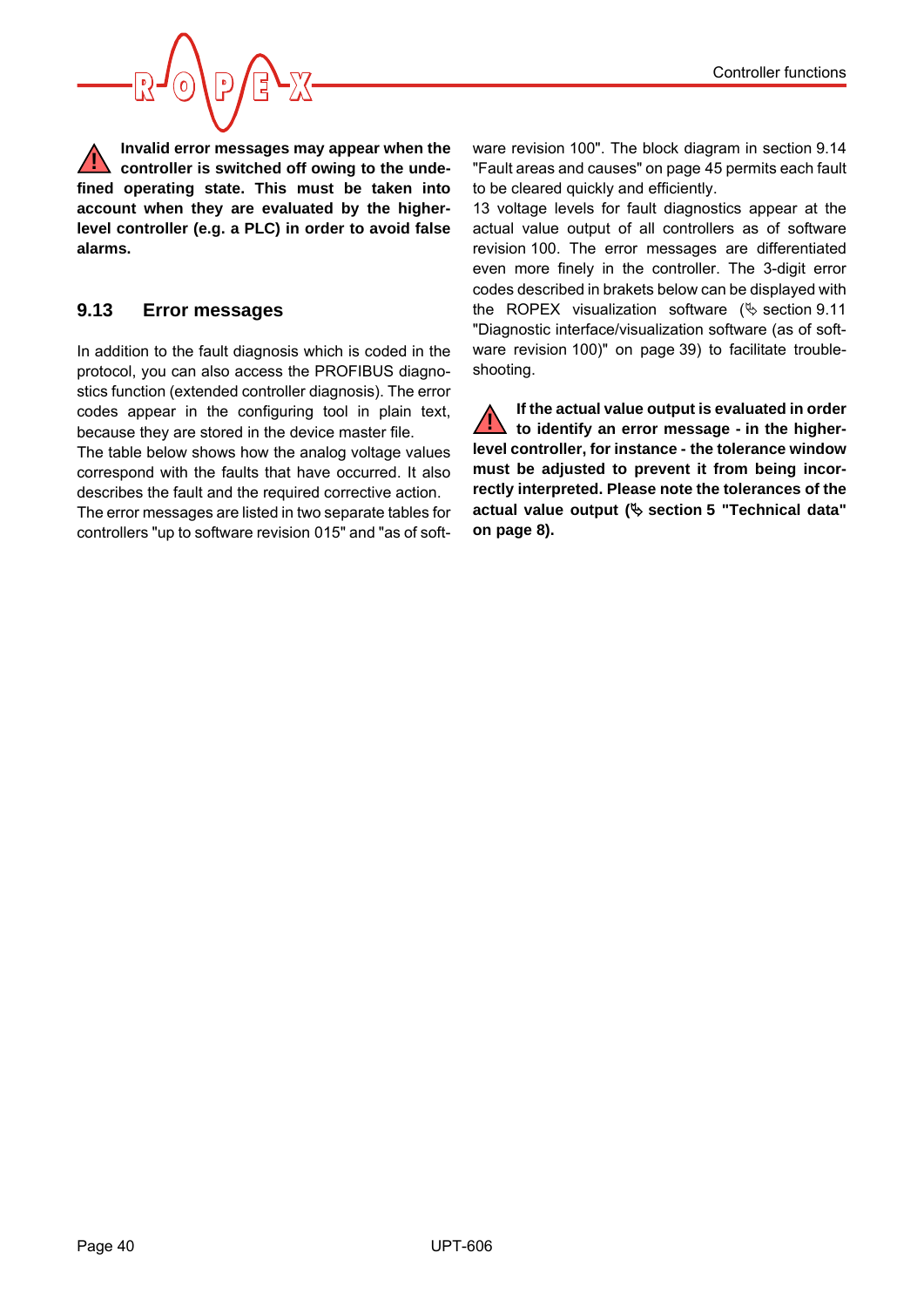**Invalid error messages may appear when the controller is switched off owing to the undefined operating state. This must be taken into account when they are evaluated by the higher-level controller (e.g. a PLC) in order to avoid false alarms.**

## 9.13 Error messages

In addition to the fault diagnosis which is coded in the protocol, you can also access the PROFIBUS diagnostics function (extended controller diagnosis). The error codes appear in the configuring tool in plain text, because they are stored in the device master file.

The table below shows how the analog voltage values correspond with the faults that have occurred. It also describes the fault and the required corrective action.

The error messages are listed in two separate tables for controllers "up to software revision 015" and "as of software revision 100". The block diagram in section 9.14 "Fault areas and causes" on page 45 permits each fault to be cleared quickly and efficiently.

13 voltage levels for fault diagnostics appear at the actual value output of all controllers as of software revision 100. The error messages are differentiated even more finely in the controller. The 3-digit error codes described in brakets below can be displayed with the ROPEX visualization software (✎ section 9.11 "Diagnostic interface/visualization software (as of software revision 100)" on page 39) to facilitate troubleshooting.

**If the actual value output is evaluated in order to identify an error message - in the higher-level controller, for instance - the tolerance window must be adjusted to prevent it from being incorrectly interpreted. Please note the tolerances of the actual value output (✎ section 5 "Technical data" on page 8).**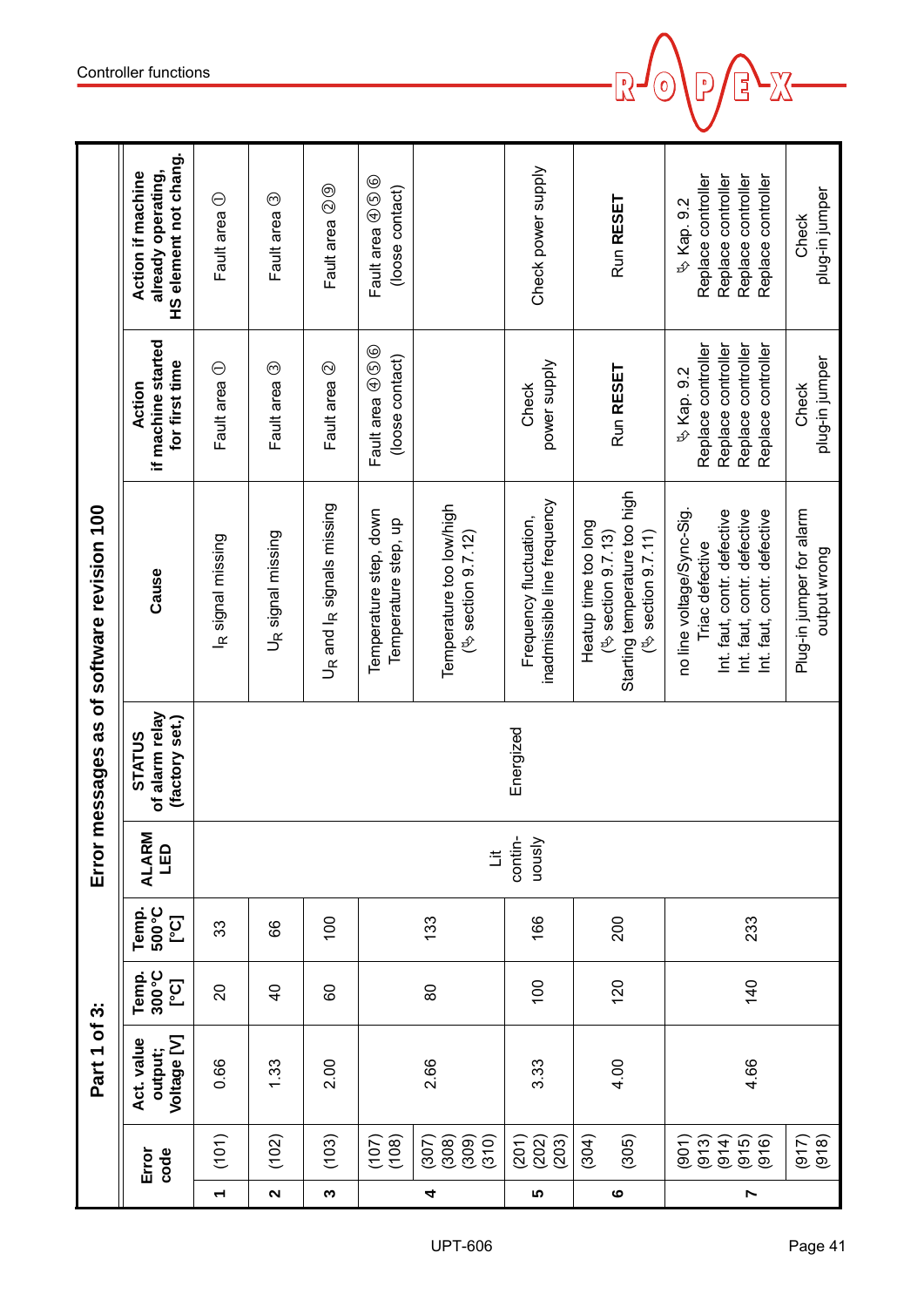## Error messages as of software revision 100

**Part 1 of 3:**

| | Error code | Act. value output; Voltage [V] | Temp. 300°C [°C] | Temp. 500°C [°C] | ALARM LED | STATUS of alarm relay (factory set.) | Cause | Action if machine started for first time | Action if machine already operating, HS element not chang. |
|---|---|---|---|---|---|---|---|---|---|
| **1** | (101) | 0.66 | 20 | 33 | Lit contin-uously | Energized | $I_R$ signal missing | Fault area ① | Fault area ① |
| **2** | (102) | 1.33 | 40 | 66 | | | $U_R$ signal missing | Fault area ③ | Fault area ③ |
| **3** | (103) | 2.00 | 60 | 100 | | | $U_R$ and $I_R$ signals missing | Fault area ② | Fault area ②⑨ |
| **4** | (107) (108) | 2.66 | 80 | 133 | | | Temperature step, down Temperature step, up | Fault area ④⑤⑥ (loose contact) | Fault area ④⑤⑥ (loose contact) |
| | (307) (308) (309) (310) | | | | | | Temperature too low/high (➭ section 9.7.12) | | |
| **5** | (201) (202) (203) | 3.33 | 100 | 166 | | | Frequency fluctuation, inadmissible line frequency | Check power supply | Check power supply |
| **6** | (304) | 4.00 | 120 | 200 | | | Heatup time too long (➭ section 9.7.13) | Run **RESET** | Run **RESET** |
| | (305) | | | | | | Starting temperature too high (➭ section 9.7.11) | | |
| **7** | (901) | 4.66 | 140 | 233 | | | no line voltage/Sync-Sig. | ➭ Kap. 9.2 | ➭ Kap. 9.2 |
| | (913) | | | | | | Triac defective | Replace controller | Replace controller |
| | (914) | | | | | | Int. faut, contr. defective | Replace controller | Replace controller |
| | (915) | | | | | | Int. faut, contr. defective | Replace controller | Replace controller |
| | (916) | | | | | | Int. faut, contr. defective | Replace controller | Replace controller |
| | (917) (918) | | | | | | Plug-in jumper for alarm output wrong | Check plug-in jumper | Check plug-in jumper |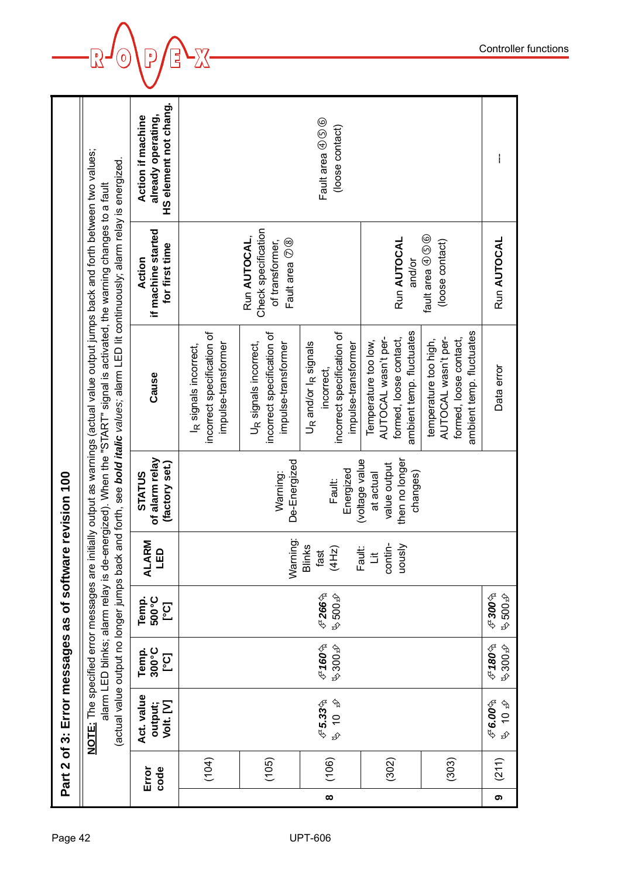## Part 2 of 3: Error messages as of software revision 100

**NOTE:** The specified error messages are initially output as warnings (actual value output jumps back and forth between two values; alarm LED blinks; alarm relay is de-energized). When the "START" signal is activated, the warning changes to a fault (actual value output no longer jumps back and forth, see ***bold italic** values*; alarm LED lit continuously; alarm relay is energized.

| | Error code | Act. value output; Volt. [V] | Temp. 300°C [°C] | Temp. 500°C [°C] | ALARM LED | STATUS of alarm relay (factory set.) | Cause | Action if machine started for first time | Action if machine already operating, HS element not chang. |
|---|---|---|---|---|---|---|---|---|---|
| 8 | (104) | ***5.33*** / 10 | ***160*** / 300 | ***266*** / 500 | Warning: Blinks fast (4Hz) Fault: Lit contin-uously | Warning: De-Energized Fault: Energized (voltage value at actual value output then no longer changes) | $I_R$ signals incorrect, incorrect specification of impulse-transformer | Run **AUTOCAL**, Check specification of transformer, Fault area ⑦⑧ | Fault area ④⑤⑥ (loose contact) |
| | (105) | | | | | | $U_R$ signals incorrect, incorrect specification of impulse-transformer | | |
| | (106) | | | | | | $U_R$ and/or $I_R$ signals incorrect, incorrect specification of impulse-transformer | | |
| | (302) | | | | | | Temperature too low, AUTOCAL wasn't performed, loose contact, ambient temp. fluctuates | Run **AUTOCAL** and/or fault area ④⑤⑥ (loose contact) | |
| | (303) | | | | | | temperature too high, AUTOCAL wasn't performed, loose contact, ambient temp. fluctuates | | |
| 9 | (211) | ***6.00*** / 10 | ***180*** / 300 | ***300*** / 500 | | | Data error | Run **AUTOCAL** | --- |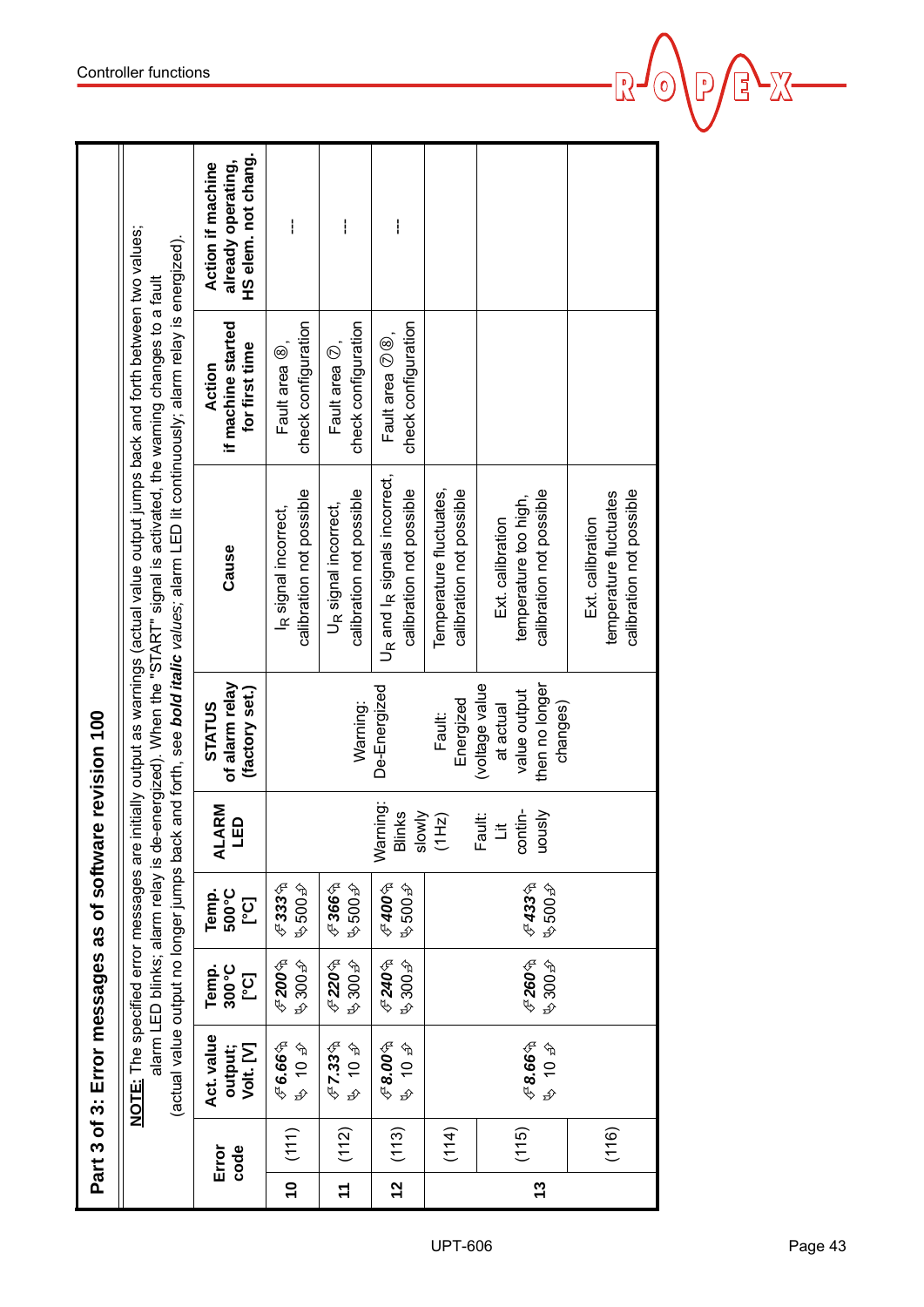## Part 3 of 3: Error messages as of software revision 100

**NOTE:** The specified error messages are initially output as warnings (actual value output jumps back and forth between two values; alarm LED blinks; alarm relay is de-energized). When the "START" signal is activated, the warning changes to a fault (actual value output no longer jumps back and forth, see ***bold italic** values*; alarm LED lit continuously; alarm relay is energized).

| | Error code | Act. value output; Volt. [V] | Temp. 300°C [°C] | Temp. 500°C [°C] | ALARM LED | STATUS of alarm relay (factory set.) | Cause | Action if machine started for first time | Action if machine already operating, HS elem. not chang. |
|---|---|---|---|---|---|---|---|---|---|
| 10 | (111) | ***6.66*** ⇄ 10 | ***200*** ⇄ 300 | ***333*** ⇄ 500 | Warning: Blinks slowly (1Hz)<br>Fault: Lit contin-uously | Warning: De-Energized<br>Fault: Energized (voltage value at actual value output then no longer changes) | $I_R$ signal incorrect, calibration not possible | Fault area ⑧, check configuration | --- |
| 11 | (112) | ***7.33*** ⇄ 10 | ***220*** ⇄ 300 | ***366*** ⇄ 500 | | | $U_R$ signal incorrect, calibration not possible | Fault area ⑦, check configuration | --- |
| 12 | (113) | ***8.00*** ⇄ 10 | ***240*** ⇄ 300 | ***400*** ⇄ 500 | | | $U_R$ and $I_R$ signals incorrect, calibration not possible | Fault area ⑦⑧, check configuration | --- |
| 13 | (114) | ***8.66*** ⇄ 10 | ***260*** ⇄ 300 | ***433*** ⇄ 500 | | | Temperature fluctuates, calibration not possible | | |
| | (115) | | | | | | Ext. calibration temperature too high, calibration not possible | | |
| | (116) | | | | | | Ext. calibration temperature fluctuates calibration not possible | | |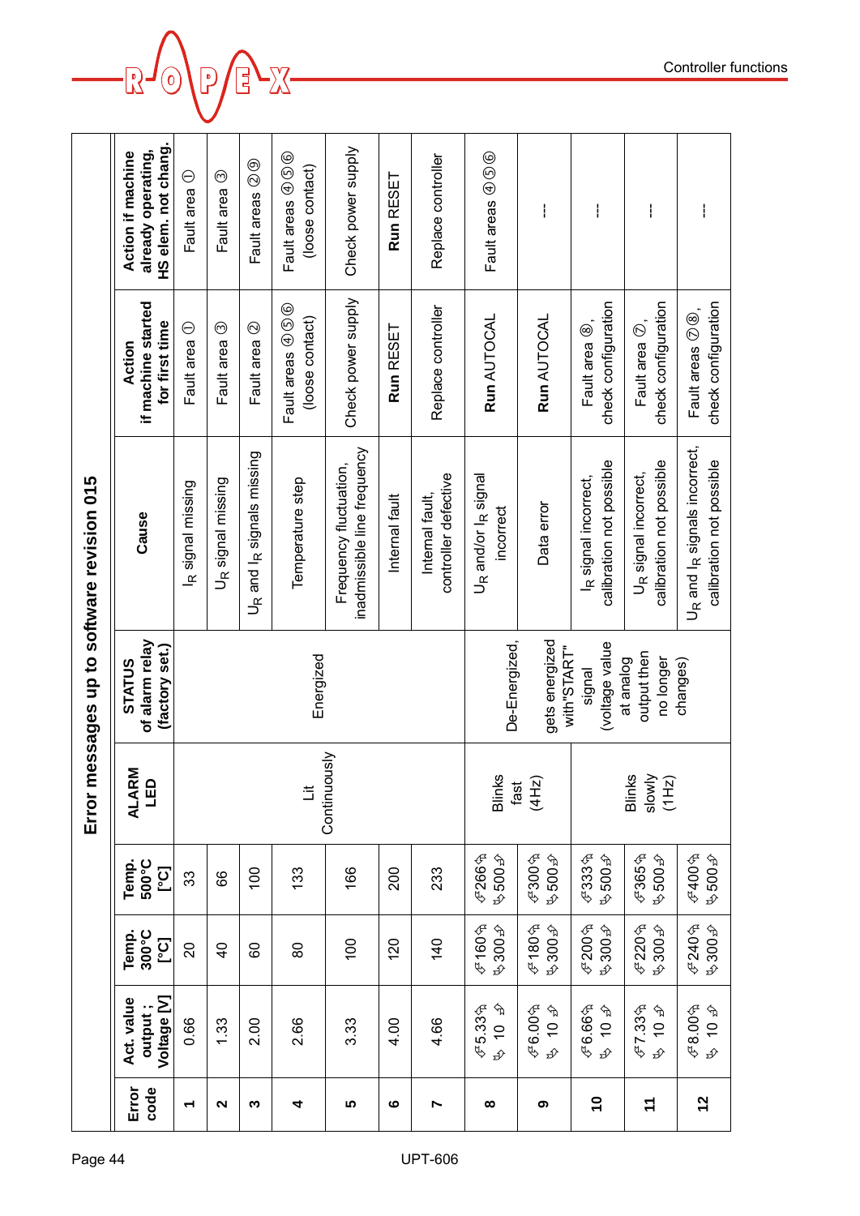## Error messages up to software revision 015

| Error code | Act. value output ; Voltage [V] | Temp. 300°C [°C] | Temp. 500°C [°C] | ALARM LED | STATUS of alarm relay (factory set.) | Cause | Action if machine started for first time | Action if machine already operating, HS elem. not chang. |
|---|---|---|---|---|---|---|---|---|
| **1** | 0.66 | 20 | 33 | Lit Continuously | Energized | $I_R$ signal missing | Fault area ① | Fault area ① |
| **2** | 1.33 | 40 | 66 | | | $U_R$ signal missing | Fault area ③ | Fault area ③ |
| **3** | 2.00 | 60 | 100 | | | $U_R$ and $I_R$ signals missing | Fault area ② | Fault areas ②⑨ |
| **4** | 2.66 | 80 | 133 | | | Temperature step | Fault areas ④⑤⑥ (loose contact) | Fault areas ④⑤⑥ (loose contact) |
| **5** | 3.33 | 100 | 166 | | | Frequency fluctuation, inadmissible line frequency | Check power supply | Check power supply |
| **6** | 4.00 | 120 | 200 | | | Internal fault | **Run** RESET | **Run** RESET |
| **7** | 4.66 | 140 | 233 | | | Internal fault, controller defective | Replace controller | Replace controller |
| **8** | 5.33 ↔ 10 | 160 ↔ 300 | 266 ↔ 500 | Blinks fast (4Hz) | De-Energized, gets energized with "START" signal (voltage value at analog output then no longer changes) | $U_R$ and/or $I_R$ signal incorrect | **Run** AUTOCAL | Fault areas ④⑤⑥ |
| **9** | 6.00 ↔ 10 | 180 ↔ 300 | 300 ↔ 500 | | | Data error | **Run** AUTOCAL | --- |
| **10** | 6.66 ↔ 10 | 200 ↔ 300 | 333 ↔ 500 | Blinks slowly (1Hz) | | $I_R$ signal incorrect, calibration not possible | Fault area ⑧, check configuration | --- |
| **11** | 7.33 ↔ 10 | 220 ↔ 300 | 365 ↔ 500 | | | $U_R$ signal incorrect, calibration not possible | Fault area ⑦, check configuration | --- |
| **12** | 8.00 ↔ 10 | 240 ↔ 300 | 400 ↔ 500 | | | $U_R$ and $I_R$ signals incorrect, calibration not possible | Fault areas ⑦⑧, check configuration | --- |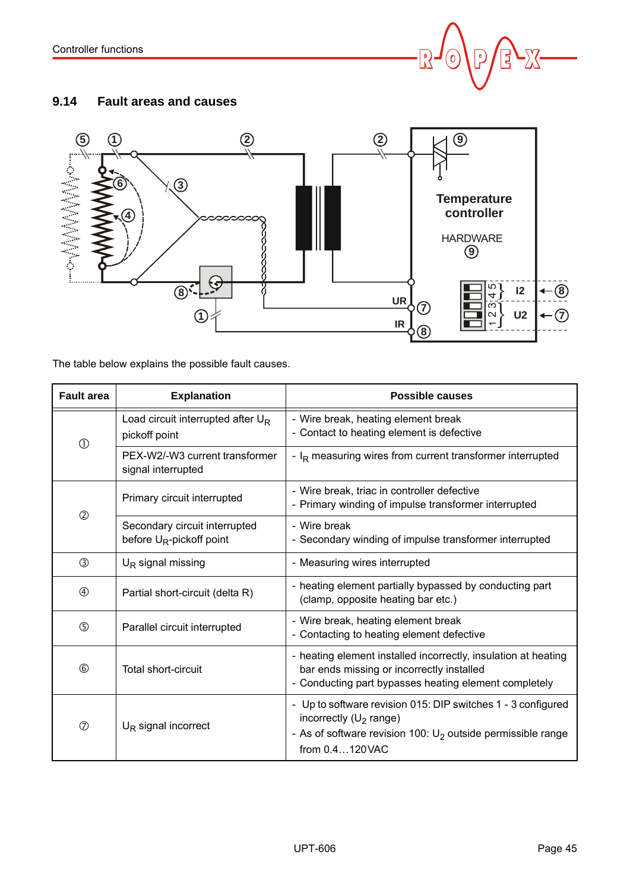## 9.14 Fault areas and causes

The table below explains the possible fault causes.

| Fault area | Explanation | Possible causes |
|---|---|---|
| ① | Load circuit interrupted after $U_R$ pickoff point | - Wire break, heating element break<br>- Contact to heating element is defective |
| | PEX-W2/-W3 current transformer signal interrupted | - $I_R$ measuring wires from current transformer interrupted |
| ② | Primary circuit interrupted | - Wire break, triac in controller defective<br>- Primary winding of impulse transformer interrupted |
| | Secondary circuit interrupted before $U_R$-pickoff point | - Wire break<br>- Secondary winding of impulse transformer interrupted |
| ③ | $U_R$ signal missing | - Measuring wires interrupted |
| ④ | Partial short-circuit (delta R) | - heating element partially bypassed by conducting part (clamp, opposite heating bar etc.) |
| ⑤ | Parallel circuit interrupted | - Wire break, heating element break<br>- Contacting to heating element defective |
| ⑥ | Total short-circuit | - heating element installed incorrectly, insulation at heating bar ends missing or incorrectly installed<br>- Conducting part bypasses heating element completely |
| ⑦ | $U_R$ signal incorrect | - Up to software revision 015: DIP switches 1 - 3 configured incorrectly ($U_2$ range)<br>- As of software revision 100: $U_2$ outside permissible range from 0.4…120VAC |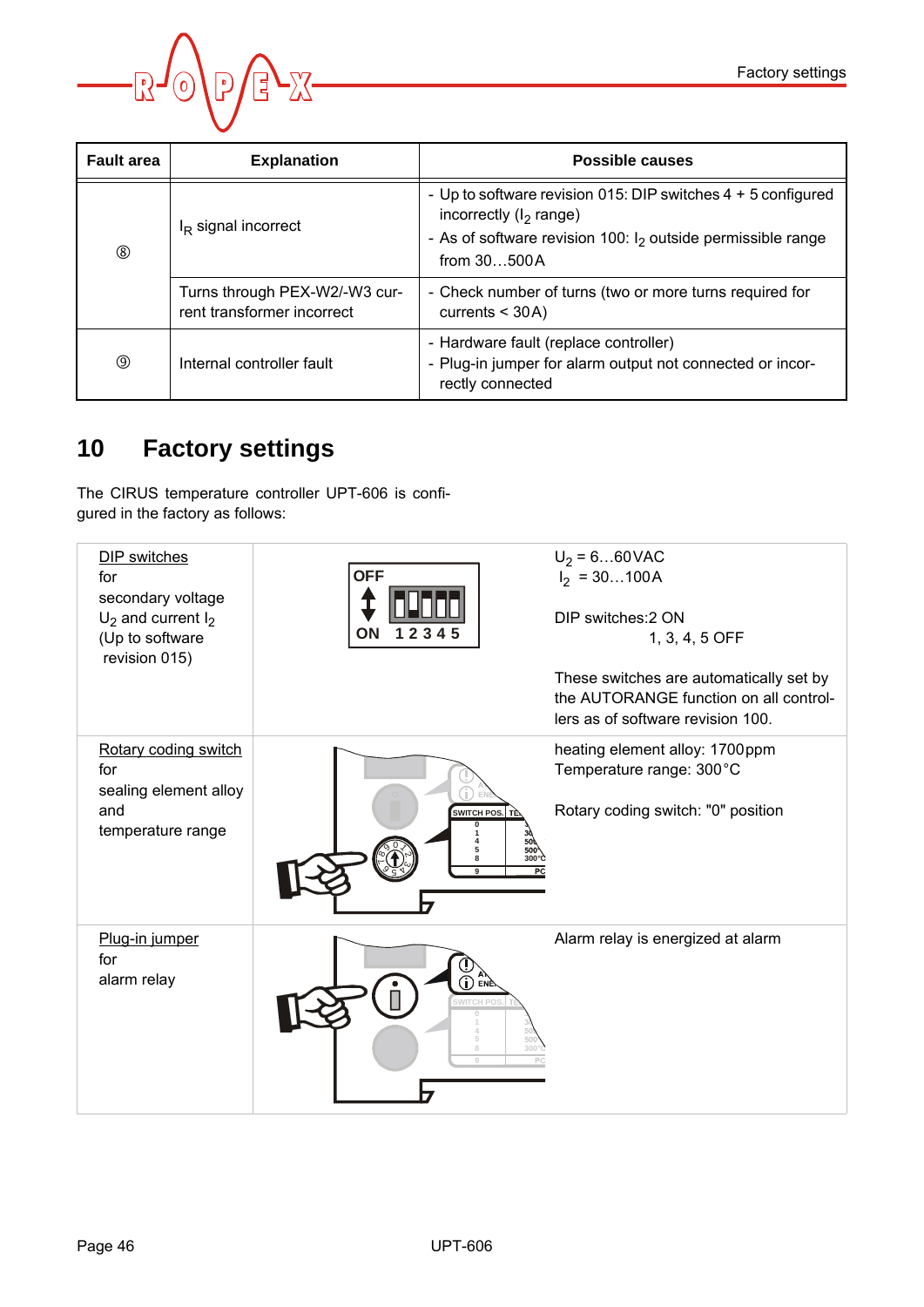| Fault area | Explanation | Possible causes |
|---|---|---|
| ⑧ | $I_R$ signal incorrect | - Up to software revision 015: DIP switches 4 + 5 configured incorrectly ($I_2$ range)<br>- As of software revision 100: $I_2$ outside permissible range from 30…500A |
| | Turns through PEX-W2/-W3 current transformer incorrect | - Check number of turns (two or more turns required for currents < 30A) |
| ⑨ | Internal controller fault | - Hardware fault (replace controller)<br>- Plug-in jumper for alarm output not connected or incorrectly connected |

# 10 Factory settings

The CIRUS temperature controller UPT-606 is configured in the factory as follows:

| | | |
|---|---|---|
| DIP switches for secondary voltage $U_2$ and current $I_2$ (Up to software revision 015) | | $U_2$ = 6…60VAC<br>$I_2$ = 30…100A<br><br>DIP switches: 2 ON<br>1, 3, 4, 5 OFF<br><br>These switches are automatically set by the AUTORANGE function on all controllers as of software revision 100. |
| Rotary coding switch for sealing element alloy and temperature range | | heating element alloy: 1700ppm<br>Temperature range: 300°C<br><br>Rotary coding switch: "0" position |
| Plug-in jumper for alarm relay | | Alarm relay is energized at alarm |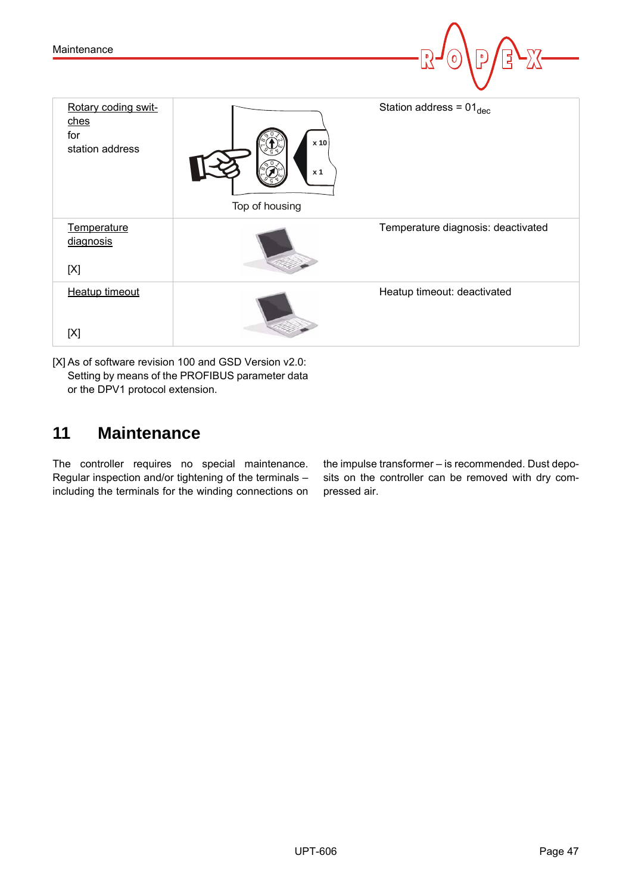| | | |
|---|---|---|
| Rotary coding switches for station address | Top of housing | Station address = $01_{dec}$ |
| Temperature diagnosis [X] | | Temperature diagnosis: deactivated |
| Heatup timeout [X] | | Heatup timeout: deactivated |

[X] As of software revision 100 and GSD Version v2.0: Setting by means of the PROFIBUS parameter data or the DPV1 protocol extension.

# 11 Maintenance

The controller requires no special maintenance. Regular inspection and/or tightening of the terminals – including the terminals for the winding connections on the impulse transformer – is recommended. Dust deposits on the controller can be removed with dry compressed air.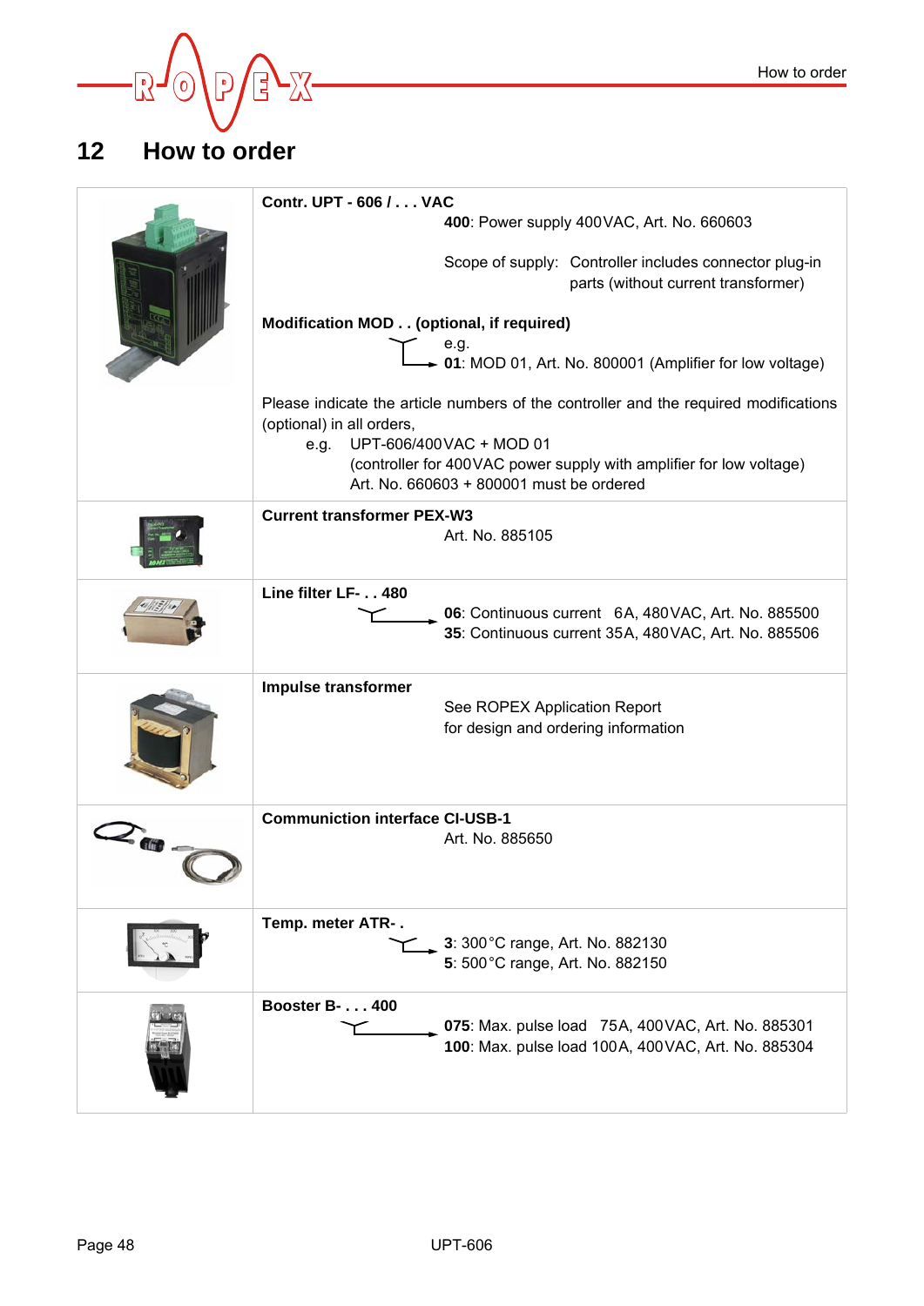## 12 How to order

| | |
|---|---|
| | **Contr. UPT - 606 / . . . VAC**<br>**400**: Power supply 400VAC, Art. No. 660603<br><br>Scope of supply: Controller includes connector plug-in parts (without current transformer)<br><br>**Modification MOD . . (optional, if required)**<br>e.g.<br>**01**: MOD 01, Art. No. 800001 (Amplifier for low voltage)<br><br>Please indicate the article numbers of the controller and the required modifications (optional) in all orders,<br>e.g. UPT-606/400VAC + MOD 01<br>(controller for 400VAC power supply with amplifier for low voltage)<br>Art. No. 660603 + 800001 must be ordered |
| | **Current transformer PEX-W3**<br>Art. No. 885105 |
| | **Line filter LF- . . 480**<br>**06**: Continuous current 6A, 480VAC, Art. No. 885500<br>**35**: Continuous current 35A, 480VAC, Art. No. 885506 |
| | **Impulse transformer**<br>See ROPEX Application Report for design and ordering information |
| | **Communiction interface CI-USB-1**<br>Art. No. 885650 |
| | **Temp. meter ATR- .**<br>**3**: 300°C range, Art. No. 882130<br>**5**: 500°C range, Art. No. 882150 |
| | **Booster B- . . . 400**<br>**075**: Max. pulse load 75A, 400VAC, Art. No. 885301<br>**100**: Max. pulse load 100A, 400VAC, Art. No. 885304 |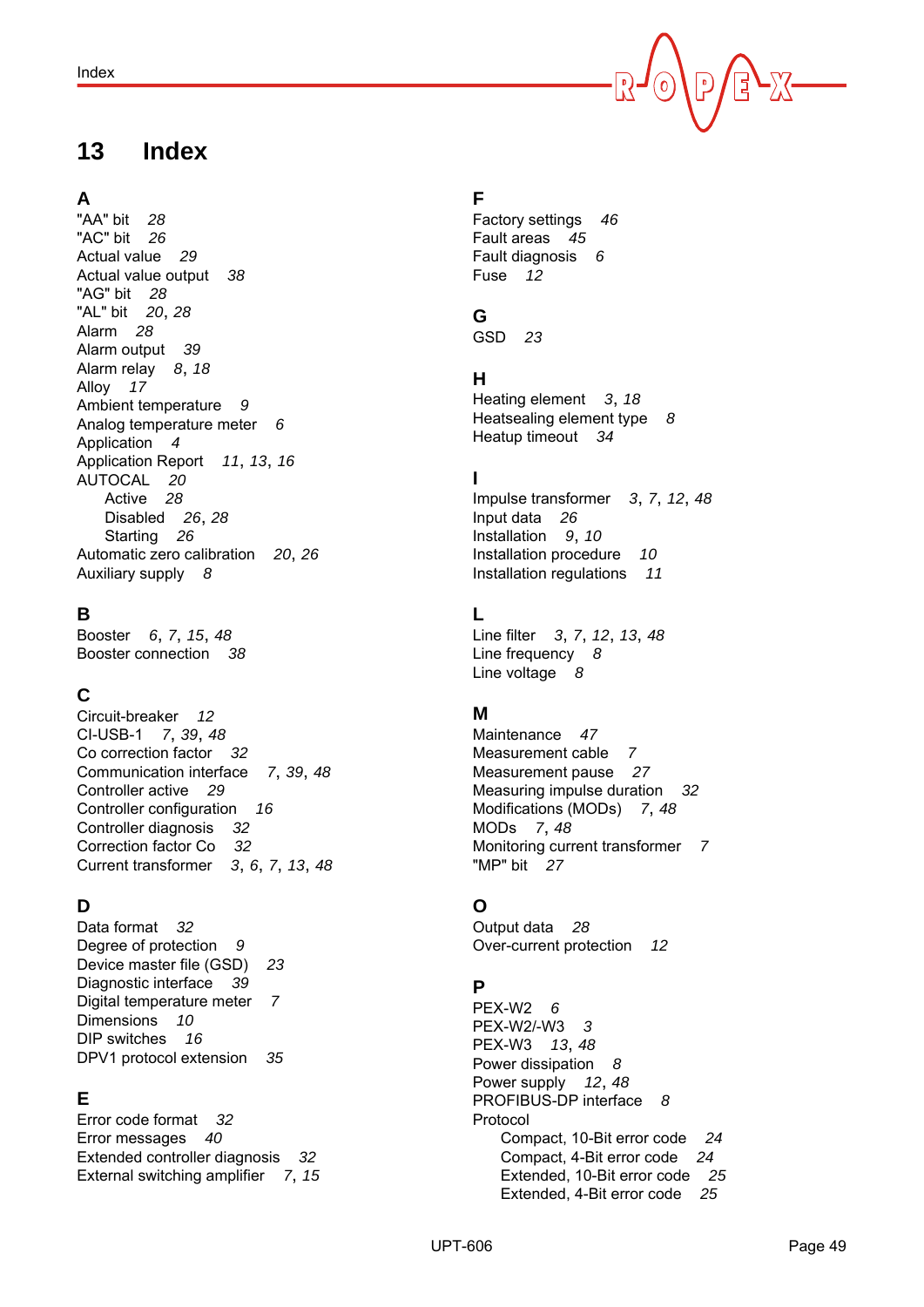# 13 Index

**A**

"AA" bit *28*
"AC" bit *26*
Actual value *29*
Actual value output *38*
"AG" bit *28*
"AL" bit *20*, *28*
Alarm *28*
Alarm output *39*
Alarm relay *8*, *18*
Alloy *17*
Ambient temperature *9*
Analog temperature meter *6*
Application *4*
Application Report *11*, *13*, *16*
AUTOCAL *20*
    Active *28*
    Disabled *26*, *28*
    Starting *26*
Automatic zero calibration *20*, *26*
Auxiliary supply *8*

**B**

Booster *6*, *7*, *15*, *48*
Booster connection *38*

**C**

Circuit-breaker *12*
CI-USB-1 *7*, *39*, *48*
Co correction factor *32*
Communication interface *7*, *39*, *48*
Controller active *29*
Controller configuration *16*
Controller diagnosis *32*
Correction factor Co *32*
Current transformer *3*, *6*, *7*, *13*, *48*

**D**

Data format *32*
Degree of protection *9*
Device master file (GSD) *23*
Diagnostic interface *39*
Digital temperature meter *7*
Dimensions *10*
DIP switches *16*
DPV1 protocol extension *35*

**E**

Error code format *32*
Error messages *40*
Extended controller diagnosis *32*
External switching amplifier *7*, *15*

**F**

Factory settings *46*
Fault areas *45*
Fault diagnosis *6*
Fuse *12*

**G**

GSD *23*

**H**

Heating element *3*, *18*
Heatsealing element type *8*
Heatup timeout *34*

**I**

Impulse transformer *3*, *7*, *12*, *48*
Input data *26*
Installation *9*, *10*
Installation procedure *10*
Installation regulations *11*

**L**

Line filter *3*, *7*, *12*, *13*, *48*
Line frequency *8*
Line voltage *8*

**M**

Maintenance *47*
Measurement cable *7*
Measurement pause *27*
Measuring impulse duration *32*
Modifications (MODs) *7*, *48*
MODs *7*, *48*
Monitoring current transformer *7*
"MP" bit *27*

**O**

Output data *28*
Over-current protection *12*

**P**

PEX-W2 *6*
PEX-W2/-W3 *3*
PEX-W3 *13*, *48*
Power dissipation *8*
Power supply *12*, *48*
PROFIBUS-DP interface *8*
Protocol
    Compact, 10-Bit error code *24*
    Compact, 4-Bit error code *24*
    Extended, 10-Bit error code *25*
    Extended, 4-Bit error code *25*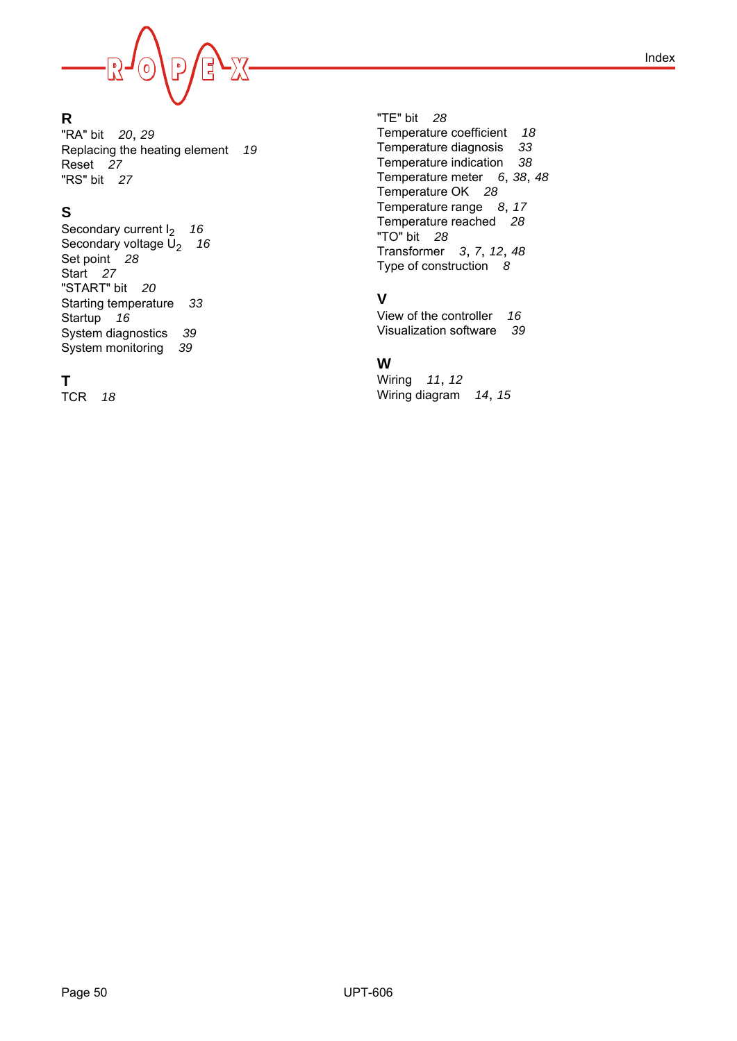## R

"RA" bit *20*, *29*
Replacing the heating element *19*
Reset *27*
"RS" bit *27*

## S

Secondary current $I_2$ *16*
Secondary voltage $U_2$ *16*
Set point *28*
Start *27*
"START" bit *20*
Starting temperature *33*
Startup *16*
System diagnostics *39*
System monitoring *39*

## T

TCR *18*
"TE" bit *28*
Temperature coefficient *18*
Temperature diagnosis *33*
Temperature indication *38*
Temperature meter *6*, *38*, *48*
Temperature OK *28*
Temperature range *8*, *17*
Temperature reached *28*
"TO" bit *28*
Transformer *3*, *7*, *12*, *48*
Type of construction *8*

## V

View of the controller *16*
Visualization software *39*

## W

Wiring *11*, *12*
Wiring diagram *14*, *15*